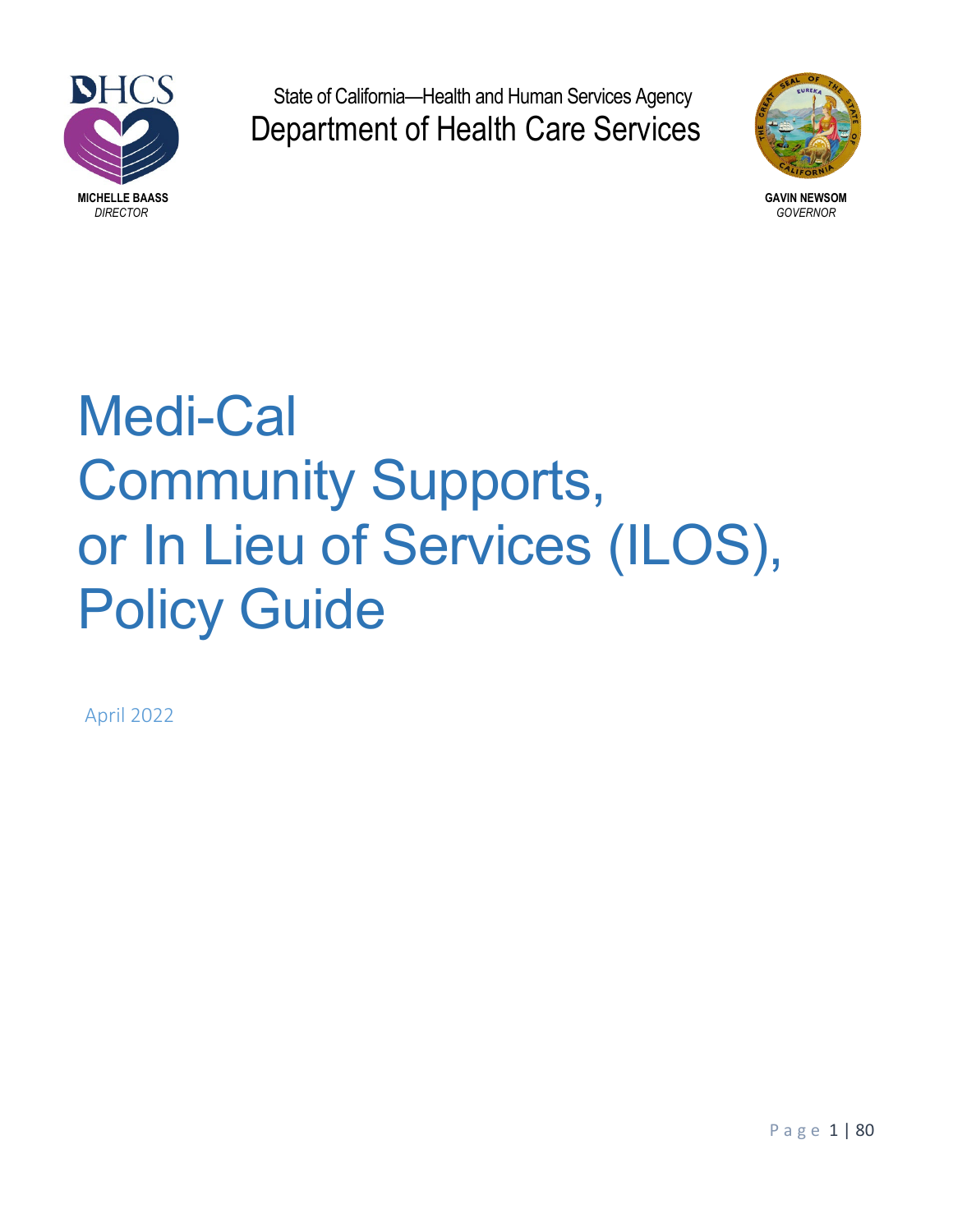DHCS

**MICHELLE BAASS**
*DIRECTOR*

State of California—Health and Human Services Agency
Department of Health Care Services

**GAVIN NEWSOM**
*GOVERNOR*

# Medi-Cal Community Supports, or In Lieu of Services (ILOS), Policy Guide

April 2022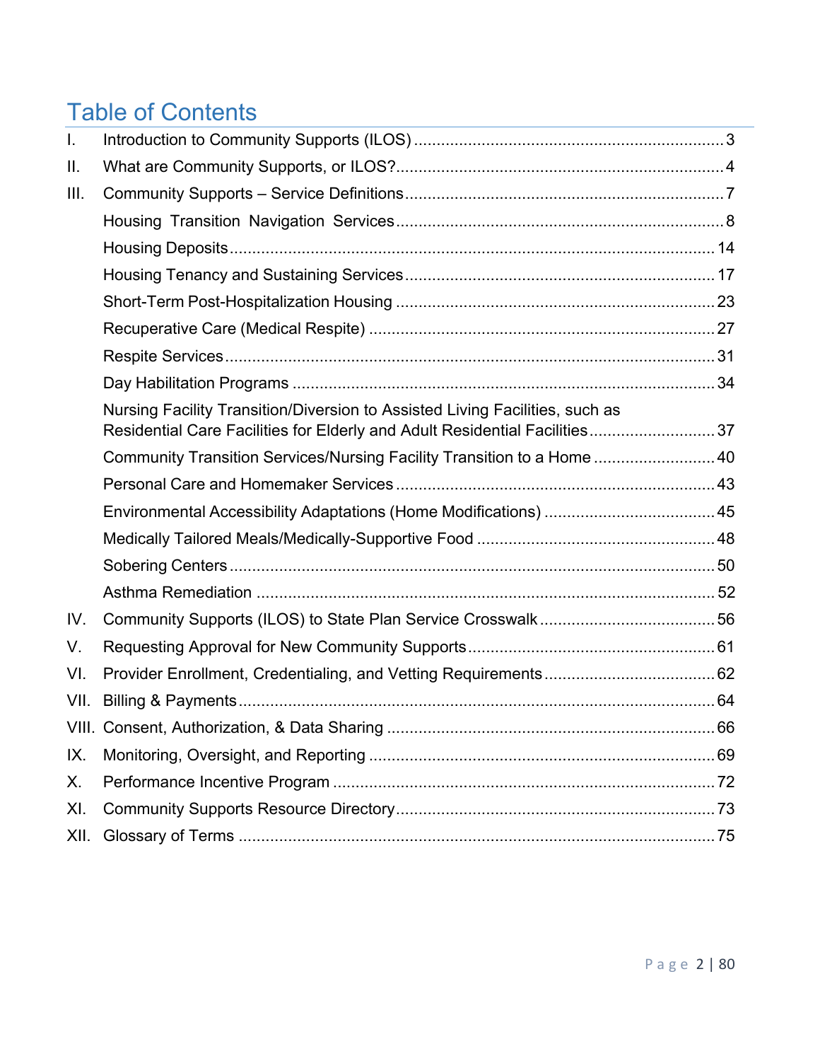# Table of Contents

I. Introduction to Community Supports (ILOS) .... 3

II. What are Community Supports, or ILOS? .... 4

III. Community Supports – Service Definitions .... 7

- Housing Transition Navigation Services .... 8
- Housing Deposits .... 14
- Housing Tenancy and Sustaining Services .... 17
- Short-Term Post-Hospitalization Housing .... 23
- Recuperative Care (Medical Respite) .... 27
- Respite Services .... 31
- Day Habilitation Programs .... 34
- Nursing Facility Transition/Diversion to Assisted Living Facilities, such as Residential Care Facilities for Elderly and Adult Residential Facilities .... 37
- Community Transition Services/Nursing Facility Transition to a Home .... 40
- Personal Care and Homemaker Services .... 43
- Environmental Accessibility Adaptations (Home Modifications) .... 45
- Medically Tailored Meals/Medically-Supportive Food .... 48
- Sobering Centers .... 50
- Asthma Remediation .... 52

IV. Community Supports (ILOS) to State Plan Service Crosswalk .... 56

V. Requesting Approval for New Community Supports .... 61

VI. Provider Enrollment, Credentialing, and Vetting Requirements .... 62

VII. Billing & Payments .... 64

VIII. Consent, Authorization, & Data Sharing .... 66

IX. Monitoring, Oversight, and Reporting .... 69

X. Performance Incentive Program .... 72

XI. Community Supports Resource Directory .... 73

XII. Glossary of Terms .... 75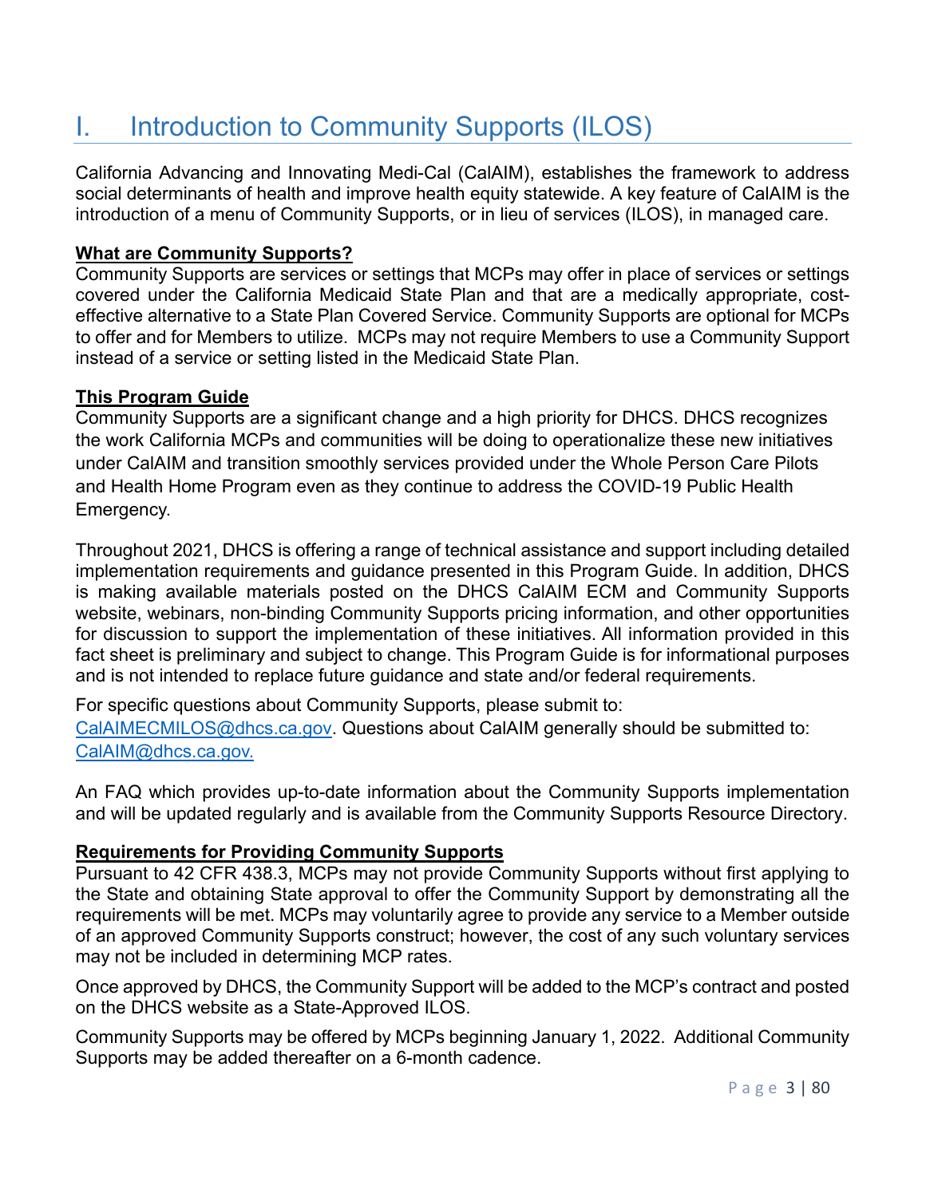# I. Introduction to Community Supports (ILOS)

California Advancing and Innovating Medi-Cal (CalAIM), establishes the framework to address social determinants of health and improve health equity statewide. A key feature of CalAIM is the introduction of a menu of Community Supports, or in lieu of services (ILOS), in managed care.

**What are Community Supports?**

Community Supports are services or settings that MCPs may offer in place of services or settings covered under the California Medicaid State Plan and that are a medically appropriate, cost-effective alternative to a State Plan Covered Service. Community Supports are optional for MCPs to offer and for Members to utilize. MCPs may not require Members to use a Community Support instead of a service or setting listed in the Medicaid State Plan.

**This Program Guide**

Community Supports are a significant change and a high priority for DHCS. DHCS recognizes the work California MCPs and communities will be doing to operationalize these new initiatives under CalAIM and transition smoothly services provided under the Whole Person Care Pilots and Health Home Program even as they continue to address the COVID-19 Public Health Emergency.

Throughout 2021, DHCS is offering a range of technical assistance and support including detailed implementation requirements and guidance presented in this Program Guide. In addition, DHCS is making available materials posted on the DHCS CalAIM ECM and Community Supports website, webinars, non-binding Community Supports pricing information, and other opportunities for discussion to support the implementation of these initiatives. All information provided in this fact sheet is preliminary and subject to change. This Program Guide is for informational purposes and is not intended to replace future guidance and state and/or federal requirements.

For specific questions about Community Supports, please submit to: CalAIMECMILOS@dhcs.ca.gov. Questions about CalAIM generally should be submitted to: CalAIM@dhcs.ca.gov.

An FAQ which provides up-to-date information about the Community Supports implementation and will be updated regularly and is available from the Community Supports Resource Directory.

**Requirements for Providing Community Supports**

Pursuant to 42 CFR 438.3, MCPs may not provide Community Supports without first applying to the State and obtaining State approval to offer the Community Support by demonstrating all the requirements will be met. MCPs may voluntarily agree to provide any service to a Member outside of an approved Community Supports construct; however, the cost of any such voluntary services may not be included in determining MCP rates.

Once approved by DHCS, the Community Support will be added to the MCP's contract and posted on the DHCS website as a State-Approved ILOS.

Community Supports may be offered by MCPs beginning January 1, 2022. Additional Community Supports may be added thereafter on a 6-month cadence.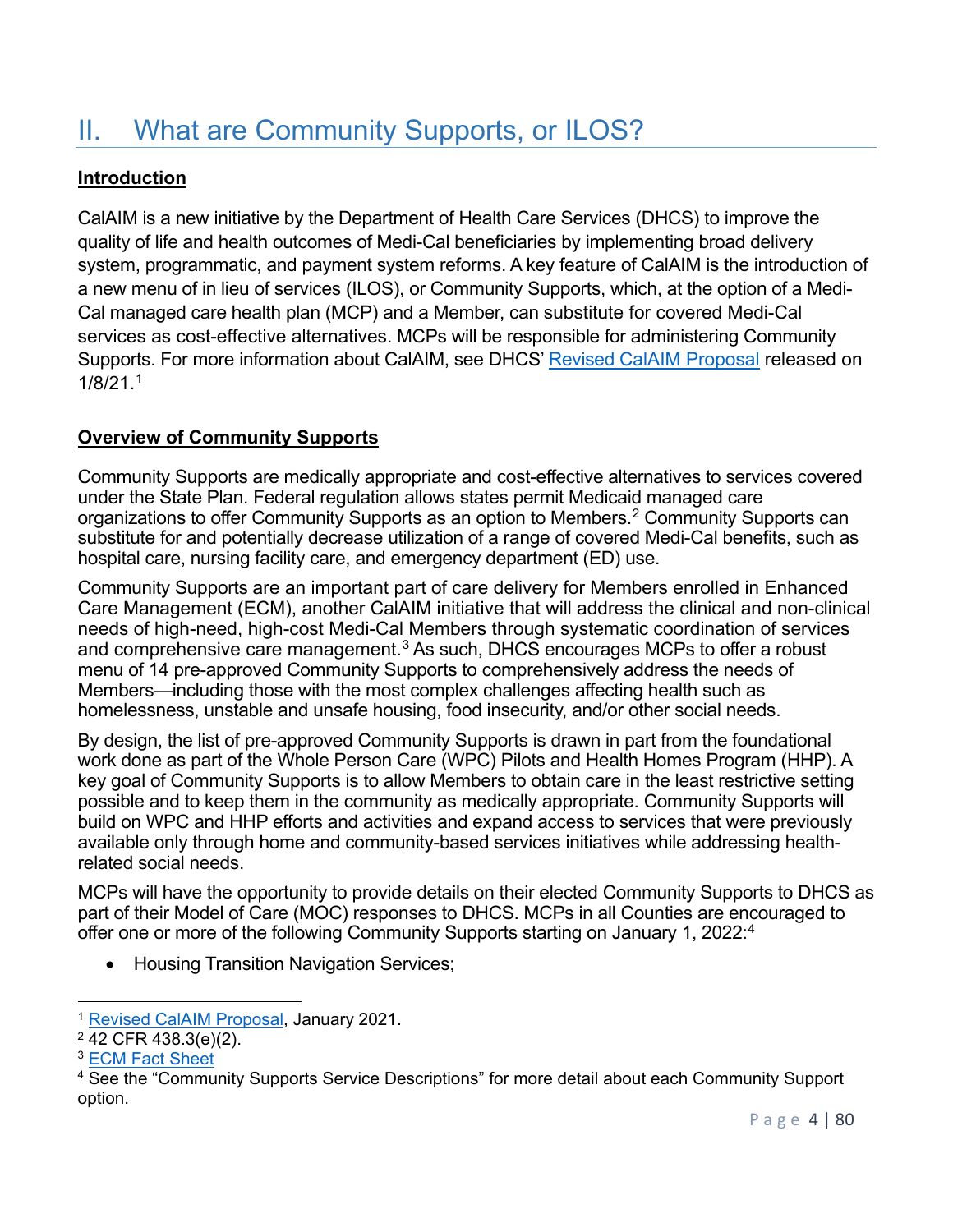# II. What are Community Supports, or ILOS?

**Introduction**

CalAIM is a new initiative by the Department of Health Care Services (DHCS) to improve the quality of life and health outcomes of Medi-Cal beneficiaries by implementing broad delivery system, programmatic, and payment system reforms. A key feature of CalAIM is the introduction of a new menu of in lieu of services (ILOS), or Community Supports, which, at the option of a Medi-Cal managed care health plan (MCP) and a Member, can substitute for covered Medi-Cal services as cost-effective alternatives. MCPs will be responsible for administering Community Supports. For more information about CalAIM, see DHCS' Revised CalAIM Proposal released on 1/8/21.[1]

**Overview of Community Supports**

Community Supports are medically appropriate and cost-effective alternatives to services covered under the State Plan. Federal regulation allows states permit Medicaid managed care organizations to offer Community Supports as an option to Members.[2] Community Supports can substitute for and potentially decrease utilization of a range of covered Medi-Cal benefits, such as hospital care, nursing facility care, and emergency department (ED) use.

Community Supports are an important part of care delivery for Members enrolled in Enhanced Care Management (ECM), another CalAIM initiative that will address the clinical and non-clinical needs of high-need, high-cost Medi-Cal Members through systematic coordination of services and comprehensive care management.[3] As such, DHCS encourages MCPs to offer a robust menu of 14 pre-approved Community Supports to comprehensively address the needs of Members—including those with the most complex challenges affecting health such as homelessness, unstable and unsafe housing, food insecurity, and/or other social needs.

By design, the list of pre-approved Community Supports is drawn in part from the foundational work done as part of the Whole Person Care (WPC) Pilots and Health Homes Program (HHP). A key goal of Community Supports is to allow Members to obtain care in the least restrictive setting possible and to keep them in the community as medically appropriate. Community Supports will build on WPC and HHP efforts and activities and expand access to services that were previously available only through home and community-based services initiatives while addressing health-related social needs.

MCPs will have the opportunity to provide details on their elected Community Supports to DHCS as part of their Model of Care (MOC) responses to DHCS. MCPs in all Counties are encouraged to offer one or more of the following Community Supports starting on January 1, 2022:[4]

- Housing Transition Navigation Services;

---

[1] Revised CalAIM Proposal, January 2021.

[2] 42 CFR 438.3(e)(2).

[3] ECM Fact Sheet

[4] See the "Community Supports Service Descriptions" for more detail about each Community Support option.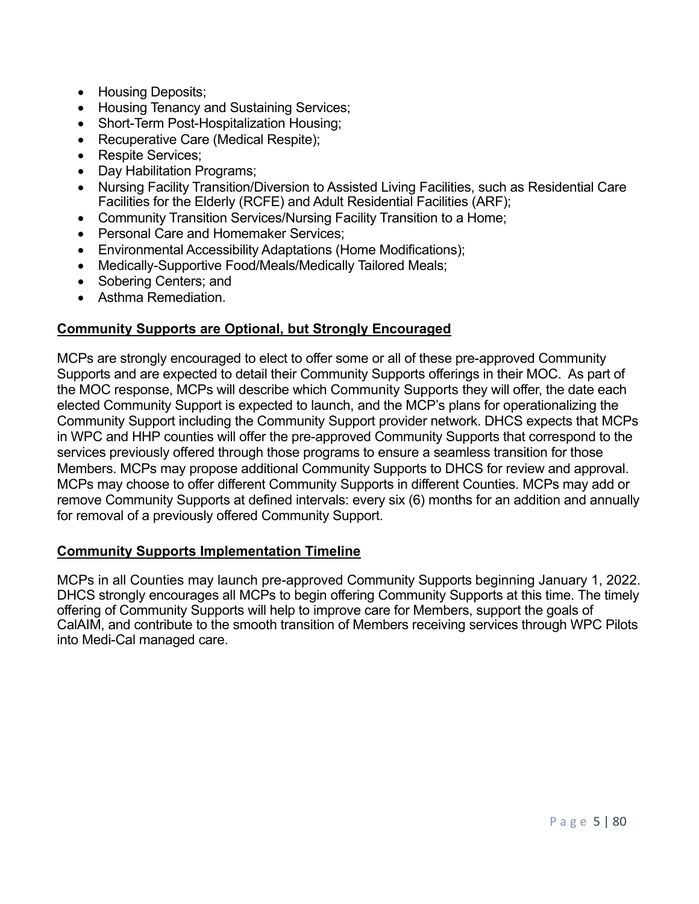- Housing Deposits;
- Housing Tenancy and Sustaining Services;
- Short-Term Post-Hospitalization Housing;
- Recuperative Care (Medical Respite);
- Respite Services;
- Day Habilitation Programs;
- Nursing Facility Transition/Diversion to Assisted Living Facilities, such as Residential Care Facilities for the Elderly (RCFE) and Adult Residential Facilities (ARF);
- Community Transition Services/Nursing Facility Transition to a Home;
- Personal Care and Homemaker Services;
- Environmental Accessibility Adaptations (Home Modifications);
- Medically-Supportive Food/Meals/Medically Tailored Meals;
- Sobering Centers; and
- Asthma Remediation.

**Community Supports are Optional, but Strongly Encouraged**

MCPs are strongly encouraged to elect to offer some or all of these pre-approved Community Supports and are expected to detail their Community Supports offerings in their MOC. As part of the MOC response, MCPs will describe which Community Supports they will offer, the date each elected Community Support is expected to launch, and the MCP's plans for operationalizing the Community Support including the Community Support provider network. DHCS expects that MCPs in WPC and HHP counties will offer the pre-approved Community Supports that correspond to the services previously offered through those programs to ensure a seamless transition for those Members. MCPs may propose additional Community Supports to DHCS for review and approval. MCPs may choose to offer different Community Supports in different Counties. MCPs may add or remove Community Supports at defined intervals: every six (6) months for an addition and annually for removal of a previously offered Community Support.

**Community Supports Implementation Timeline**

MCPs in all Counties may launch pre-approved Community Supports beginning January 1, 2022. DHCS strongly encourages all MCPs to begin offering Community Supports at this time. The timely offering of Community Supports will help to improve care for Members, support the goals of CalAIM, and contribute to the smooth transition of Members receiving services through WPC Pilots into Medi-Cal managed care.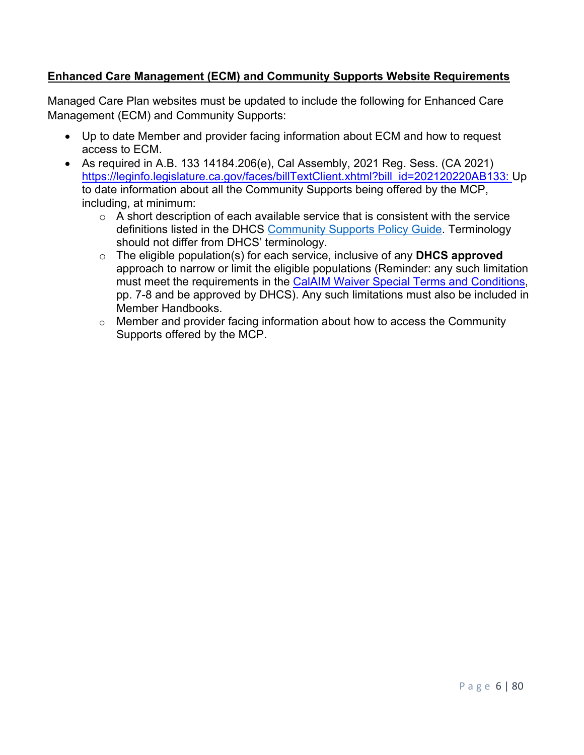**Enhanced Care Management (ECM) and Community Supports Website Requirements**

Managed Care Plan websites must be updated to include the following for Enhanced Care Management (ECM) and Community Supports:

- Up to date Member and provider facing information about ECM and how to request access to ECM.
- As required in A.B. 133 14184.206(e), Cal Assembly, 2021 Reg. Sess. (CA 2021) [https://leginfo.legislature.ca.gov/faces/billTextClient.xhtml?bill_id=202120220AB133:](https://leginfo.legislature.ca.gov/faces/billTextClient.xhtml?bill_id=202120220AB133) Up to date information about all the Community Supports being offered by the MCP, including, at minimum:
  - A short description of each available service that is consistent with the service definitions listed in the DHCS Community Supports Policy Guide. Terminology should not differ from DHCS' terminology.
  - The eligible population(s) for each service, inclusive of any **DHCS approved** approach to narrow or limit the eligible populations (Reminder: any such limitation must meet the requirements in the CalAIM Waiver Special Terms and Conditions, pp. 7-8 and be approved by DHCS). Any such limitations must also be included in Member Handbooks.
  - Member and provider facing information about how to access the Community Supports offered by the MCP.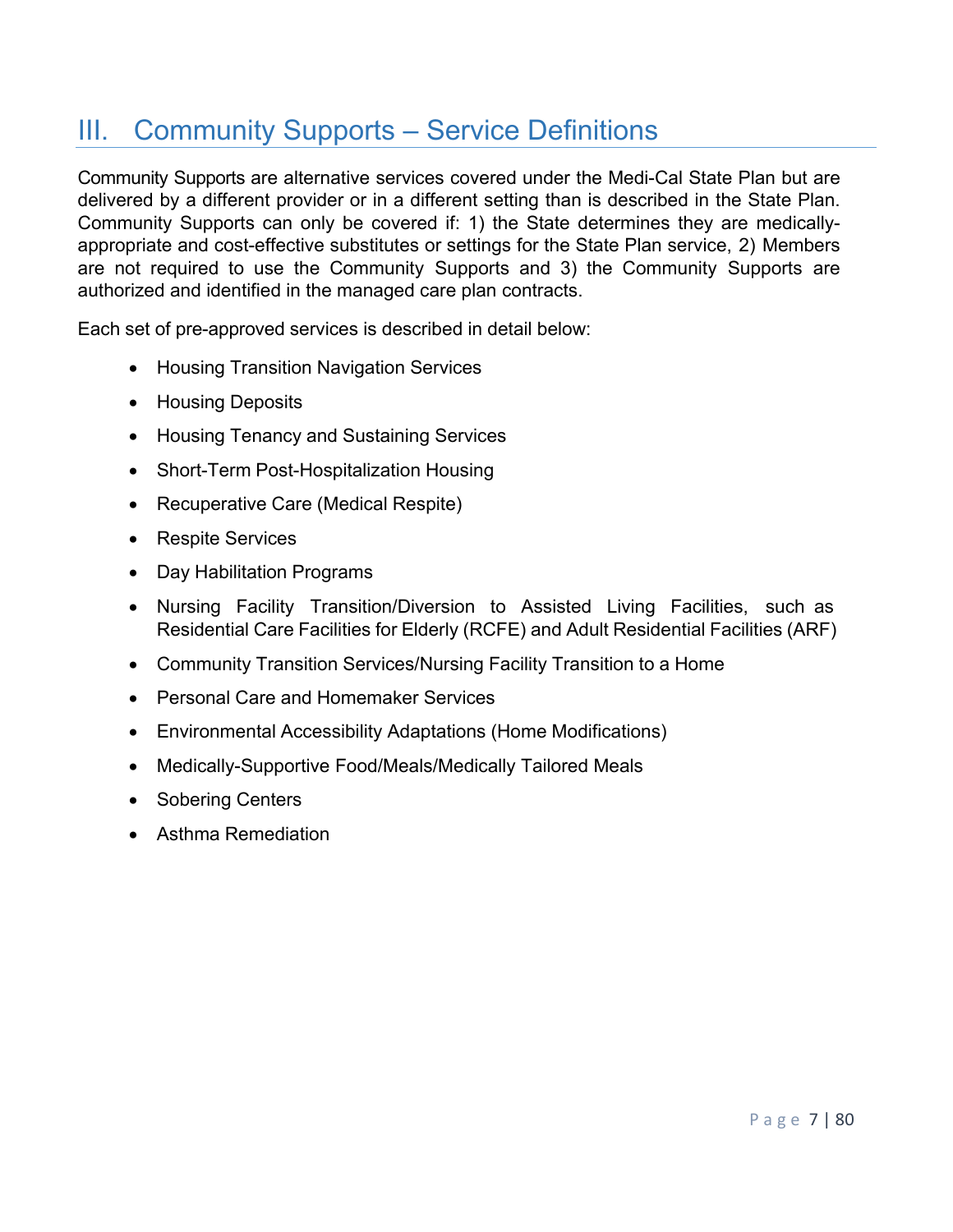# III. Community Supports – Service Definitions

Community Supports are alternative services covered under the Medi-Cal State Plan but are delivered by a different provider or in a different setting than is described in the State Plan. Community Supports can only be covered if: 1) the State determines they are medically-appropriate and cost-effective substitutes or settings for the State Plan service, 2) Members are not required to use the Community Supports and 3) the Community Supports are authorized and identified in the managed care plan contracts.

Each set of pre-approved services is described in detail below:

- Housing Transition Navigation Services
- Housing Deposits
- Housing Tenancy and Sustaining Services
- Short-Term Post-Hospitalization Housing
- Recuperative Care (Medical Respite)
- Respite Services
- Day Habilitation Programs
- Nursing Facility Transition/Diversion to Assisted Living Facilities, such as Residential Care Facilities for Elderly (RCFE) and Adult Residential Facilities (ARF)
- Community Transition Services/Nursing Facility Transition to a Home
- Personal Care and Homemaker Services
- Environmental Accessibility Adaptations (Home Modifications)
- Medically-Supportive Food/Meals/Medically Tailored Meals
- Sobering Centers
- Asthma Remediation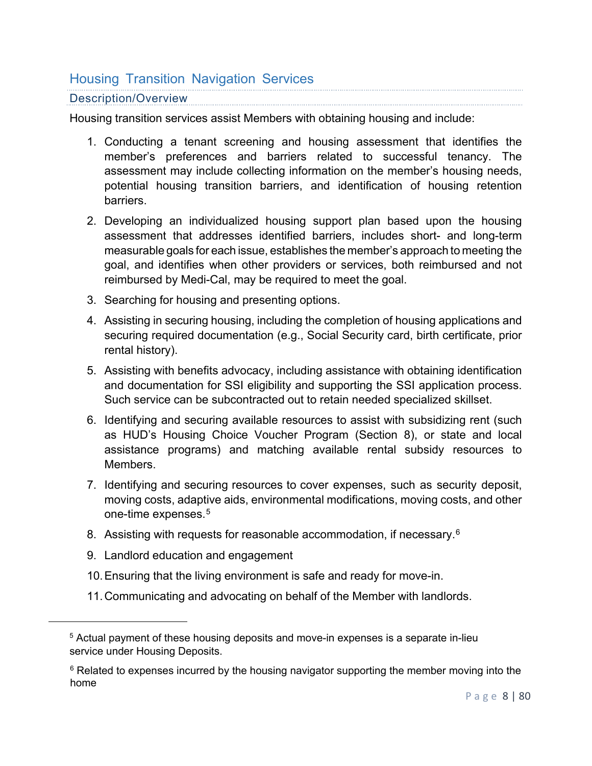## Housing Transition Navigation Services

### Description/Overview

Housing transition services assist Members with obtaining housing and include:

1. Conducting a tenant screening and housing assessment that identifies the member's preferences and barriers related to successful tenancy. The assessment may include collecting information on the member's housing needs, potential housing transition barriers, and identification of housing retention barriers.
2. Developing an individualized housing support plan based upon the housing assessment that addresses identified barriers, includes short- and long-term measurable goals for each issue, establishes the member's approach to meeting the goal, and identifies when other providers or services, both reimbursed and not reimbursed by Medi-Cal, may be required to meet the goal.
3. Searching for housing and presenting options.
4. Assisting in securing housing, including the completion of housing applications and securing required documentation (e.g., Social Security card, birth certificate, prior rental history).
5. Assisting with benefits advocacy, including assistance with obtaining identification and documentation for SSI eligibility and supporting the SSI application process. Such service can be subcontracted out to retain needed specialized skillset.
6. Identifying and securing available resources to assist with subsidizing rent (such as HUD's Housing Choice Voucher Program (Section 8), or state and local assistance programs) and matching available rental subsidy resources to Members.
7. Identifying and securing resources to cover expenses, such as security deposit, moving costs, adaptive aids, environmental modifications, moving costs, and other one-time expenses.[5]
8. Assisting with requests for reasonable accommodation, if necessary.[6]
9. Landlord education and engagement
10. Ensuring that the living environment is safe and ready for move-in.
11. Communicating and advocating on behalf of the Member with landlords.

---

[5] Actual payment of these housing deposits and move-in expenses is a separate in-lieu service under Housing Deposits.

[6] Related to expenses incurred by the housing navigator supporting the member moving into the home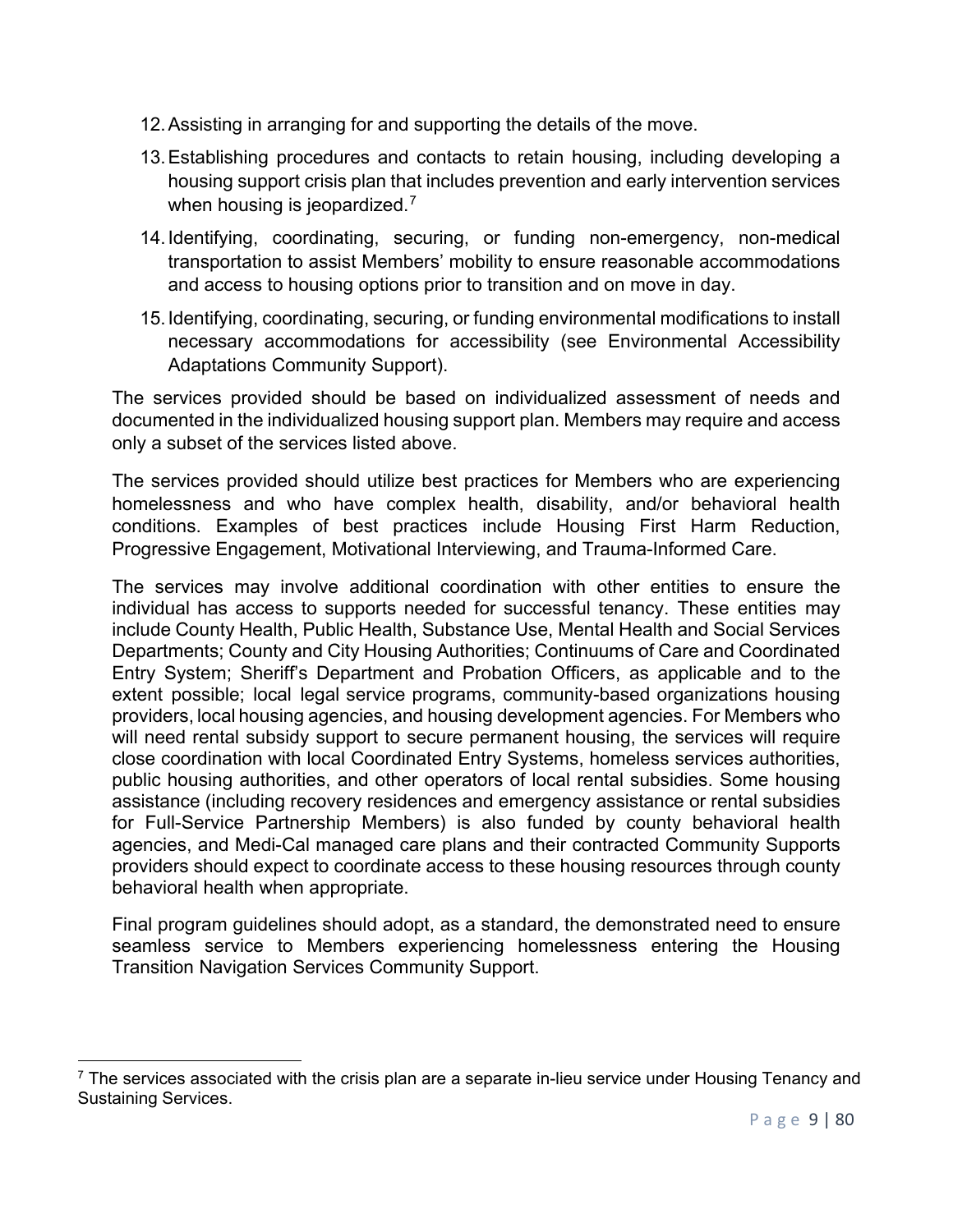12. Assisting in arranging for and supporting the details of the move.
13. Establishing procedures and contacts to retain housing, including developing a housing support crisis plan that includes prevention and early intervention services when housing is jeopardized.[7]
14. Identifying, coordinating, securing, or funding non-emergency, non-medical transportation to assist Members' mobility to ensure reasonable accommodations and access to housing options prior to transition and on move in day.
15. Identifying, coordinating, securing, or funding environmental modifications to install necessary accommodations for accessibility (see Environmental Accessibility Adaptations Community Support).

The services provided should be based on individualized assessment of needs and documented in the individualized housing support plan. Members may require and access only a subset of the services listed above.

The services provided should utilize best practices for Members who are experiencing homelessness and who have complex health, disability, and/or behavioral health conditions. Examples of best practices include Housing First Harm Reduction, Progressive Engagement, Motivational Interviewing, and Trauma-Informed Care.

The services may involve additional coordination with other entities to ensure the individual has access to supports needed for successful tenancy. These entities may include County Health, Public Health, Substance Use, Mental Health and Social Services Departments; County and City Housing Authorities; Continuums of Care and Coordinated Entry System; Sheriff's Department and Probation Officers, as applicable and to the extent possible; local legal service programs, community-based organizations housing providers, local housing agencies, and housing development agencies. For Members who will need rental subsidy support to secure permanent housing, the services will require close coordination with local Coordinated Entry Systems, homeless services authorities, public housing authorities, and other operators of local rental subsidies. Some housing assistance (including recovery residences and emergency assistance or rental subsidies for Full-Service Partnership Members) is also funded by county behavioral health agencies, and Medi-Cal managed care plans and their contracted Community Supports providers should expect to coordinate access to these housing resources through county behavioral health when appropriate.

Final program guidelines should adopt, as a standard, the demonstrated need to ensure seamless service to Members experiencing homelessness entering the Housing Transition Navigation Services Community Support.

---

[7] The services associated with the crisis plan are a separate in-lieu service under Housing Tenancy and Sustaining Services.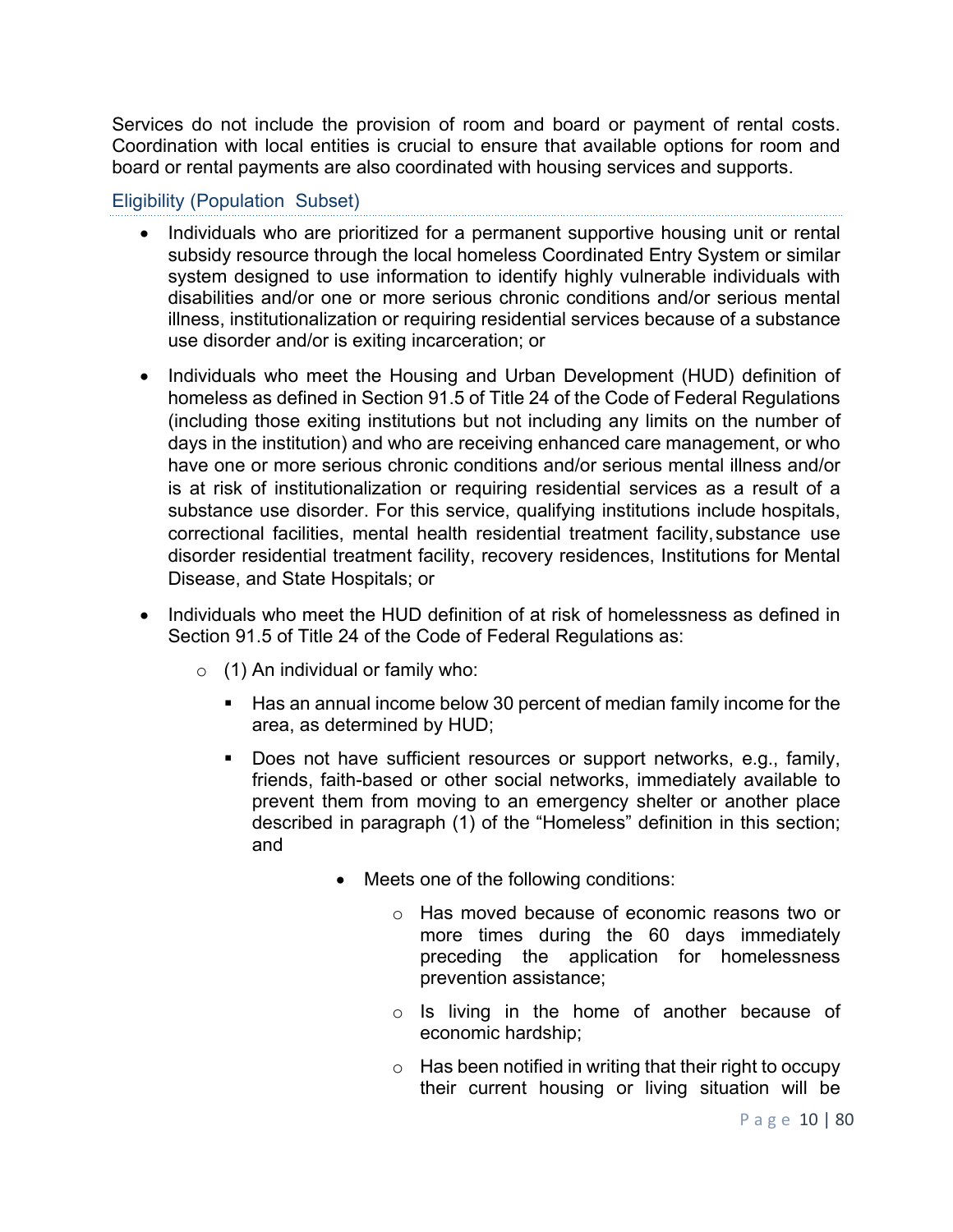Services do not include the provision of room and board or payment of rental costs. Coordination with local entities is crucial to ensure that available options for room and board or rental payments are also coordinated with housing services and supports.

### Eligibility (Population Subset)

- Individuals who are prioritized for a permanent supportive housing unit or rental subsidy resource through the local homeless Coordinated Entry System or similar system designed to use information to identify highly vulnerable individuals with disabilities and/or one or more serious chronic conditions and/or serious mental illness, institutionalization or requiring residential services because of a substance use disorder and/or is exiting incarceration; or
- Individuals who meet the Housing and Urban Development (HUD) definition of homeless as defined in Section 91.5 of Title 24 of the Code of Federal Regulations (including those exiting institutions but not including any limits on the number of days in the institution) and who are receiving enhanced care management, or who have one or more serious chronic conditions and/or serious mental illness and/or is at risk of institutionalization or requiring residential services as a result of a substance use disorder. For this service, qualifying institutions include hospitals, correctional facilities, mental health residential treatment facility, substance use disorder residential treatment facility, recovery residences, Institutions for Mental Disease, and State Hospitals; or
- Individuals who meet the HUD definition of at risk of homelessness as defined in Section 91.5 of Title 24 of the Code of Federal Regulations as:
  - (1) An individual or family who:
    - Has an annual income below 30 percent of median family income for the area, as determined by HUD;
    - Does not have sufficient resources or support networks, e.g., family, friends, faith-based or other social networks, immediately available to prevent them from moving to an emergency shelter or another place described in paragraph (1) of the "Homeless" definition in this section; and
      - Meets one of the following conditions:
        - Has moved because of economic reasons two or more times during the 60 days immediately preceding the application for homelessness prevention assistance;
        - Is living in the home of another because of economic hardship;
        - Has been notified in writing that their right to occupy their current housing or living situation will be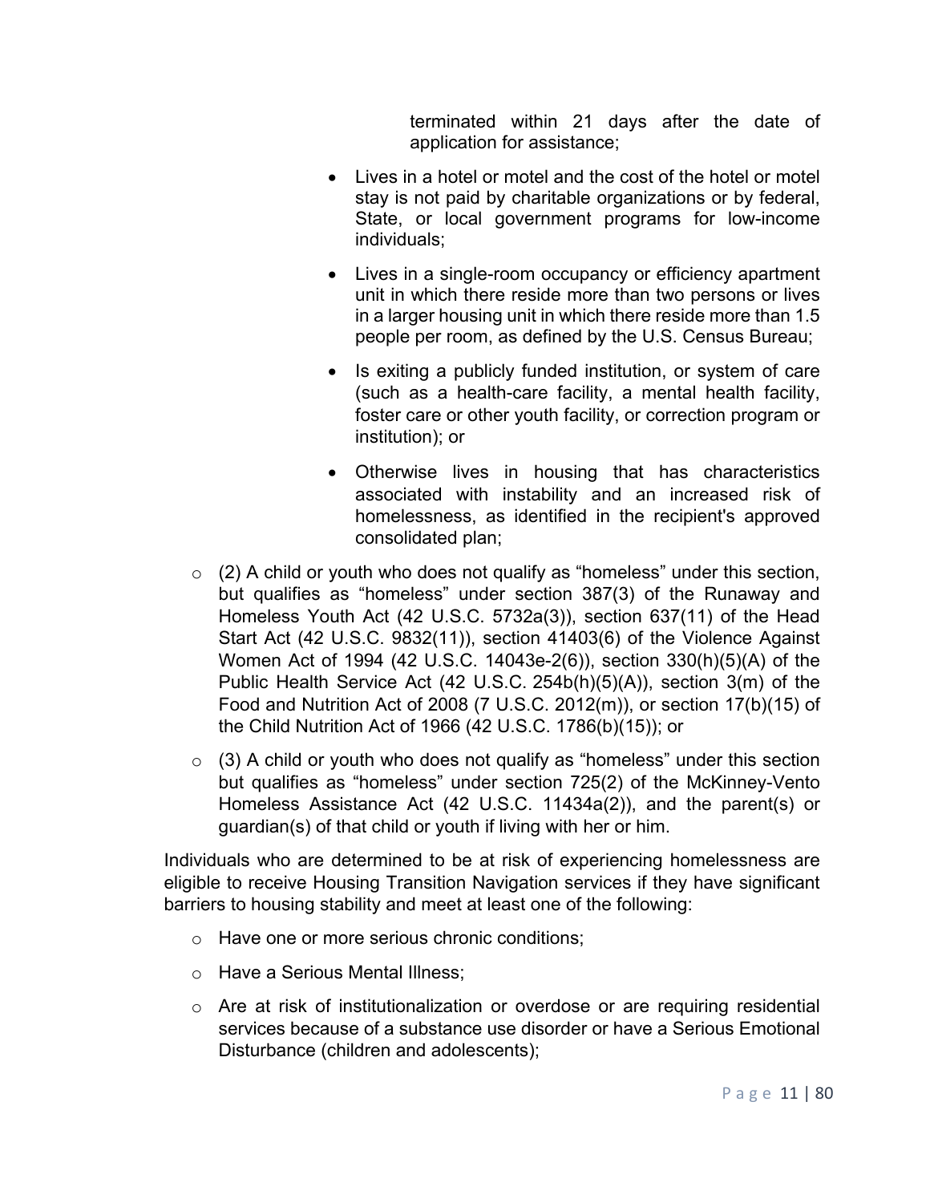terminated within 21 days after the date of application for assistance;

- Lives in a hotel or motel and the cost of the hotel or motel stay is not paid by charitable organizations or by federal, State, or local government programs for low-income individuals;
- Lives in a single-room occupancy or efficiency apartment unit in which there reside more than two persons or lives in a larger housing unit in which there reside more than 1.5 people per room, as defined by the U.S. Census Bureau;
- Is exiting a publicly funded institution, or system of care (such as a health-care facility, a mental health facility, foster care or other youth facility, or correction program or institution); or
- Otherwise lives in housing that has characteristics associated with instability and an increased risk of homelessness, as identified in the recipient's approved consolidated plan;

- (2) A child or youth who does not qualify as "homeless" under this section, but qualifies as "homeless" under section 387(3) of the Runaway and Homeless Youth Act (42 U.S.C. 5732a(3)), section 637(11) of the Head Start Act (42 U.S.C. 9832(11)), section 41403(6) of the Violence Against Women Act of 1994 (42 U.S.C. 14043e-2(6)), section 330(h)(5)(A) of the Public Health Service Act (42 U.S.C. 254b(h)(5)(A)), section 3(m) of the Food and Nutrition Act of 2008 (7 U.S.C. 2012(m)), or section 17(b)(15) of the Child Nutrition Act of 1966 (42 U.S.C. 1786(b)(15)); or
- (3) A child or youth who does not qualify as "homeless" under this section but qualifies as "homeless" under section 725(2) of the McKinney-Vento Homeless Assistance Act (42 U.S.C. 11434a(2)), and the parent(s) or guardian(s) of that child or youth if living with her or him.

Individuals who are determined to be at risk of experiencing homelessness are eligible to receive Housing Transition Navigation services if they have significant barriers to housing stability and meet at least one of the following:

- Have one or more serious chronic conditions;
- Have a Serious Mental Illness;
- Are at risk of institutionalization or overdose or are requiring residential services because of a substance use disorder or have a Serious Emotional Disturbance (children and adolescents);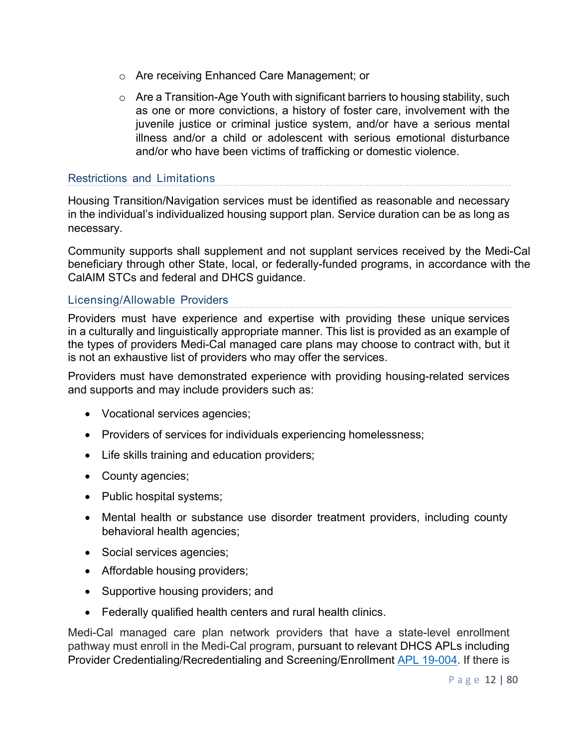- Are receiving Enhanced Care Management; or
- Are a Transition-Age Youth with significant barriers to housing stability, such as one or more convictions, a history of foster care, involvement with the juvenile justice or criminal justice system, and/or have a serious mental illness and/or a child or adolescent with serious emotional disturbance and/or who have been victims of trafficking or domestic violence.

### Restrictions and Limitations

Housing Transition/Navigation services must be identified as reasonable and necessary in the individual's individualized housing support plan. Service duration can be as long as necessary.

Community supports shall supplement and not supplant services received by the Medi-Cal beneficiary through other State, local, or federally-funded programs, in accordance with the CalAIM STCs and federal and DHCS guidance.

### Licensing/Allowable Providers

Providers must have experience and expertise with providing these unique services in a culturally and linguistically appropriate manner. This list is provided as an example of the types of providers Medi-Cal managed care plans may choose to contract with, but it is not an exhaustive list of providers who may offer the services.

Providers must have demonstrated experience with providing housing-related services and supports and may include providers such as:

- Vocational services agencies;
- Providers of services for individuals experiencing homelessness;
- Life skills training and education providers;
- County agencies;
- Public hospital systems;
- Mental health or substance use disorder treatment providers, including county behavioral health agencies;
- Social services agencies;
- Affordable housing providers;
- Supportive housing providers; and
- Federally qualified health centers and rural health clinics.

Medi-Cal managed care plan network providers that have a state-level enrollment pathway must enroll in the Medi-Cal program, pursuant to relevant DHCS APLs including Provider Credentialing/Recredentialing and Screening/Enrollment APL 19-004. If there is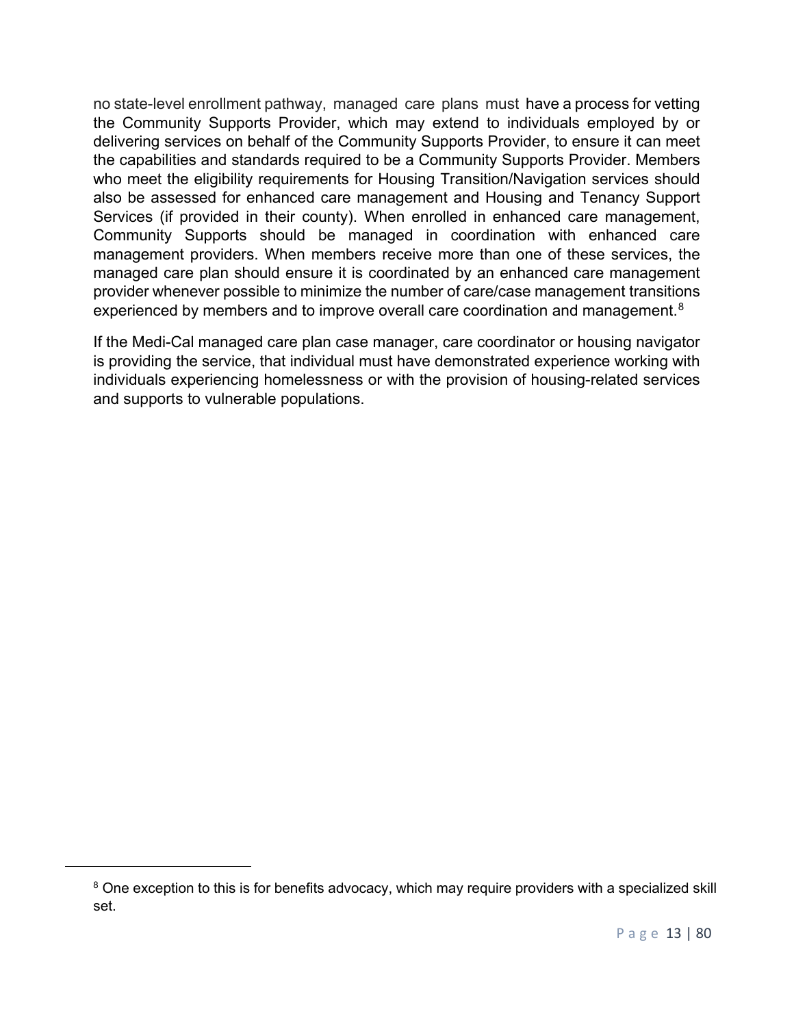no state-level enrollment pathway, managed care plans must have a process for vetting the Community Supports Provider, which may extend to individuals employed by or delivering services on behalf of the Community Supports Provider, to ensure it can meet the capabilities and standards required to be a Community Supports Provider. Members who meet the eligibility requirements for Housing Transition/Navigation services should also be assessed for enhanced care management and Housing and Tenancy Support Services (if provided in their county). When enrolled in enhanced care management, Community Supports should be managed in coordination with enhanced care management providers. When members receive more than one of these services, the managed care plan should ensure it is coordinated by an enhanced care management provider whenever possible to minimize the number of care/case management transitions experienced by members and to improve overall care coordination and management.[8]

If the Medi-Cal managed care plan case manager, care coordinator or housing navigator is providing the service, that individual must have demonstrated experience working with individuals experiencing homelessness or with the provision of housing-related services and supports to vulnerable populations.

[8] One exception to this is for benefits advocacy, which may require providers with a specialized skill set.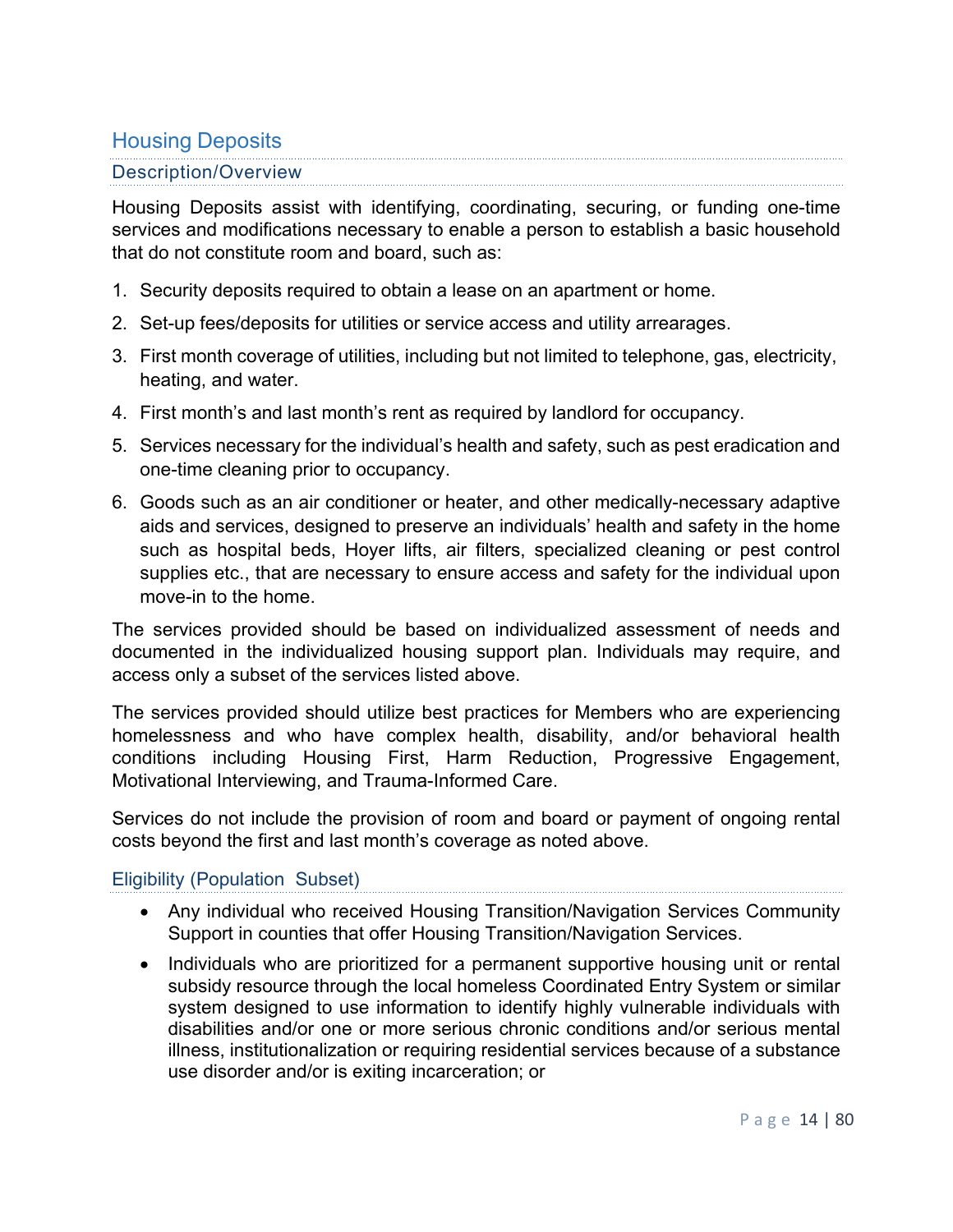## Housing Deposits

### Description/Overview

Housing Deposits assist with identifying, coordinating, securing, or funding one-time services and modifications necessary to enable a person to establish a basic household that do not constitute room and board, such as:

1. Security deposits required to obtain a lease on an apartment or home.
2. Set-up fees/deposits for utilities or service access and utility arrearages.
3. First month coverage of utilities, including but not limited to telephone, gas, electricity, heating, and water.
4. First month's and last month's rent as required by landlord for occupancy.
5. Services necessary for the individual's health and safety, such as pest eradication and one-time cleaning prior to occupancy.
6. Goods such as an air conditioner or heater, and other medically-necessary adaptive aids and services, designed to preserve an individuals' health and safety in the home such as hospital beds, Hoyer lifts, air filters, specialized cleaning or pest control supplies etc., that are necessary to ensure access and safety for the individual upon move-in to the home.

The services provided should be based on individualized assessment of needs and documented in the individualized housing support plan. Individuals may require, and access only a subset of the services listed above.

The services provided should utilize best practices for Members who are experiencing homelessness and who have complex health, disability, and/or behavioral health conditions including Housing First, Harm Reduction, Progressive Engagement, Motivational Interviewing, and Trauma-Informed Care.

Services do not include the provision of room and board or payment of ongoing rental costs beyond the first and last month's coverage as noted above.

### Eligibility (Population Subset)

- Any individual who received Housing Transition/Navigation Services Community Support in counties that offer Housing Transition/Navigation Services.
- Individuals who are prioritized for a permanent supportive housing unit or rental subsidy resource through the local homeless Coordinated Entry System or similar system designed to use information to identify highly vulnerable individuals with disabilities and/or one or more serious chronic conditions and/or serious mental illness, institutionalization or requiring residential services because of a substance use disorder and/or is exiting incarceration; or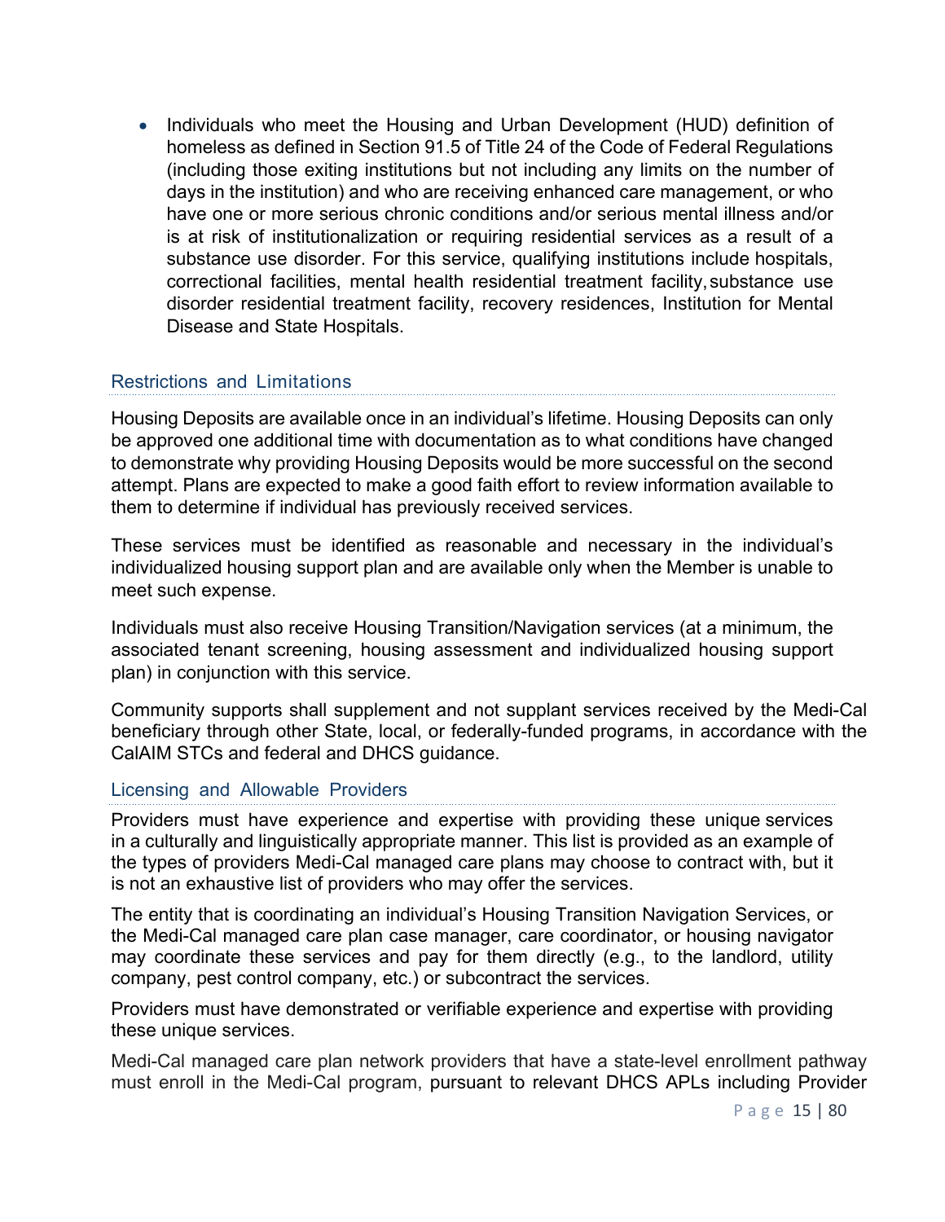- Individuals who meet the Housing and Urban Development (HUD) definition of homeless as defined in Section 91.5 of Title 24 of the Code of Federal Regulations (including those exiting institutions but not including any limits on the number of days in the institution) and who are receiving enhanced care management, or who have one or more serious chronic conditions and/or serious mental illness and/or is at risk of institutionalization or requiring residential services as a result of a substance use disorder. For this service, qualifying institutions include hospitals, correctional facilities, mental health residential treatment facility, substance use disorder residential treatment facility, recovery residences, Institution for Mental Disease and State Hospitals.

### Restrictions and Limitations

Housing Deposits are available once in an individual's lifetime. Housing Deposits can only be approved one additional time with documentation as to what conditions have changed to demonstrate why providing Housing Deposits would be more successful on the second attempt. Plans are expected to make a good faith effort to review information available to them to determine if individual has previously received services.

These services must be identified as reasonable and necessary in the individual's individualized housing support plan and are available only when the Member is unable to meet such expense.

Individuals must also receive Housing Transition/Navigation services (at a minimum, the associated tenant screening, housing assessment and individualized housing support plan) in conjunction with this service.

Community supports shall supplement and not supplant services received by the Medi-Cal beneficiary through other State, local, or federally-funded programs, in accordance with the CalAIM STCs and federal and DHCS guidance.

### Licensing and Allowable Providers

Providers must have experience and expertise with providing these unique services in a culturally and linguistically appropriate manner. This list is provided as an example of the types of providers Medi-Cal managed care plans may choose to contract with, but it is not an exhaustive list of providers who may offer the services.

The entity that is coordinating an individual's Housing Transition Navigation Services, or the Medi-Cal managed care plan case manager, care coordinator, or housing navigator may coordinate these services and pay for them directly (e.g., to the landlord, utility company, pest control company, etc.) or subcontract the services.

Providers must have demonstrated or verifiable experience and expertise with providing these unique services.

Medi-Cal managed care plan network providers that have a state-level enrollment pathway must enroll in the Medi-Cal program, pursuant to relevant DHCS APLs including Provider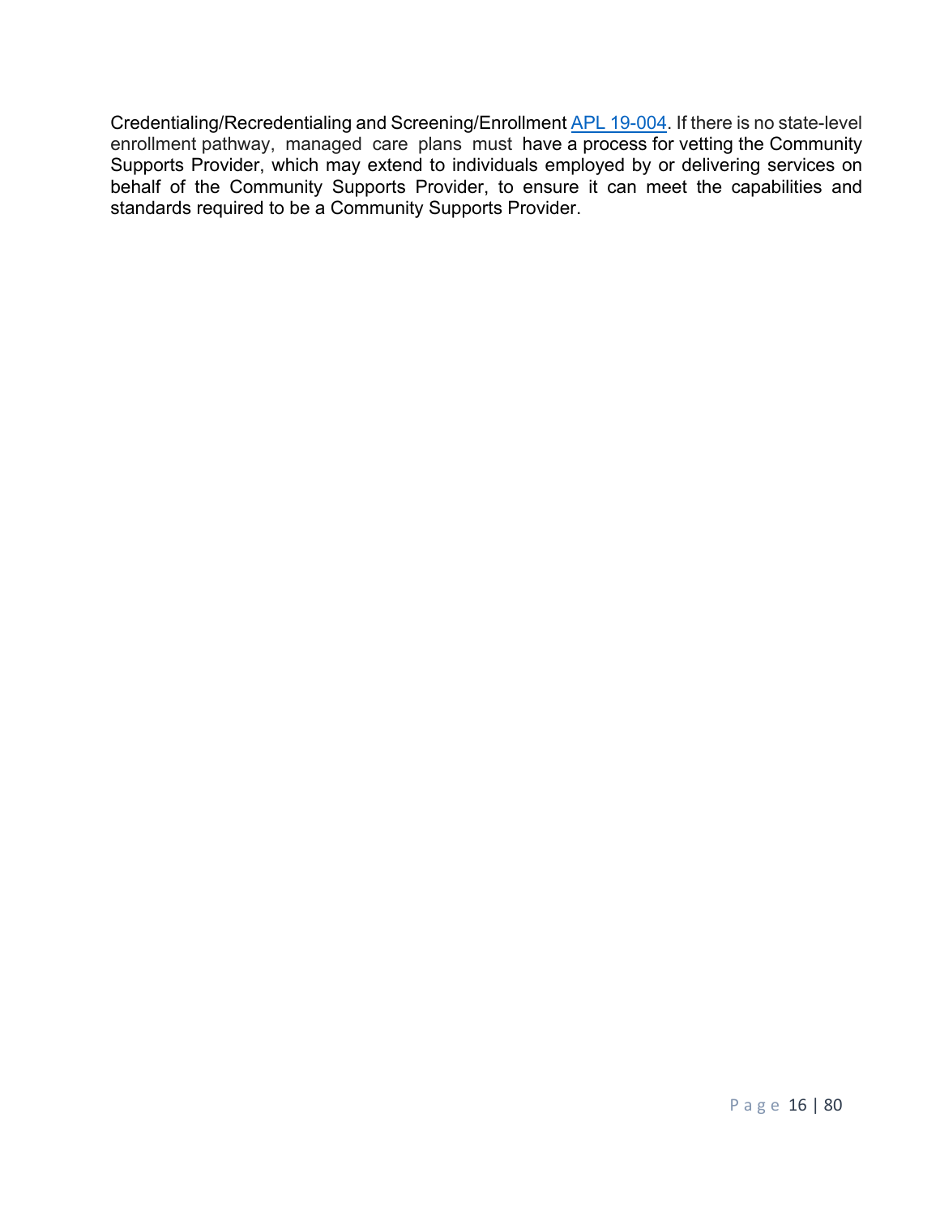Credentialing/Recredentialing and Screening/Enrollment [APL 19-004](APL 19-004). If there is no state-level enrollment pathway, managed care plans must have a process for vetting the Community Supports Provider, which may extend to individuals employed by or delivering services on behalf of the Community Supports Provider, to ensure it can meet the capabilities and standards required to be a Community Supports Provider.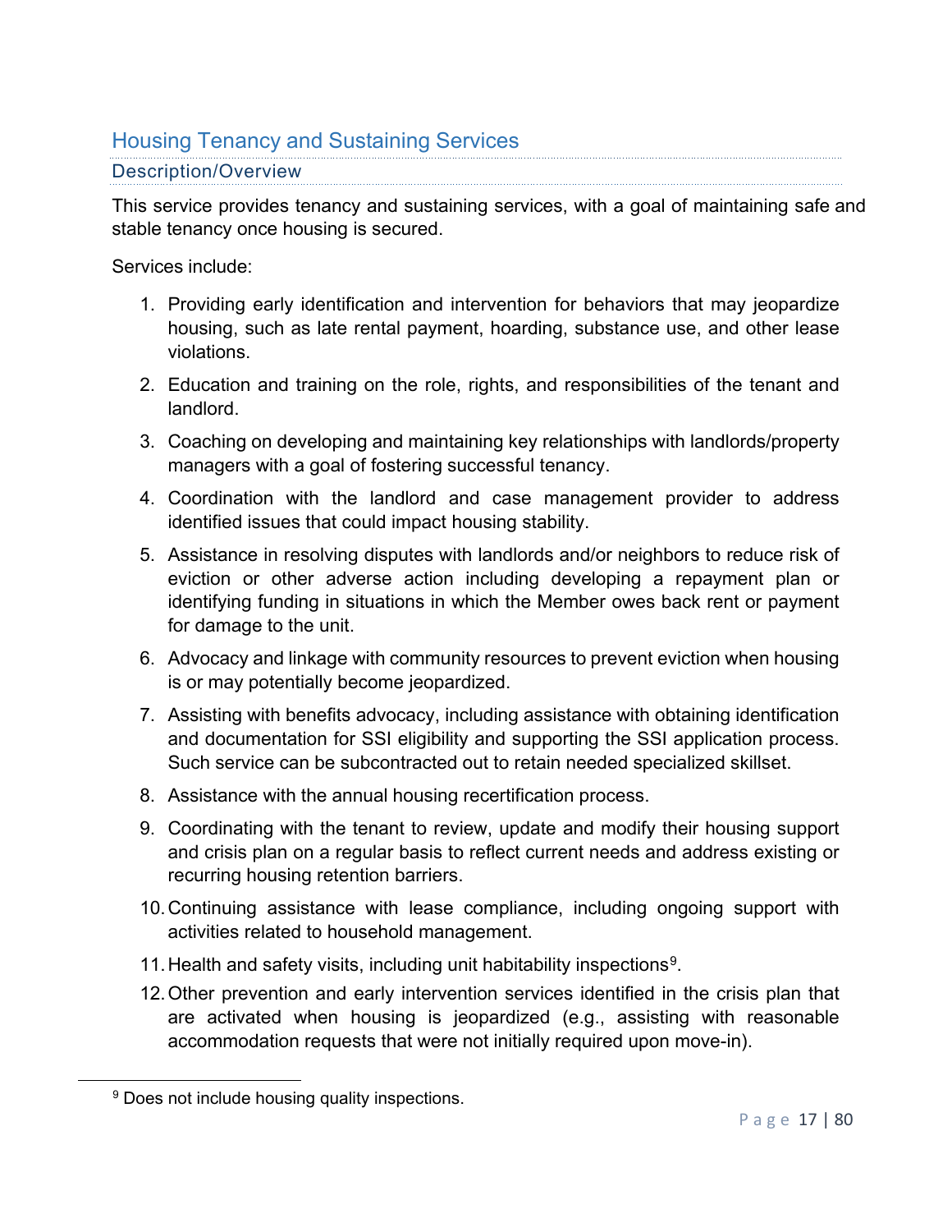## Housing Tenancy and Sustaining Services

### Description/Overview

This service provides tenancy and sustaining services, with a goal of maintaining safe and stable tenancy once housing is secured.

Services include:

1. Providing early identification and intervention for behaviors that may jeopardize housing, such as late rental payment, hoarding, substance use, and other lease violations.
2. Education and training on the role, rights, and responsibilities of the tenant and landlord.
3. Coaching on developing and maintaining key relationships with landlords/property managers with a goal of fostering successful tenancy.
4. Coordination with the landlord and case management provider to address identified issues that could impact housing stability.
5. Assistance in resolving disputes with landlords and/or neighbors to reduce risk of eviction or other adverse action including developing a repayment plan or identifying funding in situations in which the Member owes back rent or payment for damage to the unit.
6. Advocacy and linkage with community resources to prevent eviction when housing is or may potentially become jeopardized.
7. Assisting with benefits advocacy, including assistance with obtaining identification and documentation for SSI eligibility and supporting the SSI application process. Such service can be subcontracted out to retain needed specialized skillset.
8. Assistance with the annual housing recertification process.
9. Coordinating with the tenant to review, update and modify their housing support and crisis plan on a regular basis to reflect current needs and address existing or recurring housing retention barriers.
10. Continuing assistance with lease compliance, including ongoing support with activities related to household management.
11. Health and safety visits, including unit habitability inspections[9].
12. Other prevention and early intervention services identified in the crisis plan that are activated when housing is jeopardized (e.g., assisting with reasonable accommodation requests that were not initially required upon move-in).

[9] Does not include housing quality inspections.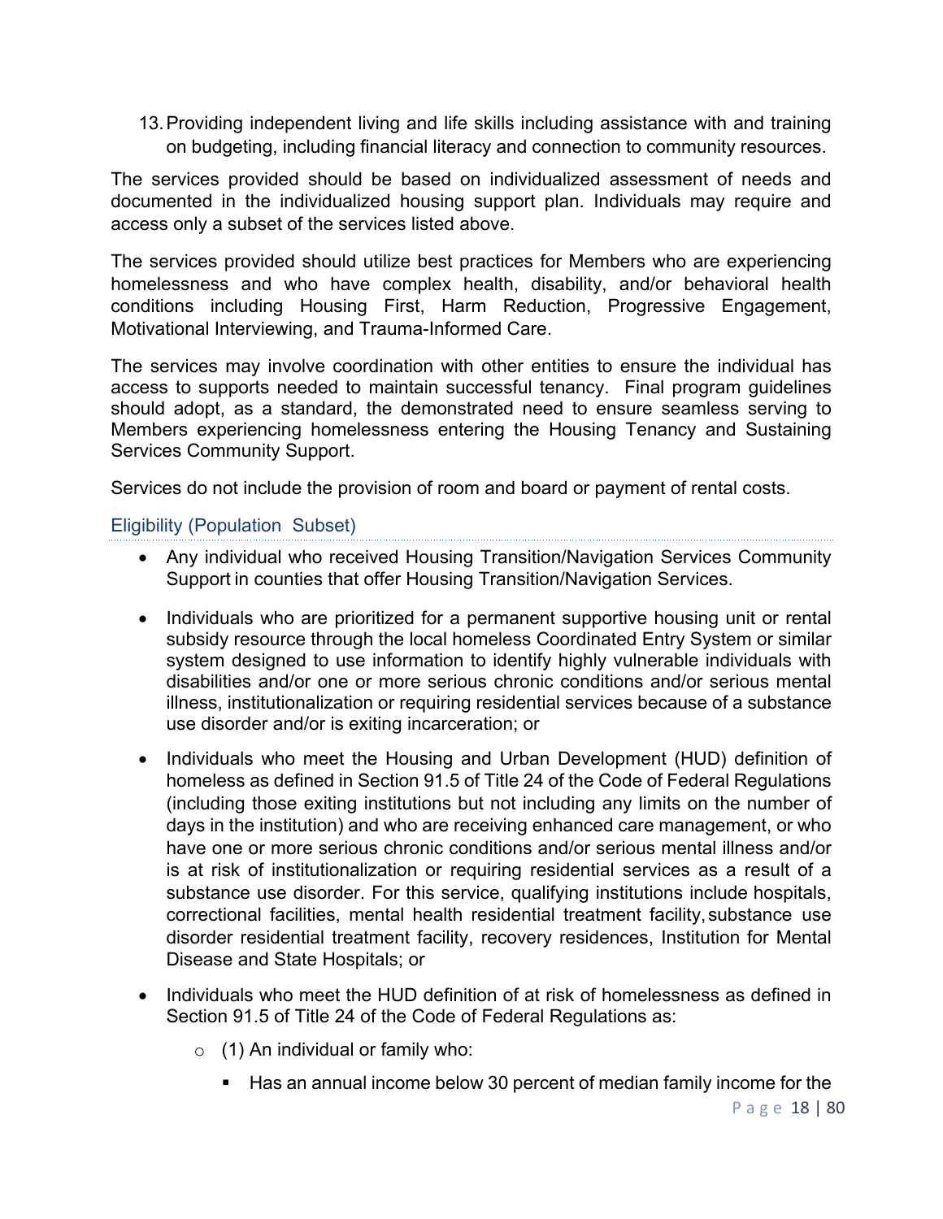13. Providing independent living and life skills including assistance with and training on budgeting, including financial literacy and connection to community resources.

The services provided should be based on individualized assessment of needs and documented in the individualized housing support plan. Individuals may require and access only a subset of the services listed above.

The services provided should utilize best practices for Members who are experiencing homelessness and who have complex health, disability, and/or behavioral health conditions including Housing First, Harm Reduction, Progressive Engagement, Motivational Interviewing, and Trauma-Informed Care.

The services may involve coordination with other entities to ensure the individual has access to supports needed to maintain successful tenancy. Final program guidelines should adopt, as a standard, the demonstrated need to ensure seamless serving to Members experiencing homelessness entering the Housing Tenancy and Sustaining Services Community Support.

Services do not include the provision of room and board or payment of rental costs.

### Eligibility (Population Subset)

- Any individual who received Housing Transition/Navigation Services Community Support in counties that offer Housing Transition/Navigation Services.
- Individuals who are prioritized for a permanent supportive housing unit or rental subsidy resource through the local homeless Coordinated Entry System or similar system designed to use information to identify highly vulnerable individuals with disabilities and/or one or more serious chronic conditions and/or serious mental illness, institutionalization or requiring residential services because of a substance use disorder and/or is exiting incarceration; or
- Individuals who meet the Housing and Urban Development (HUD) definition of homeless as defined in Section 91.5 of Title 24 of the Code of Federal Regulations (including those exiting institutions but not including any limits on the number of days in the institution) and who are receiving enhanced care management, or who have one or more serious chronic conditions and/or serious mental illness and/or is at risk of institutionalization or requiring residential services as a result of a substance use disorder. For this service, qualifying institutions include hospitals, correctional facilities, mental health residential treatment facility, substance use disorder residential treatment facility, recovery residences, Institution for Mental Disease and State Hospitals; or
- Individuals who meet the HUD definition of at risk of homelessness as defined in Section 91.5 of Title 24 of the Code of Federal Regulations as:
  - (1) An individual or family who:
    - Has an annual income below 30 percent of median family income for the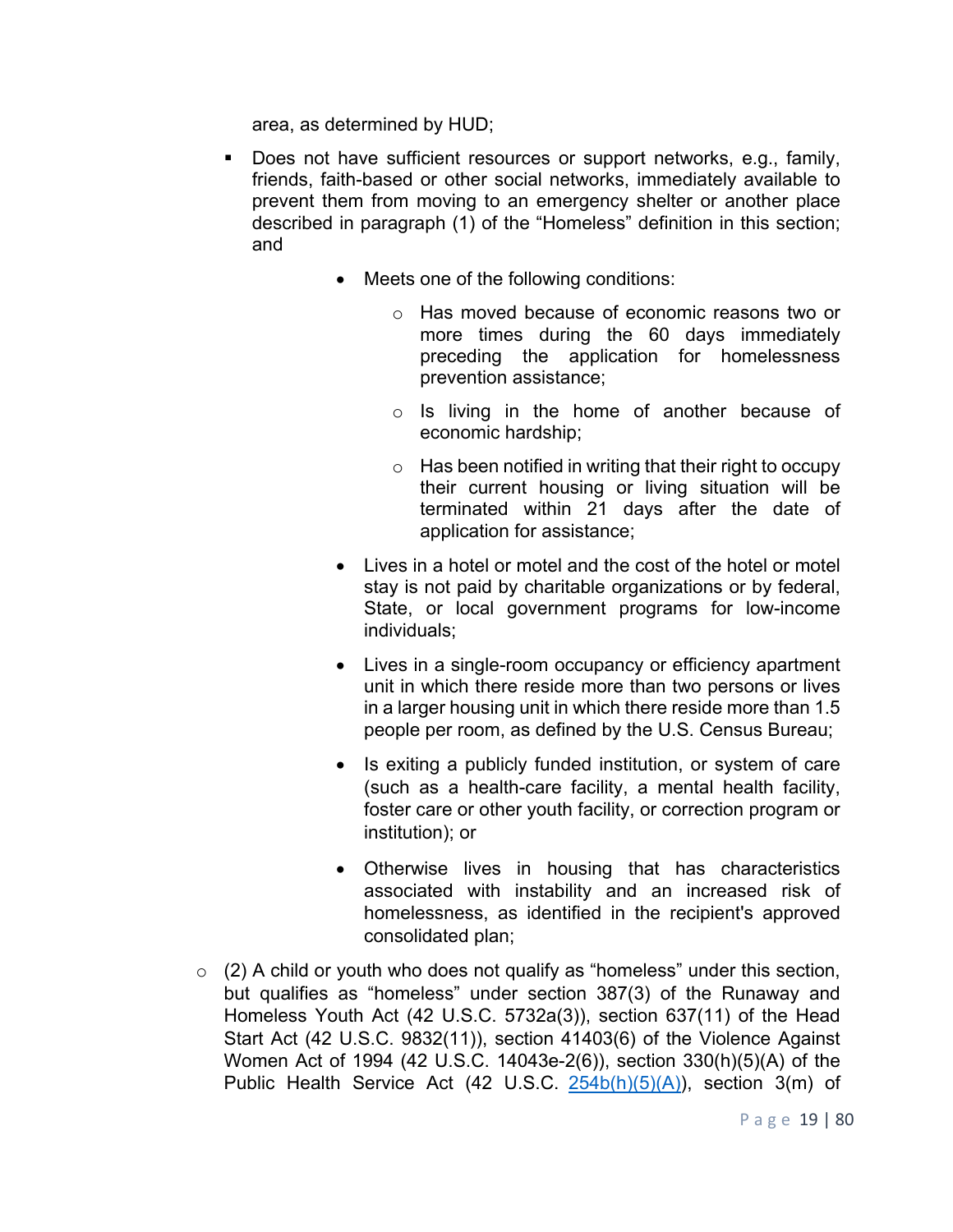area, as determined by HUD;

- Does not have sufficient resources or support networks, e.g., family, friends, faith-based or other social networks, immediately available to prevent them from moving to an emergency shelter or another place described in paragraph (1) of the "Homeless" definition in this section; and

    - Meets one of the following conditions:

        - Has moved because of economic reasons two or more times during the 60 days immediately preceding the application for homelessness prevention assistance;

        - Is living in the home of another because of economic hardship;

        - Has been notified in writing that their right to occupy their current housing or living situation will be terminated within 21 days after the date of application for assistance;

    - Lives in a hotel or motel and the cost of the hotel or motel stay is not paid by charitable organizations or by federal, State, or local government programs for low-income individuals;

    - Lives in a single-room occupancy or efficiency apartment unit in which there reside more than two persons or lives in a larger housing unit in which there reside more than 1.5 people per room, as defined by the U.S. Census Bureau;

    - Is exiting a publicly funded institution, or system of care (such as a health-care facility, a mental health facility, foster care or other youth facility, or correction program or institution); or

    - Otherwise lives in housing that has characteristics associated with instability and an increased risk of homelessness, as identified in the recipient's approved consolidated plan;

- (2) A child or youth who does not qualify as "homeless" under this section, but qualifies as "homeless" under section 387(3) of the Runaway and Homeless Youth Act (42 U.S.C. 5732a(3)), section 637(11) of the Head Start Act (42 U.S.C. 9832(11)), section 41403(6) of the Violence Against Women Act of 1994 (42 U.S.C. 14043e-2(6)), section 330(h)(5)(A) of the Public Health Service Act (42 U.S.C. 254b(h)(5)(A)), section 3(m) of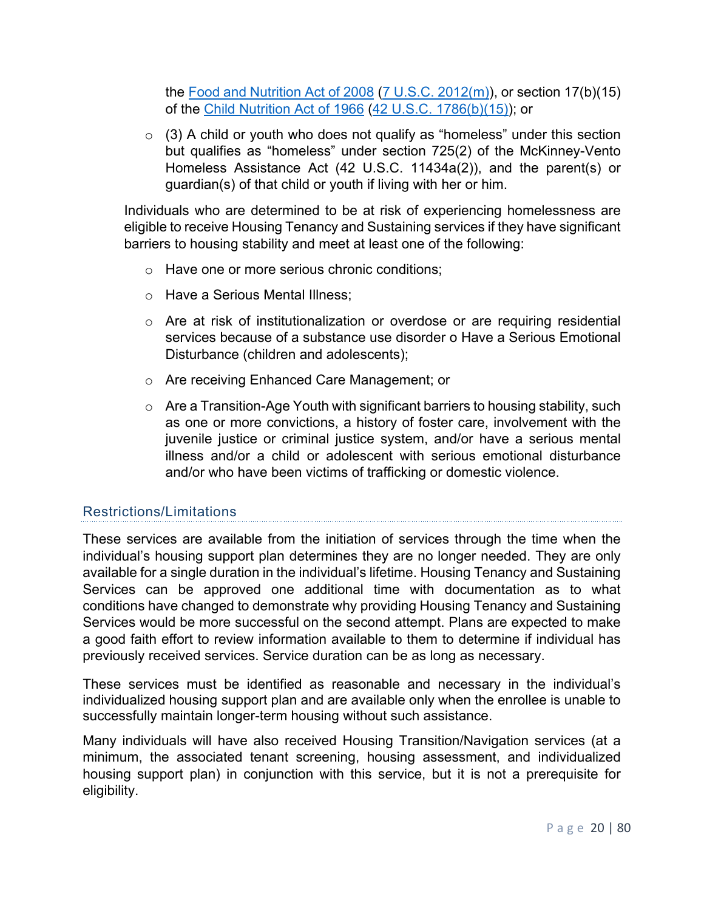the [Food and Nutrition Act of 2008](#) ([7 U.S.C. 2012(m)](#)), or section 17(b)(15) of the [Child Nutrition Act of 1966](#) ([42 U.S.C. 1786(b)(15)](#)); or

- (3) A child or youth who does not qualify as "homeless" under this section but qualifies as "homeless" under section 725(2) of the McKinney-Vento Homeless Assistance Act (42 U.S.C. 11434a(2)), and the parent(s) or guardian(s) of that child or youth if living with her or him.

Individuals who are determined to be at risk of experiencing homelessness are eligible to receive Housing Tenancy and Sustaining services if they have significant barriers to housing stability and meet at least one of the following:

- Have one or more serious chronic conditions;
- Have a Serious Mental Illness;
- Are at risk of institutionalization or overdose or are requiring residential services because of a substance use disorder o Have a Serious Emotional Disturbance (children and adolescents);
- Are receiving Enhanced Care Management; or
- Are a Transition-Age Youth with significant barriers to housing stability, such as one or more convictions, a history of foster care, involvement with the juvenile justice or criminal justice system, and/or have a serious mental illness and/or a child or adolescent with serious emotional disturbance and/or who have been victims of trafficking or domestic violence.

### Restrictions/Limitations

These services are available from the initiation of services through the time when the individual's housing support plan determines they are no longer needed. They are only available for a single duration in the individual's lifetime. Housing Tenancy and Sustaining Services can be approved one additional time with documentation as to what conditions have changed to demonstrate why providing Housing Tenancy and Sustaining Services would be more successful on the second attempt. Plans are expected to make a good faith effort to review information available to them to determine if individual has previously received services. Service duration can be as long as necessary.

These services must be identified as reasonable and necessary in the individual's individualized housing support plan and are available only when the enrollee is unable to successfully maintain longer-term housing without such assistance.

Many individuals will have also received Housing Transition/Navigation services (at a minimum, the associated tenant screening, housing assessment, and individualized housing support plan) in conjunction with this service, but it is not a prerequisite for eligibility.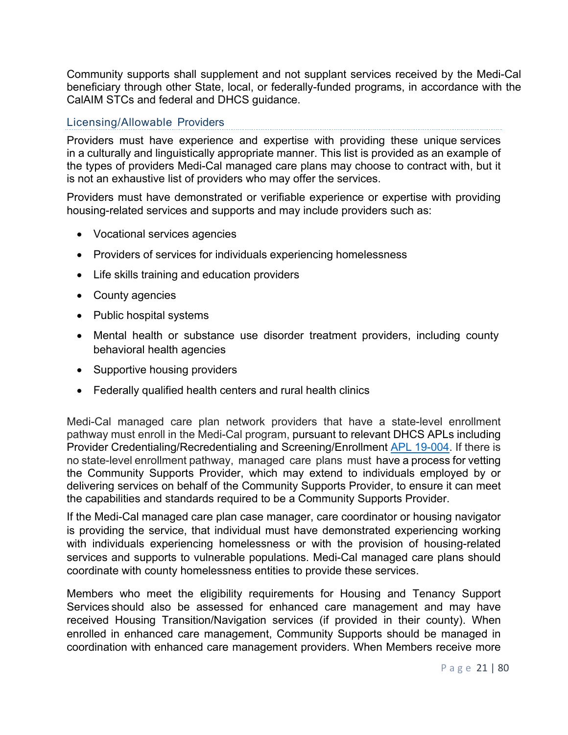Community supports shall supplement and not supplant services received by the Medi-Cal beneficiary through other State, local, or federally-funded programs, in accordance with the CalAIM STCs and federal and DHCS guidance.

### Licensing/Allowable Providers

Providers must have experience and expertise with providing these unique services in a culturally and linguistically appropriate manner. This list is provided as an example of the types of providers Medi-Cal managed care plans may choose to contract with, but it is not an exhaustive list of providers who may offer the services.

Providers must have demonstrated or verifiable experience or expertise with providing housing-related services and supports and may include providers such as:

- Vocational services agencies
- Providers of services for individuals experiencing homelessness
- Life skills training and education providers
- County agencies
- Public hospital systems
- Mental health or substance use disorder treatment providers, including county behavioral health agencies
- Supportive housing providers
- Federally qualified health centers and rural health clinics

Medi-Cal managed care plan network providers that have a state-level enrollment pathway must enroll in the Medi-Cal program, pursuant to relevant DHCS APLs including Provider Credentialing/Recredentialing and Screening/Enrollment [APL 19-004](). If there is no state-level enrollment pathway, managed care plans must have a process for vetting the Community Supports Provider, which may extend to individuals employed by or delivering services on behalf of the Community Supports Provider, to ensure it can meet the capabilities and standards required to be a Community Supports Provider.

If the Medi-Cal managed care plan case manager, care coordinator or housing navigator is providing the service, that individual must have demonstrated experiencing working with individuals experiencing homelessness or with the provision of housing-related services and supports to vulnerable populations. Medi-Cal managed care plans should coordinate with county homelessness entities to provide these services.

Members who meet the eligibility requirements for Housing and Tenancy Support Services should also be assessed for enhanced care management and may have received Housing Transition/Navigation services (if provided in their county). When enrolled in enhanced care management, Community Supports should be managed in coordination with enhanced care management providers. When Members receive more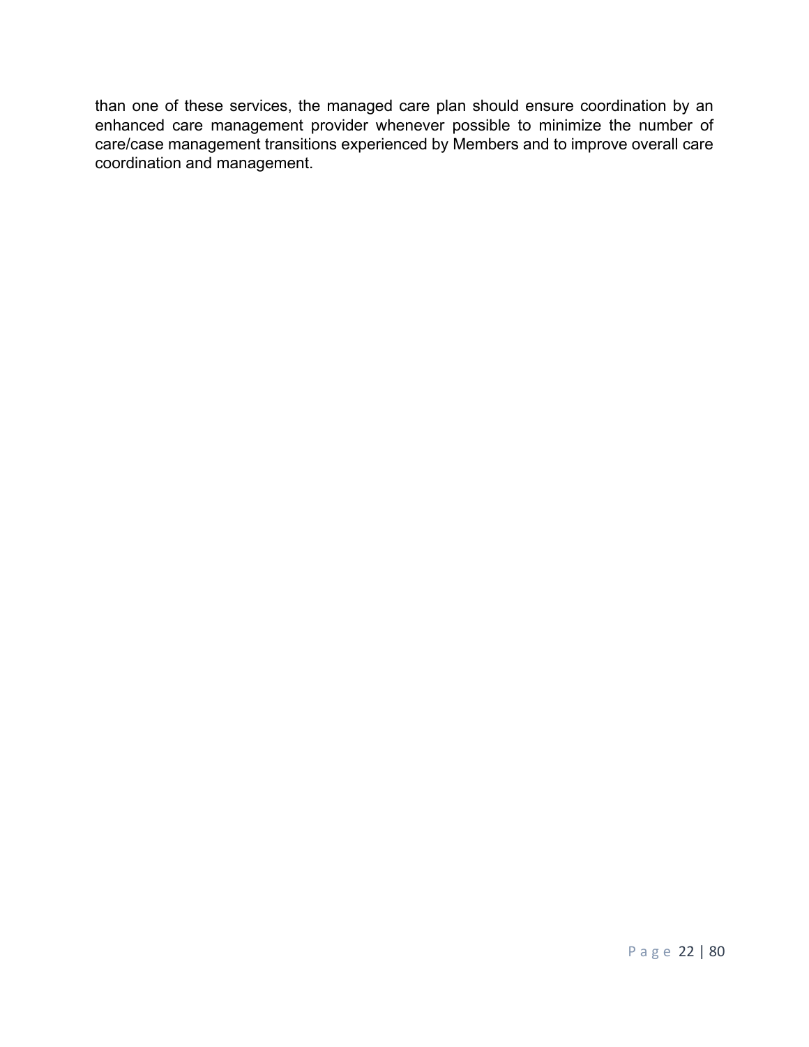than one of these services, the managed care plan should ensure coordination by an enhanced care management provider whenever possible to minimize the number of care/case management transitions experienced by Members and to improve overall care coordination and management.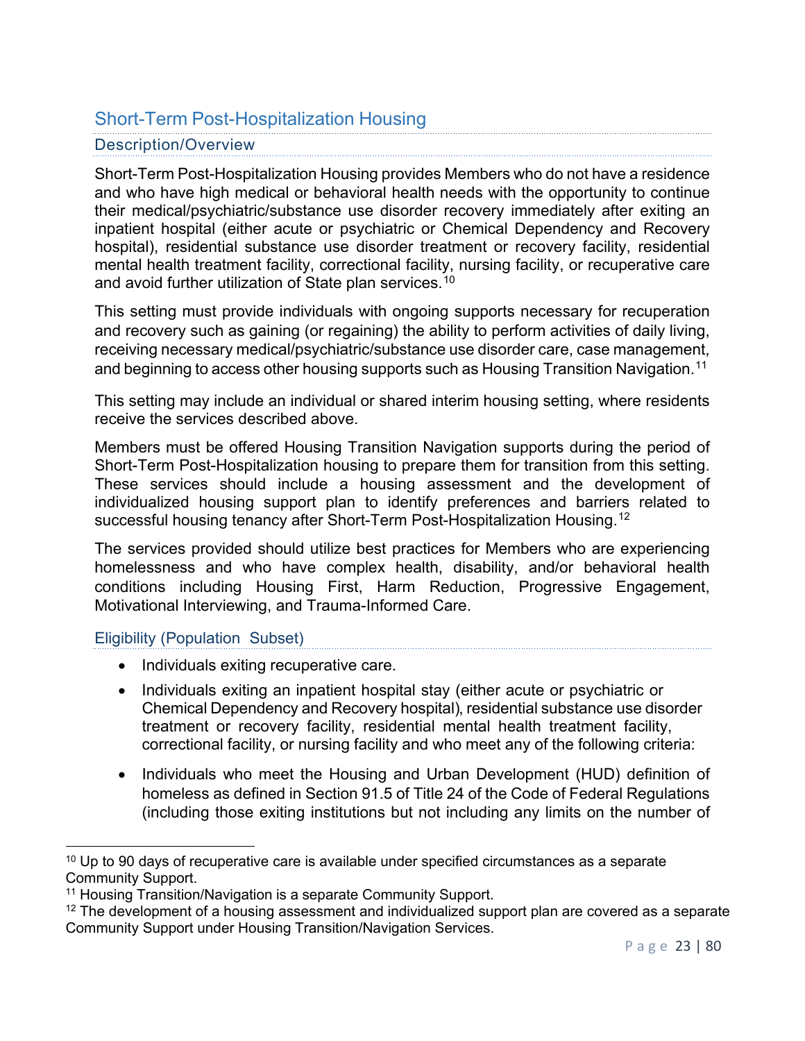## Short-Term Post-Hospitalization Housing

### Description/Overview

Short-Term Post-Hospitalization Housing provides Members who do not have a residence and who have high medical or behavioral health needs with the opportunity to continue their medical/psychiatric/substance use disorder recovery immediately after exiting an inpatient hospital (either acute or psychiatric or Chemical Dependency and Recovery hospital), residential substance use disorder treatment or recovery facility, residential mental health treatment facility, correctional facility, nursing facility, or recuperative care and avoid further utilization of State plan services.[10]

This setting must provide individuals with ongoing supports necessary for recuperation and recovery such as gaining (or regaining) the ability to perform activities of daily living, receiving necessary medical/psychiatric/substance use disorder care, case management, and beginning to access other housing supports such as Housing Transition Navigation.[11]

This setting may include an individual or shared interim housing setting, where residents receive the services described above.

Members must be offered Housing Transition Navigation supports during the period of Short-Term Post-Hospitalization housing to prepare them for transition from this setting. These services should include a housing assessment and the development of individualized housing support plan to identify preferences and barriers related to successful housing tenancy after Short-Term Post-Hospitalization Housing.[12]

The services provided should utilize best practices for Members who are experiencing homelessness and who have complex health, disability, and/or behavioral health conditions including Housing First, Harm Reduction, Progressive Engagement, Motivational Interviewing, and Trauma-Informed Care.

### Eligibility (Population Subset)

- Individuals exiting recuperative care.
- Individuals exiting an inpatient hospital stay (either acute or psychiatric or Chemical Dependency and Recovery hospital), residential substance use disorder treatment or recovery facility, residential mental health treatment facility, correctional facility, or nursing facility and who meet any of the following criteria:
- Individuals who meet the Housing and Urban Development (HUD) definition of homeless as defined in Section 91.5 of Title 24 of the Code of Federal Regulations (including those exiting institutions but not including any limits on the number of

---

[10] Up to 90 days of recuperative care is available under specified circumstances as a separate Community Support.

[11] Housing Transition/Navigation is a separate Community Support.

[12] The development of a housing assessment and individualized support plan are covered as a separate Community Support under Housing Transition/Navigation Services.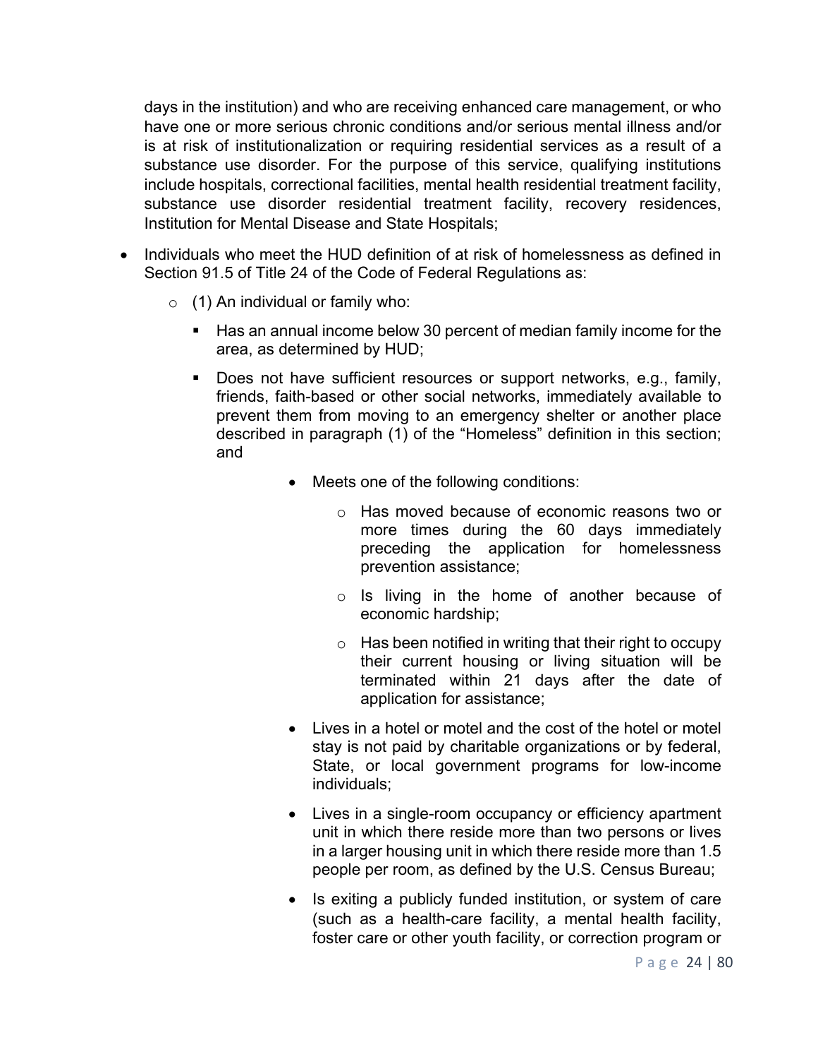days in the institution) and who are receiving enhanced care management, or who have one or more serious chronic conditions and/or serious mental illness and/or is at risk of institutionalization or requiring residential services as a result of a substance use disorder. For the purpose of this service, qualifying institutions include hospitals, correctional facilities, mental health residential treatment facility, substance use disorder residential treatment facility, recovery residences, Institution for Mental Disease and State Hospitals;

- Individuals who meet the HUD definition of at risk of homelessness as defined in Section 91.5 of Title 24 of the Code of Federal Regulations as:
  - (1) An individual or family who:
    - Has an annual income below 30 percent of median family income for the area, as determined by HUD;
    - Does not have sufficient resources or support networks, e.g., family, friends, faith-based or other social networks, immediately available to prevent them from moving to an emergency shelter or another place described in paragraph (1) of the "Homeless" definition in this section; and
      - Meets one of the following conditions:
        - Has moved because of economic reasons two or more times during the 60 days immediately preceding the application for homelessness prevention assistance;
        - Is living in the home of another because of economic hardship;
        - Has been notified in writing that their right to occupy their current housing or living situation will be terminated within 21 days after the date of application for assistance;
      - Lives in a hotel or motel and the cost of the hotel or motel stay is not paid by charitable organizations or by federal, State, or local government programs for low-income individuals;
      - Lives in a single-room occupancy or efficiency apartment unit in which there reside more than two persons or lives in a larger housing unit in which there reside more than 1.5 people per room, as defined by the U.S. Census Bureau;
      - Is exiting a publicly funded institution, or system of care (such as a health-care facility, a mental health facility, foster care or other youth facility, or correction program or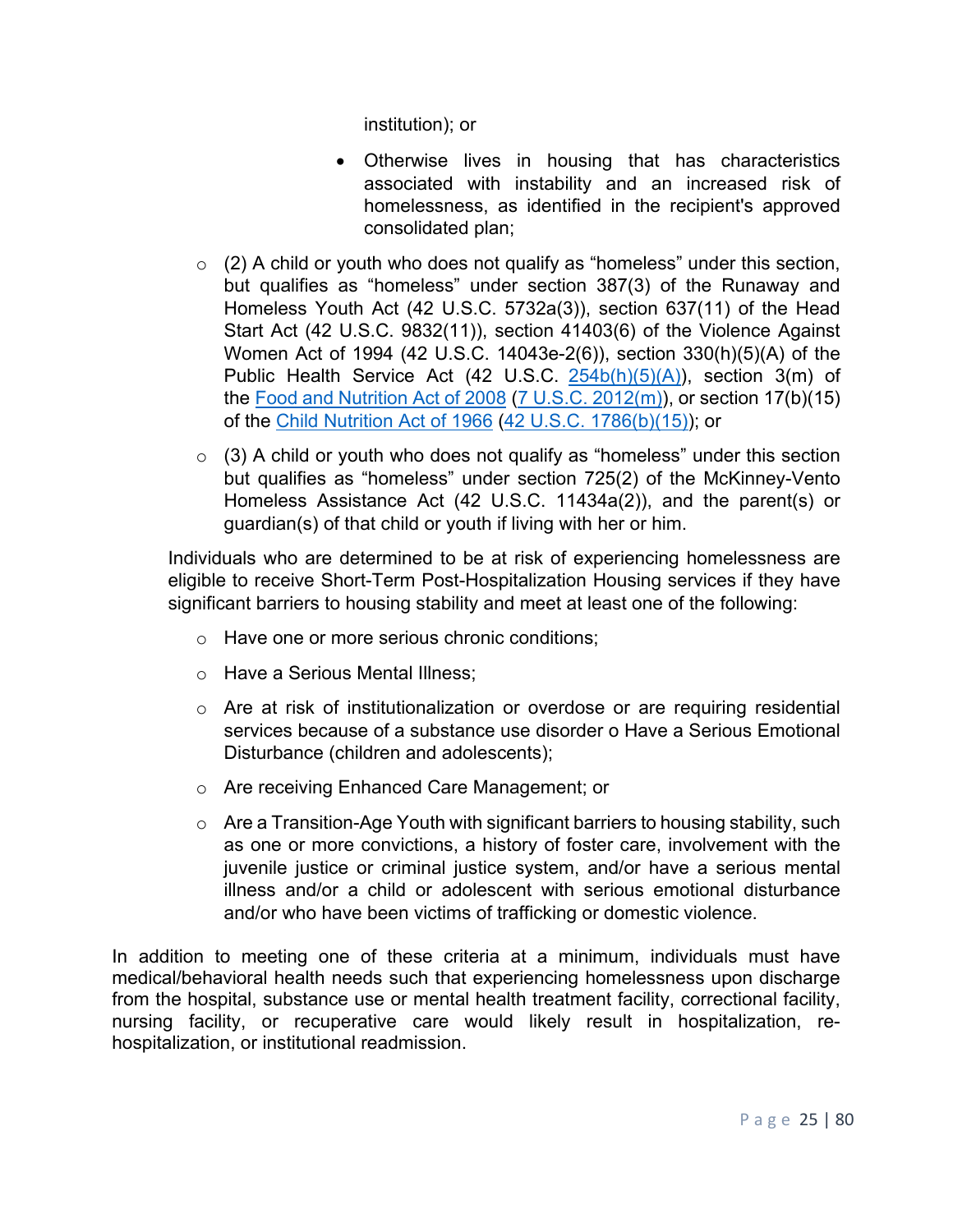institution); or

- Otherwise lives in housing that has characteristics associated with instability and an increased risk of homelessness, as identified in the recipient's approved consolidated plan;

- (2) A child or youth who does not qualify as "homeless" under this section, but qualifies as "homeless" under section 387(3) of the Runaway and Homeless Youth Act (42 U.S.C. 5732a(3)), section 637(11) of the Head Start Act (42 U.S.C. 9832(11)), section 41403(6) of the Violence Against Women Act of 1994 (42 U.S.C. 14043e-2(6)), section 330(h)(5)(A) of the Public Health Service Act (42 U.S.C. 254b(h)(5)(A)), section 3(m) of the Food and Nutrition Act of 2008 (7 U.S.C. 2012(m)), or section 17(b)(15) of the Child Nutrition Act of 1966 (42 U.S.C. 1786(b)(15)); or
- (3) A child or youth who does not qualify as "homeless" under this section but qualifies as "homeless" under section 725(2) of the McKinney-Vento Homeless Assistance Act (42 U.S.C. 11434a(2)), and the parent(s) or guardian(s) of that child or youth if living with her or him.

Individuals who are determined to be at risk of experiencing homelessness are eligible to receive Short-Term Post-Hospitalization Housing services if they have significant barriers to housing stability and meet at least one of the following:

- Have one or more serious chronic conditions;
- Have a Serious Mental Illness;
- Are at risk of institutionalization or overdose or are requiring residential services because of a substance use disorder o Have a Serious Emotional Disturbance (children and adolescents);
- Are receiving Enhanced Care Management; or
- Are a Transition-Age Youth with significant barriers to housing stability, such as one or more convictions, a history of foster care, involvement with the juvenile justice or criminal justice system, and/or have a serious mental illness and/or a child or adolescent with serious emotional disturbance and/or who have been victims of trafficking or domestic violence.

In addition to meeting one of these criteria at a minimum, individuals must have medical/behavioral health needs such that experiencing homelessness upon discharge from the hospital, substance use or mental health treatment facility, correctional facility, nursing facility, or recuperative care would likely result in hospitalization, re-hospitalization, or institutional readmission.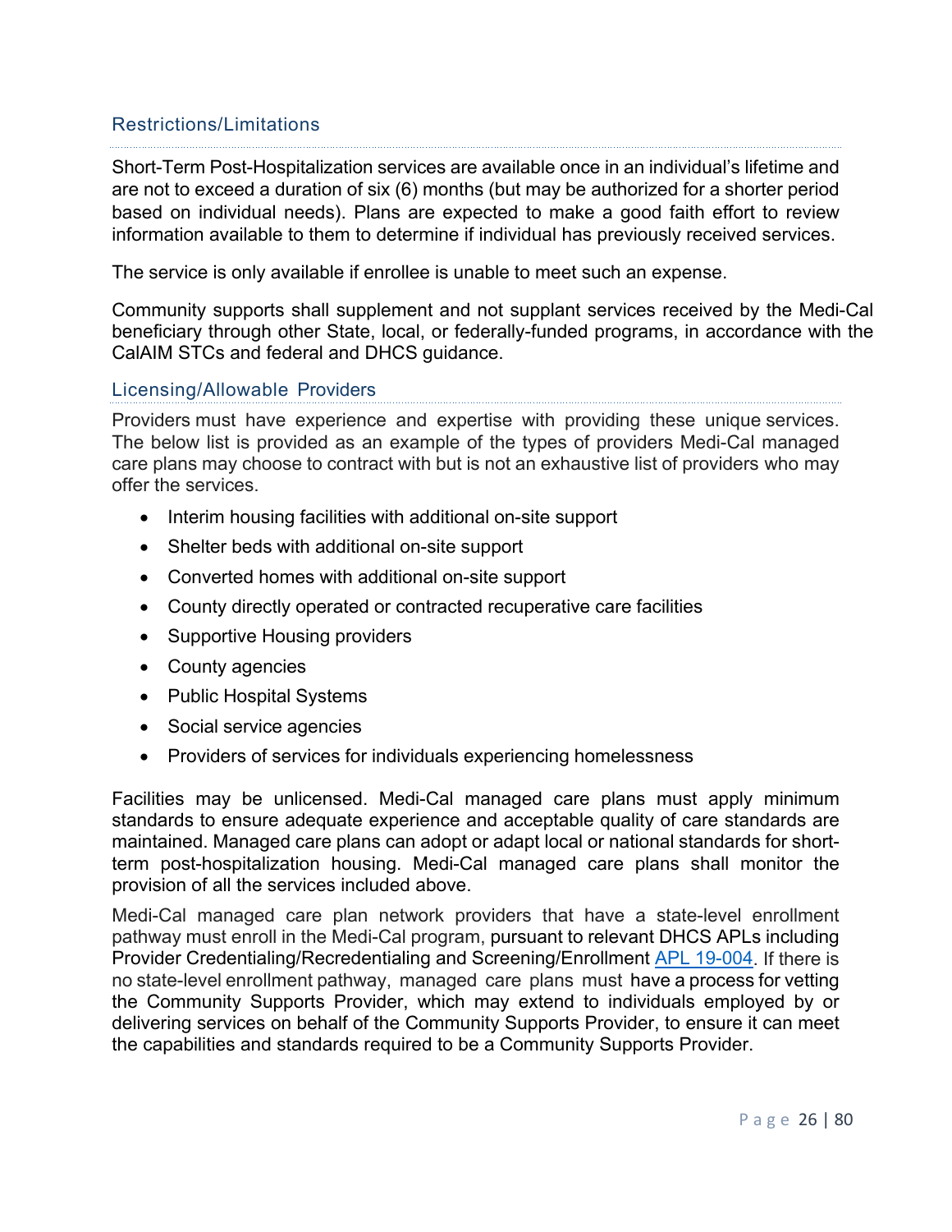### Restrictions/Limitations

Short-Term Post-Hospitalization services are available once in an individual's lifetime and are not to exceed a duration of six (6) months (but may be authorized for a shorter period based on individual needs). Plans are expected to make a good faith effort to review information available to them to determine if individual has previously received services.

The service is only available if enrollee is unable to meet such an expense.

Community supports shall supplement and not supplant services received by the Medi-Cal beneficiary through other State, local, or federally-funded programs, in accordance with the CalAIM STCs and federal and DHCS guidance.

### Licensing/Allowable Providers

Providers must have experience and expertise with providing these unique services. The below list is provided as an example of the types of providers Medi-Cal managed care plans may choose to contract with but is not an exhaustive list of providers who may offer the services.

- Interim housing facilities with additional on-site support
- Shelter beds with additional on-site support
- Converted homes with additional on-site support
- County directly operated or contracted recuperative care facilities
- Supportive Housing providers
- County agencies
- Public Hospital Systems
- Social service agencies
- Providers of services for individuals experiencing homelessness

Facilities may be unlicensed. Medi-Cal managed care plans must apply minimum standards to ensure adequate experience and acceptable quality of care standards are maintained. Managed care plans can adopt or adapt local or national standards for short-term post-hospitalization housing. Medi-Cal managed care plans shall monitor the provision of all the services included above.

Medi-Cal managed care plan network providers that have a state-level enrollment pathway must enroll in the Medi-Cal program, pursuant to relevant DHCS APLs including Provider Credentialing/Recredentialing and Screening/Enrollment APL 19-004. If there is no state-level enrollment pathway, managed care plans must have a process for vetting the Community Supports Provider, which may extend to individuals employed by or delivering services on behalf of the Community Supports Provider, to ensure it can meet the capabilities and standards required to be a Community Supports Provider.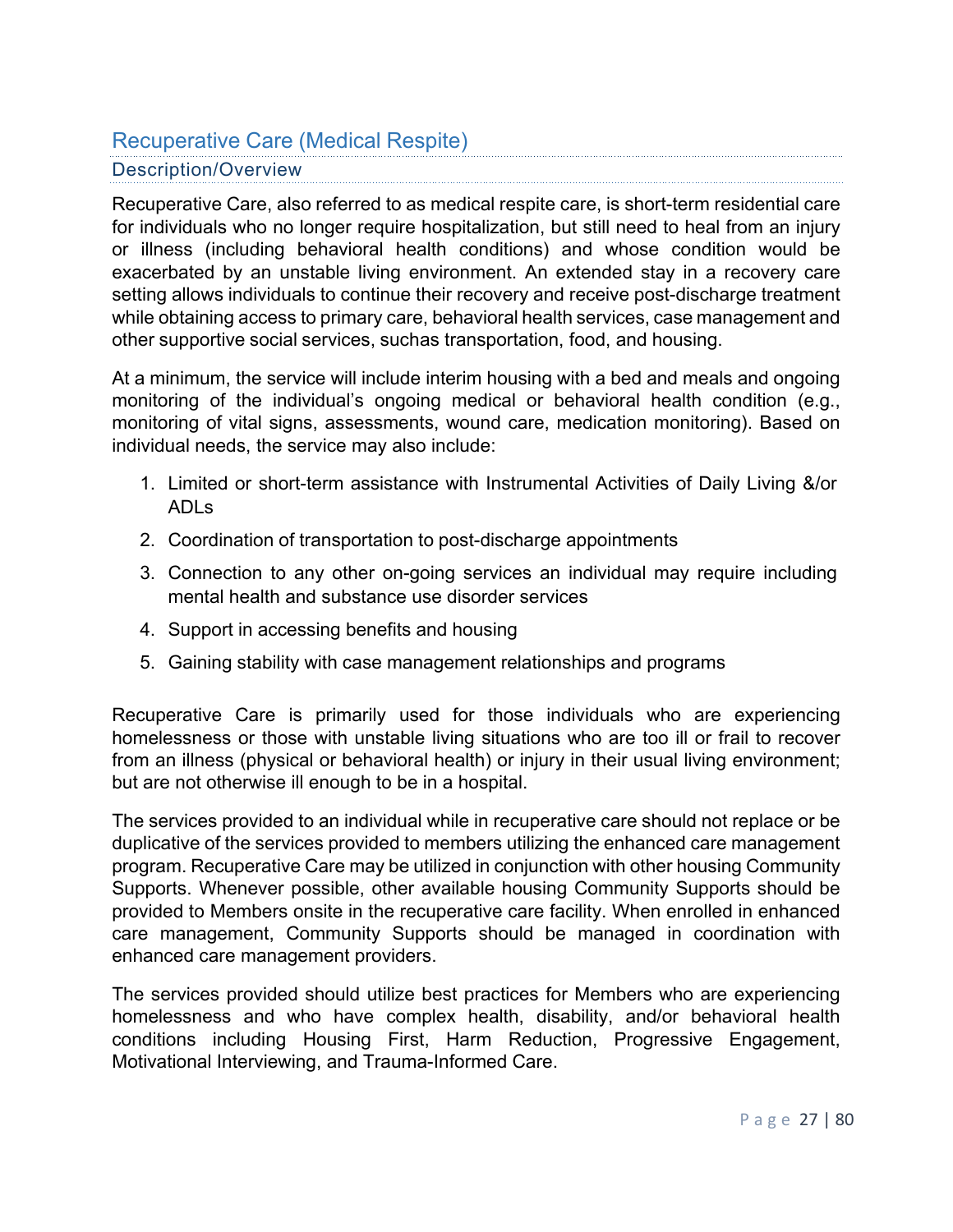## Recuperative Care (Medical Respite)

### Description/Overview

Recuperative Care, also referred to as medical respite care, is short-term residential care for individuals who no longer require hospitalization, but still need to heal from an injury or illness (including behavioral health conditions) and whose condition would be exacerbated by an unstable living environment. An extended stay in a recovery care setting allows individuals to continue their recovery and receive post-discharge treatment while obtaining access to primary care, behavioral health services, case management and other supportive social services, suchas transportation, food, and housing.

At a minimum, the service will include interim housing with a bed and meals and ongoing monitoring of the individual's ongoing medical or behavioral health condition (e.g., monitoring of vital signs, assessments, wound care, medication monitoring). Based on individual needs, the service may also include:

1. Limited or short-term assistance with Instrumental Activities of Daily Living &/or ADLs
2. Coordination of transportation to post-discharge appointments
3. Connection to any other on-going services an individual may require including mental health and substance use disorder services
4. Support in accessing benefits and housing
5. Gaining stability with case management relationships and programs

Recuperative Care is primarily used for those individuals who are experiencing homelessness or those with unstable living situations who are too ill or frail to recover from an illness (physical or behavioral health) or injury in their usual living environment; but are not otherwise ill enough to be in a hospital.

The services provided to an individual while in recuperative care should not replace or be duplicative of the services provided to members utilizing the enhanced care management program. Recuperative Care may be utilized in conjunction with other housing Community Supports. Whenever possible, other available housing Community Supports should be provided to Members onsite in the recuperative care facility. When enrolled in enhanced care management, Community Supports should be managed in coordination with enhanced care management providers.

The services provided should utilize best practices for Members who are experiencing homelessness and who have complex health, disability, and/or behavioral health conditions including Housing First, Harm Reduction, Progressive Engagement, Motivational Interviewing, and Trauma-Informed Care.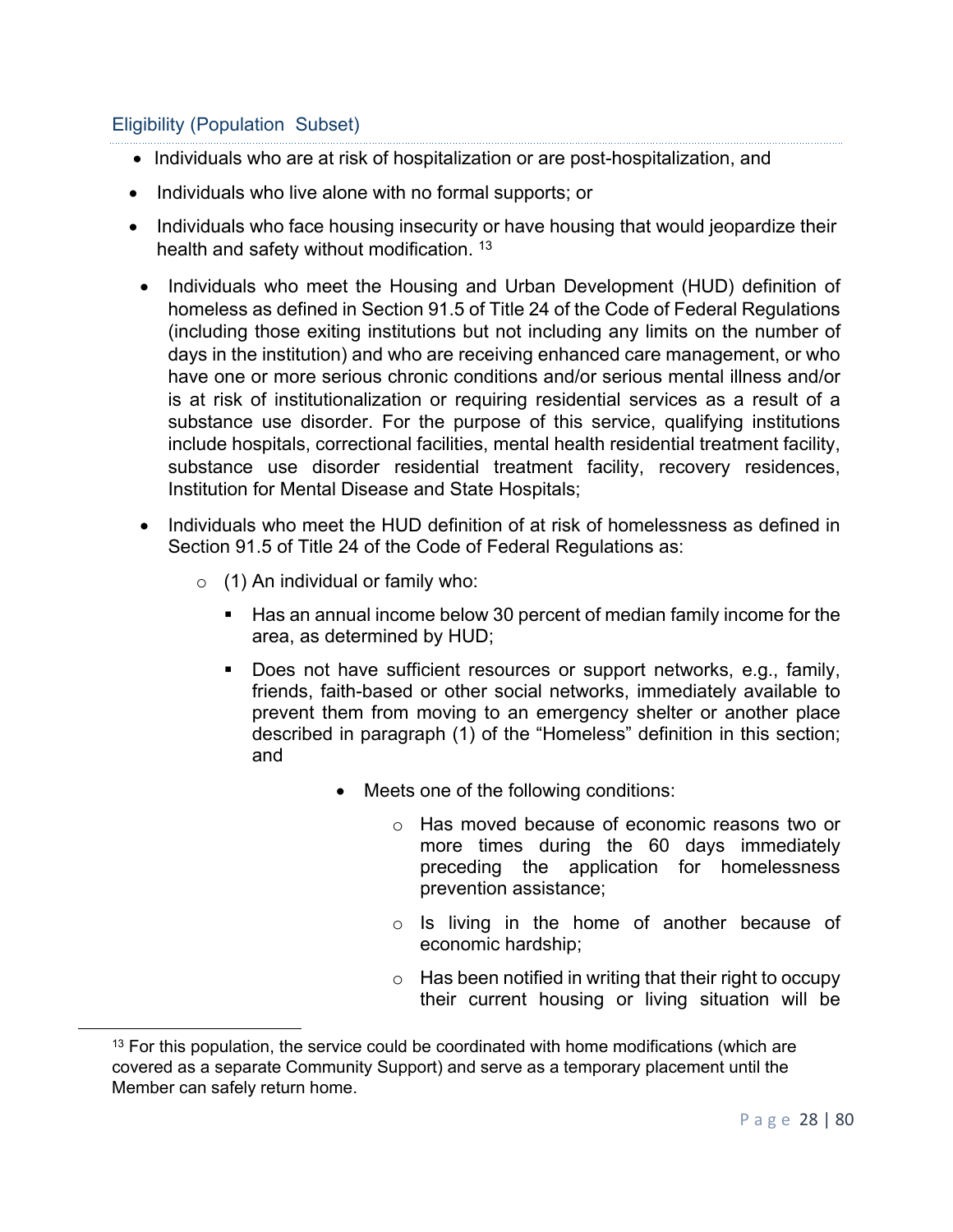### Eligibility (Population Subset)

- Individuals who are at risk of hospitalization or are post-hospitalization, and
- Individuals who live alone with no formal supports; or
- Individuals who face housing insecurity or have housing that would jeopardize their health and safety without modification. [13]
- Individuals who meet the Housing and Urban Development (HUD) definition of homeless as defined in Section 91.5 of Title 24 of the Code of Federal Regulations (including those exiting institutions but not including any limits on the number of days in the institution) and who are receiving enhanced care management, or who have one or more serious chronic conditions and/or serious mental illness and/or is at risk of institutionalization or requiring residential services as a result of a substance use disorder. For the purpose of this service, qualifying institutions include hospitals, correctional facilities, mental health residential treatment facility, substance use disorder residential treatment facility, recovery residences, Institution for Mental Disease and State Hospitals;
- Individuals who meet the HUD definition of at risk of homelessness as defined in Section 91.5 of Title 24 of the Code of Federal Regulations as:
  - (1) An individual or family who:
    - Has an annual income below 30 percent of median family income for the area, as determined by HUD;
    - Does not have sufficient resources or support networks, e.g., family, friends, faith-based or other social networks, immediately available to prevent them from moving to an emergency shelter or another place described in paragraph (1) of the "Homeless" definition in this section; and
      - Meets one of the following conditions:
        - Has moved because of economic reasons two or more times during the 60 days immediately preceding the application for homelessness prevention assistance;
        - Is living in the home of another because of economic hardship;
        - Has been notified in writing that their right to occupy their current housing or living situation will be

---

[13] For this population, the service could be coordinated with home modifications (which are covered as a separate Community Support) and serve as a temporary placement until the Member can safely return home.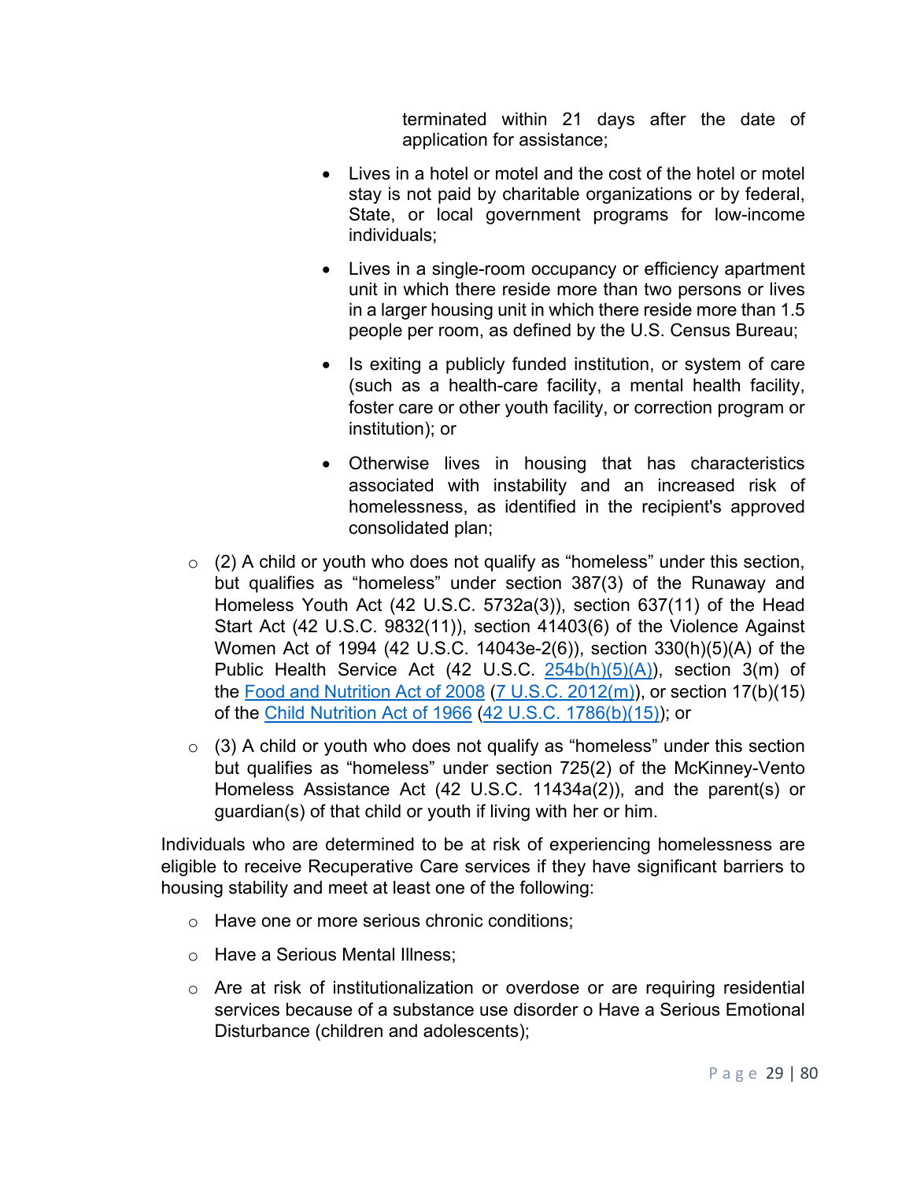terminated within 21 days after the date of application for assistance;

    - Lives in a hotel or motel and the cost of the hotel or motel stay is not paid by charitable organizations or by federal, State, or local government programs for low-income individuals;
    - Lives in a single-room occupancy or efficiency apartment unit in which there reside more than two persons or lives in a larger housing unit in which there reside more than 1.5 people per room, as defined by the U.S. Census Bureau;
    - Is exiting a publicly funded institution, or system of care (such as a health-care facility, a mental health facility, foster care or other youth facility, or correction program or institution); or
    - Otherwise lives in housing that has characteristics associated with instability and an increased risk of homelessness, as identified in the recipient's approved consolidated plan;

- (2) A child or youth who does not qualify as "homeless" under this section, but qualifies as "homeless" under section 387(3) of the Runaway and Homeless Youth Act (42 U.S.C. 5732a(3)), section 637(11) of the Head Start Act (42 U.S.C. 9832(11)), section 41403(6) of the Violence Against Women Act of 1994 (42 U.S.C. 14043e-2(6)), section 330(h)(5)(A) of the Public Health Service Act (42 U.S.C. 254b(h)(5)(A)), section 3(m) of the Food and Nutrition Act of 2008 (7 U.S.C. 2012(m)), or section 17(b)(15) of the Child Nutrition Act of 1966 (42 U.S.C. 1786(b)(15)); or
- (3) A child or youth who does not qualify as "homeless" under this section but qualifies as "homeless" under section 725(2) of the McKinney-Vento Homeless Assistance Act (42 U.S.C. 11434a(2)), and the parent(s) or guardian(s) of that child or youth if living with her or him.

Individuals who are determined to be at risk of experiencing homelessness are eligible to receive Recuperative Care services if they have significant barriers to housing stability and meet at least one of the following:

- Have one or more serious chronic conditions;
- Have a Serious Mental Illness;
- Are at risk of institutionalization or overdose or are requiring residential services because of a substance use disorder o Have a Serious Emotional Disturbance (children and adolescents);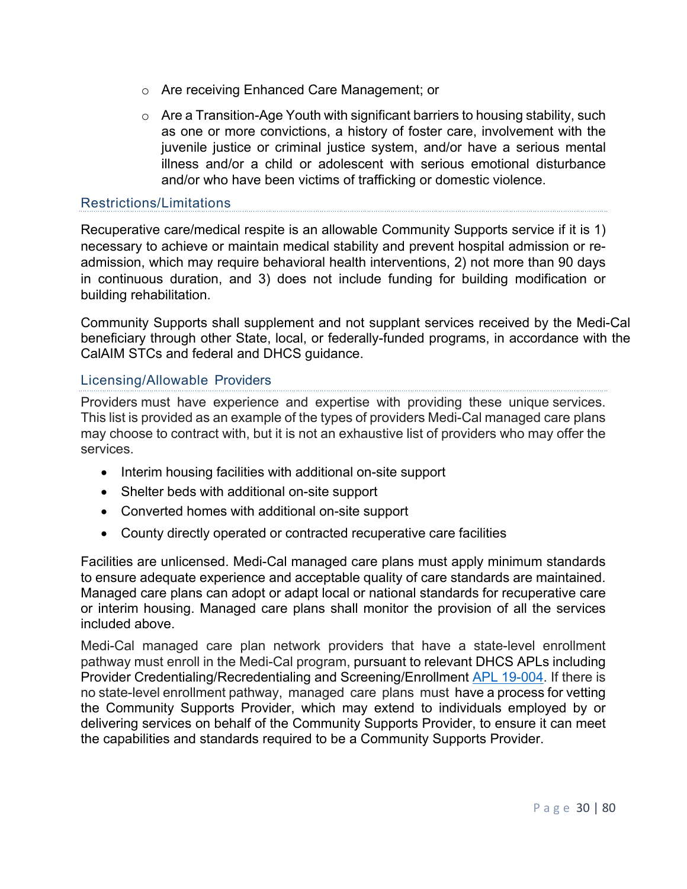- Are receiving Enhanced Care Management; or
- Are a Transition-Age Youth with significant barriers to housing stability, such as one or more convictions, a history of foster care, involvement with the juvenile justice or criminal justice system, and/or have a serious mental illness and/or a child or adolescent with serious emotional disturbance and/or who have been victims of trafficking or domestic violence.

### Restrictions/Limitations

Recuperative care/medical respite is an allowable Community Supports service if it is 1) necessary to achieve or maintain medical stability and prevent hospital admission or re-admission, which may require behavioral health interventions, 2) not more than 90 days in continuous duration, and 3) does not include funding for building modification or building rehabilitation.

Community Supports shall supplement and not supplant services received by the Medi-Cal beneficiary through other State, local, or federally-funded programs, in accordance with the CalAIM STCs and federal and DHCS guidance.

### Licensing/Allowable Providers

Providers must have experience and expertise with providing these unique services. This list is provided as an example of the types of providers Medi-Cal managed care plans may choose to contract with, but it is not an exhaustive list of providers who may offer the services.

- Interim housing facilities with additional on-site support
- Shelter beds with additional on-site support
- Converted homes with additional on-site support
- County directly operated or contracted recuperative care facilities

Facilities are unlicensed. Medi-Cal managed care plans must apply minimum standards to ensure adequate experience and acceptable quality of care standards are maintained. Managed care plans can adopt or adapt local or national standards for recuperative care or interim housing. Managed care plans shall monitor the provision of all the services included above.

Medi-Cal managed care plan network providers that have a state-level enrollment pathway must enroll in the Medi-Cal program, pursuant to relevant DHCS APLs including Provider Credentialing/Recredentialing and Screening/Enrollment APL 19-004. If there is no state-level enrollment pathway, managed care plans must have a process for vetting the Community Supports Provider, which may extend to individuals employed by or delivering services on behalf of the Community Supports Provider, to ensure it can meet the capabilities and standards required to be a Community Supports Provider.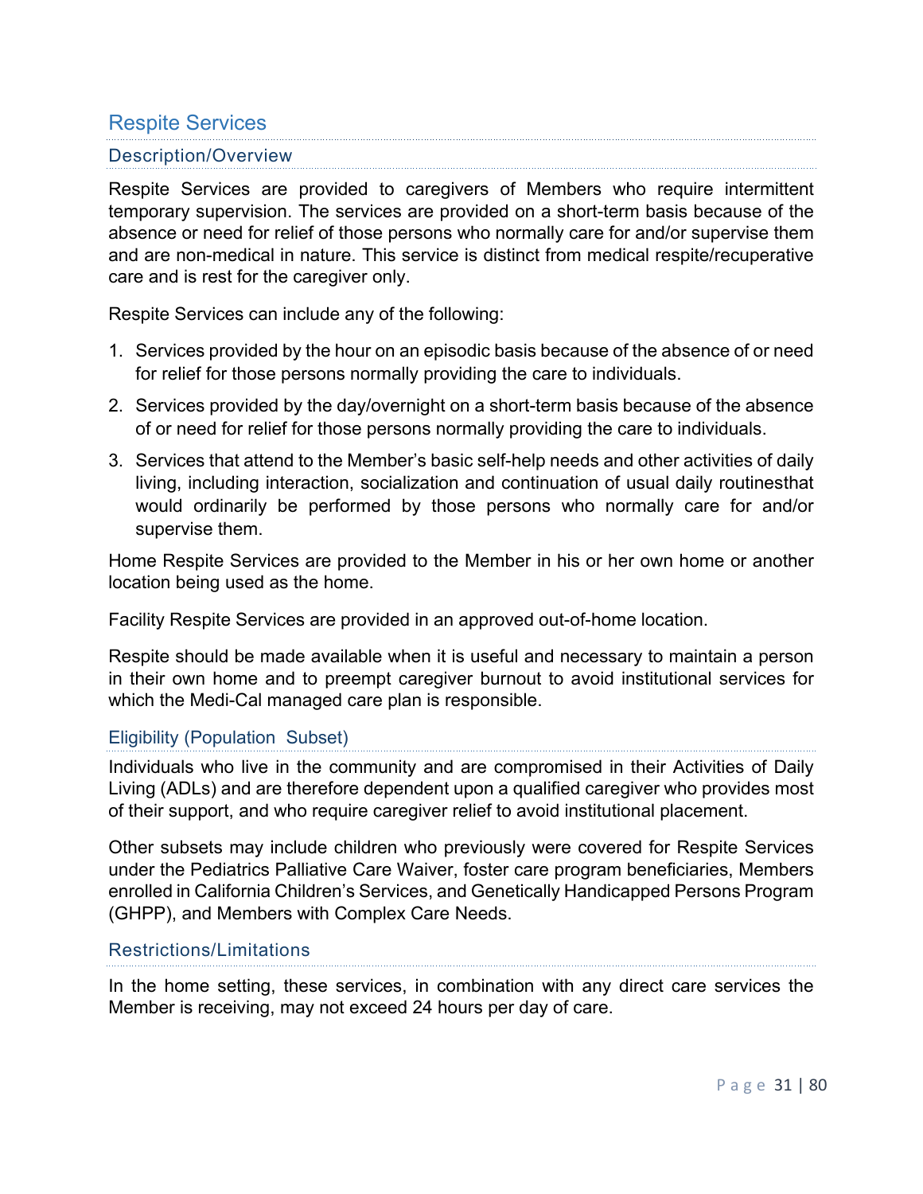## Respite Services

### Description/Overview

Respite Services are provided to caregivers of Members who require intermittent temporary supervision. The services are provided on a short-term basis because of the absence or need for relief of those persons who normally care for and/or supervise them and are non-medical in nature. This service is distinct from medical respite/recuperative care and is rest for the caregiver only.

Respite Services can include any of the following:

1. Services provided by the hour on an episodic basis because of the absence of or need for relief for those persons normally providing the care to individuals.
2. Services provided by the day/overnight on a short-term basis because of the absence of or need for relief for those persons normally providing the care to individuals.
3. Services that attend to the Member's basic self-help needs and other activities of daily living, including interaction, socialization and continuation of usual daily routinesthat would ordinarily be performed by those persons who normally care for and/or supervise them.

Home Respite Services are provided to the Member in his or her own home or another location being used as the home.

Facility Respite Services are provided in an approved out-of-home location.

Respite should be made available when it is useful and necessary to maintain a person in their own home and to preempt caregiver burnout to avoid institutional services for which the Medi-Cal managed care plan is responsible.

### Eligibility (Population Subset)

Individuals who live in the community and are compromised in their Activities of Daily Living (ADLs) and are therefore dependent upon a qualified caregiver who provides most of their support, and who require caregiver relief to avoid institutional placement.

Other subsets may include children who previously were covered for Respite Services under the Pediatrics Palliative Care Waiver, foster care program beneficiaries, Members enrolled in California Children's Services, and Genetically Handicapped Persons Program (GHPP), and Members with Complex Care Needs.

### Restrictions/Limitations

In the home setting, these services, in combination with any direct care services the Member is receiving, may not exceed 24 hours per day of care.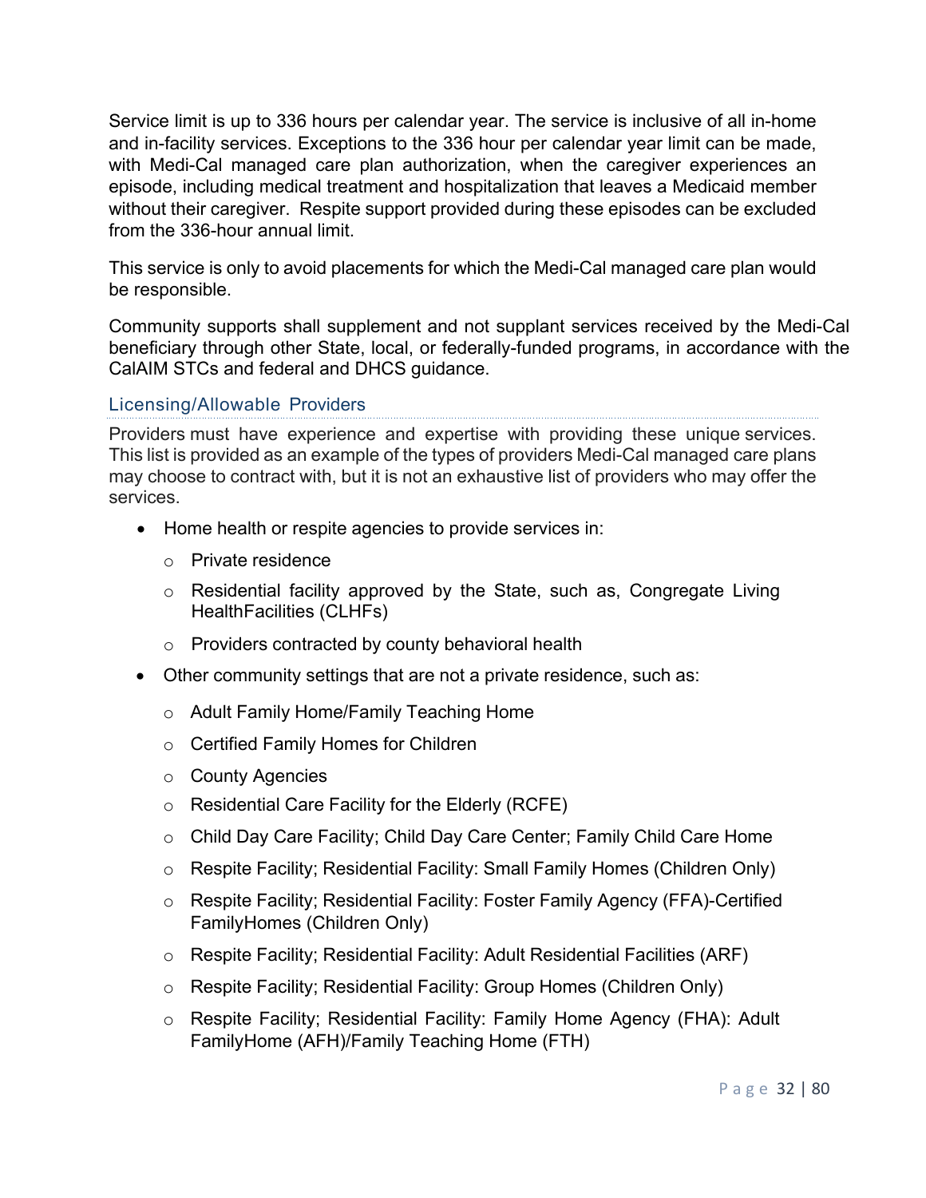Service limit is up to 336 hours per calendar year. The service is inclusive of all in-home and in-facility services. Exceptions to the 336 hour per calendar year limit can be made, with Medi-Cal managed care plan authorization, when the caregiver experiences an episode, including medical treatment and hospitalization that leaves a Medicaid member without their caregiver. Respite support provided during these episodes can be excluded from the 336-hour annual limit.

This service is only to avoid placements for which the Medi-Cal managed care plan would be responsible.

Community supports shall supplement and not supplant services received by the Medi-Cal beneficiary through other State, local, or federally-funded programs, in accordance with the CalAIM STCs and federal and DHCS guidance.

### Licensing/Allowable Providers

Providers must have experience and expertise with providing these unique services. This list is provided as an example of the types of providers Medi-Cal managed care plans may choose to contract with, but it is not an exhaustive list of providers who may offer the services.

- Home health or respite agencies to provide services in:
  - Private residence
  - Residential facility approved by the State, such as, Congregate Living HealthFacilities (CLHFs)
  - Providers contracted by county behavioral health
- Other community settings that are not a private residence, such as:
  - Adult Family Home/Family Teaching Home
  - Certified Family Homes for Children
  - County Agencies
  - Residential Care Facility for the Elderly (RCFE)
  - Child Day Care Facility; Child Day Care Center; Family Child Care Home
  - Respite Facility; Residential Facility: Small Family Homes (Children Only)
  - Respite Facility; Residential Facility: Foster Family Agency (FFA)-Certified FamilyHomes (Children Only)
  - Respite Facility; Residential Facility: Adult Residential Facilities (ARF)
  - Respite Facility; Residential Facility: Group Homes (Children Only)
  - Respite Facility; Residential Facility: Family Home Agency (FHA): Adult FamilyHome (AFH)/Family Teaching Home (FTH)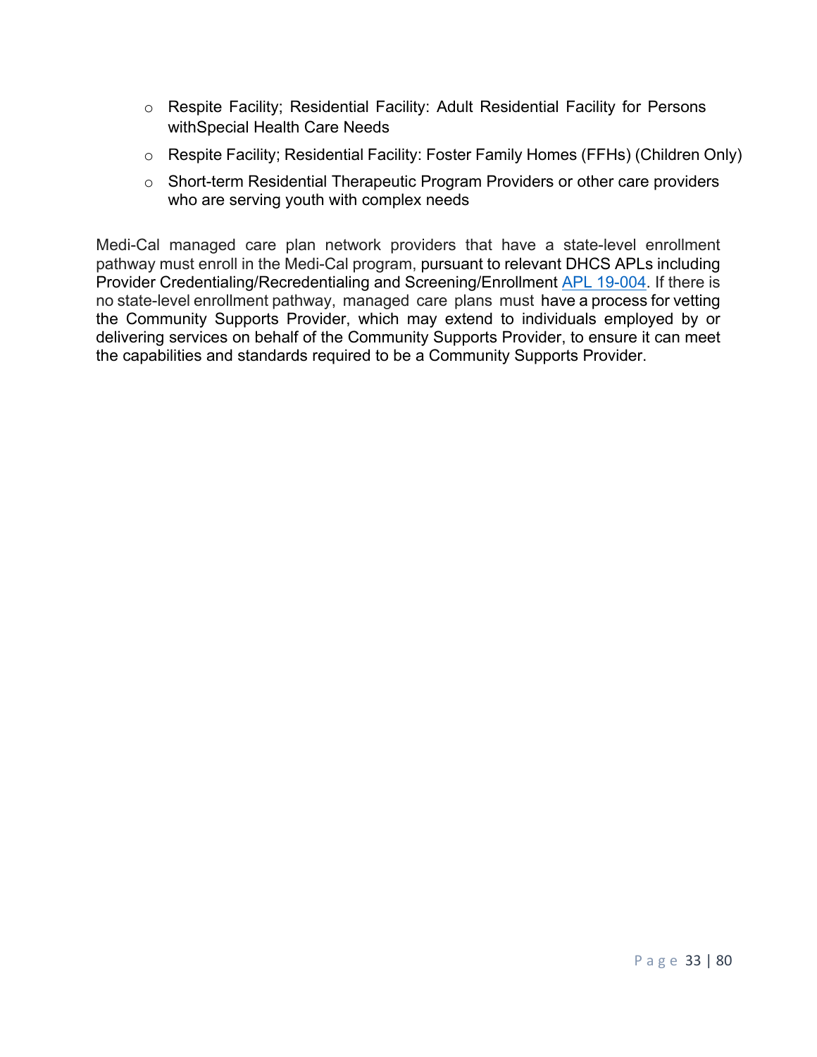- Respite Facility; Residential Facility: Adult Residential Facility for Persons withSpecial Health Care Needs
- Respite Facility; Residential Facility: Foster Family Homes (FFHs) (Children Only)
- Short-term Residential Therapeutic Program Providers or other care providers who are serving youth with complex needs

Medi-Cal managed care plan network providers that have a state-level enrollment pathway must enroll in the Medi-Cal program, pursuant to relevant DHCS APLs including Provider Credentialing/Recredentialing and Screening/Enrollment APL 19-004. If there is no state-level enrollment pathway, managed care plans must have a process for vetting the Community Supports Provider, which may extend to individuals employed by or delivering services on behalf of the Community Supports Provider, to ensure it can meet the capabilities and standards required to be a Community Supports Provider.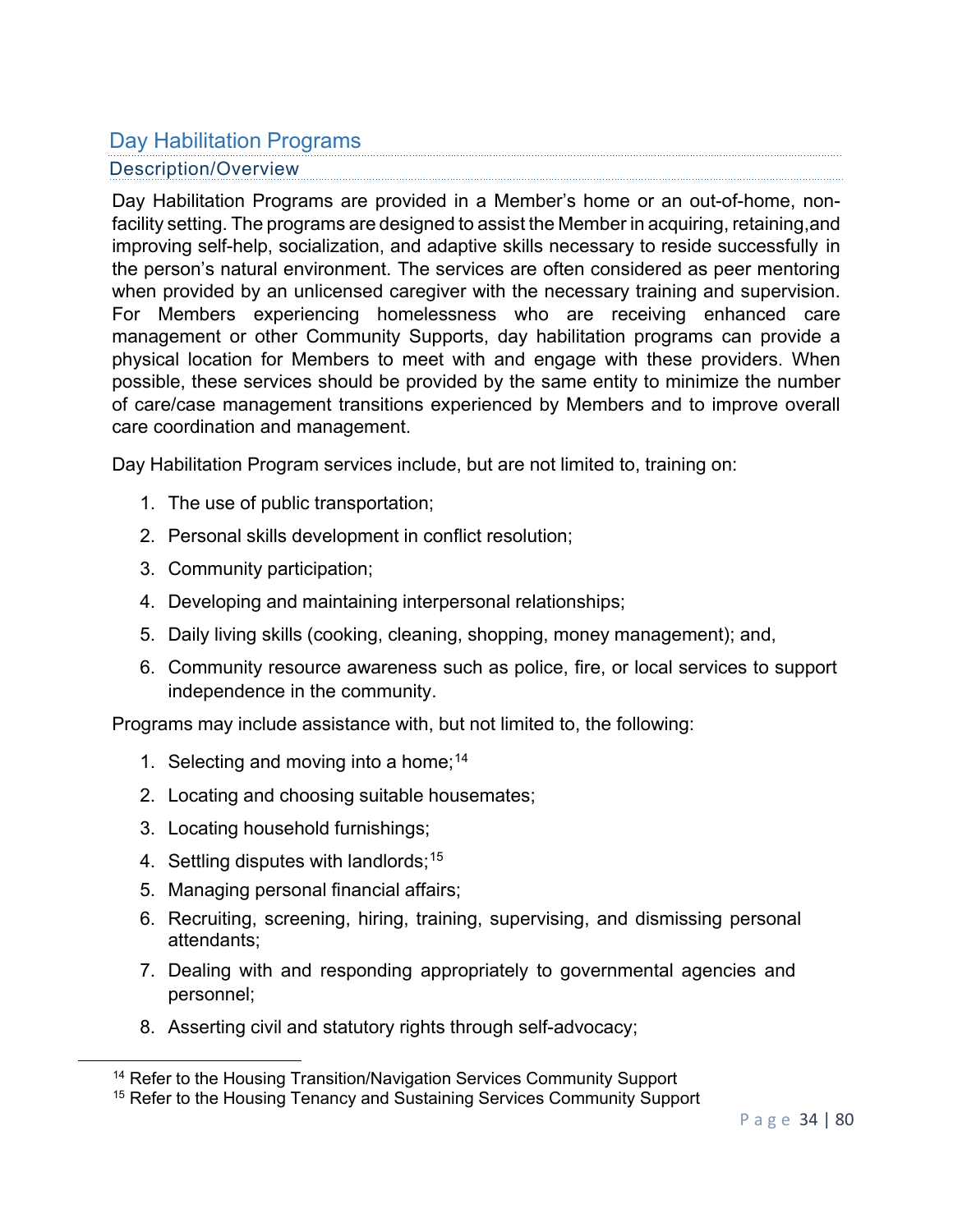## Day Habilitation Programs

### Description/Overview

Day Habilitation Programs are provided in a Member's home or an out-of-home, non-facility setting. The programs are designed to assist the Member in acquiring, retaining, and improving self-help, socialization, and adaptive skills necessary to reside successfully in the person's natural environment. The services are often considered as peer mentoring when provided by an unlicensed caregiver with the necessary training and supervision. For Members experiencing homelessness who are receiving enhanced care management or other Community Supports, day habilitation programs can provide a physical location for Members to meet with and engage with these providers. When possible, these services should be provided by the same entity to minimize the number of care/case management transitions experienced by Members and to improve overall care coordination and management.

Day Habilitation Program services include, but are not limited to, training on:

1. The use of public transportation;
2. Personal skills development in conflict resolution;
3. Community participation;
4. Developing and maintaining interpersonal relationships;
5. Daily living skills (cooking, cleaning, shopping, money management); and,
6. Community resource awareness such as police, fire, or local services to support independence in the community.

Programs may include assistance with, but not limited to, the following:

1. Selecting and moving into a home;[14]
2. Locating and choosing suitable housemates;
3. Locating household furnishings;
4. Settling disputes with landlords;[15]
5. Managing personal financial affairs;
6. Recruiting, screening, hiring, training, supervising, and dismissing personal attendants;
7. Dealing with and responding appropriately to governmental agencies and personnel;
8. Asserting civil and statutory rights through self-advocacy;

---

[14] Refer to the Housing Transition/Navigation Services Community Support

[15] Refer to the Housing Tenancy and Sustaining Services Community Support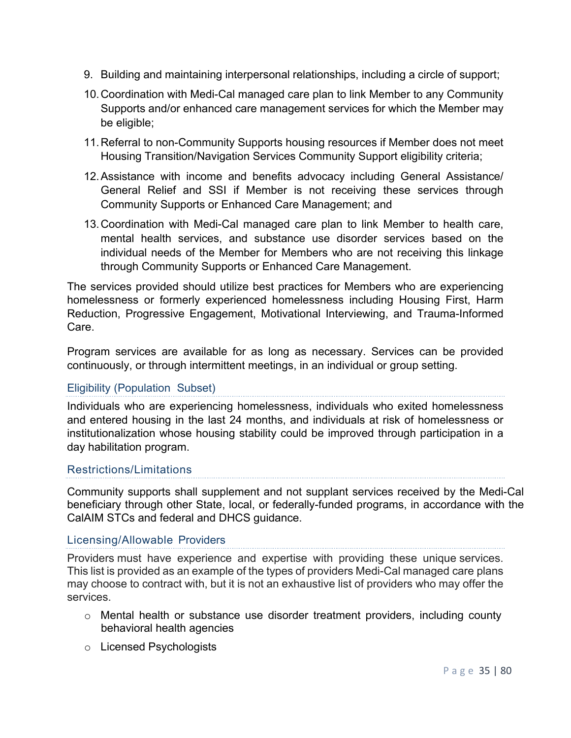9. Building and maintaining interpersonal relationships, including a circle of support;
10. Coordination with Medi-Cal managed care plan to link Member to any Community Supports and/or enhanced care management services for which the Member may be eligible;
11. Referral to non-Community Supports housing resources if Member does not meet Housing Transition/Navigation Services Community Support eligibility criteria;
12. Assistance with income and benefits advocacy including General Assistance/ General Relief and SSI if Member is not receiving these services through Community Supports or Enhanced Care Management; and
13. Coordination with Medi-Cal managed care plan to link Member to health care, mental health services, and substance use disorder services based on the individual needs of the Member for Members who are not receiving this linkage through Community Supports or Enhanced Care Management.

The services provided should utilize best practices for Members who are experiencing homelessness or formerly experienced homelessness including Housing First, Harm Reduction, Progressive Engagement, Motivational Interviewing, and Trauma-Informed Care.

Program services are available for as long as necessary. Services can be provided continuously, or through intermittent meetings, in an individual or group setting.

### Eligibility (Population Subset)

Individuals who are experiencing homelessness, individuals who exited homelessness and entered housing in the last 24 months, and individuals at risk of homelessness or institutionalization whose housing stability could be improved through participation in a day habilitation program.

### Restrictions/Limitations

Community supports shall supplement and not supplant services received by the Medi-Cal beneficiary through other State, local, or federally-funded programs, in accordance with the CalAIM STCs and federal and DHCS guidance.

### Licensing/Allowable Providers

Providers must have experience and expertise with providing these unique services. This list is provided as an example of the types of providers Medi-Cal managed care plans may choose to contract with, but it is not an exhaustive list of providers who may offer the services.

- Mental health or substance use disorder treatment providers, including county behavioral health agencies
- Licensed Psychologists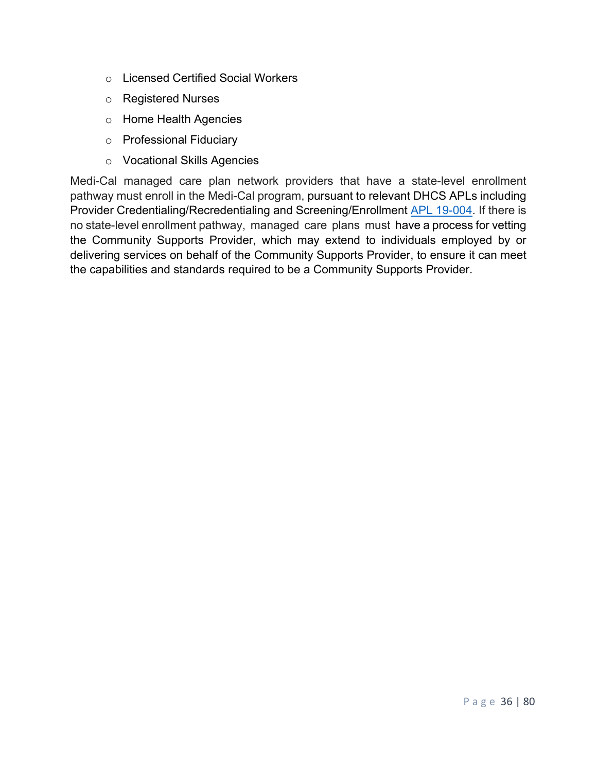- Licensed Certified Social Workers
- Registered Nurses
- Home Health Agencies
- Professional Fiduciary
- Vocational Skills Agencies

Medi-Cal managed care plan network providers that have a state-level enrollment pathway must enroll in the Medi-Cal program, pursuant to relevant DHCS APLs including Provider Credentialing/Recredentialing and Screening/Enrollment [APL 19-004](). If there is no state-level enrollment pathway, managed care plans must have a process for vetting the Community Supports Provider, which may extend to individuals employed by or delivering services on behalf of the Community Supports Provider, to ensure it can meet the capabilities and standards required to be a Community Supports Provider.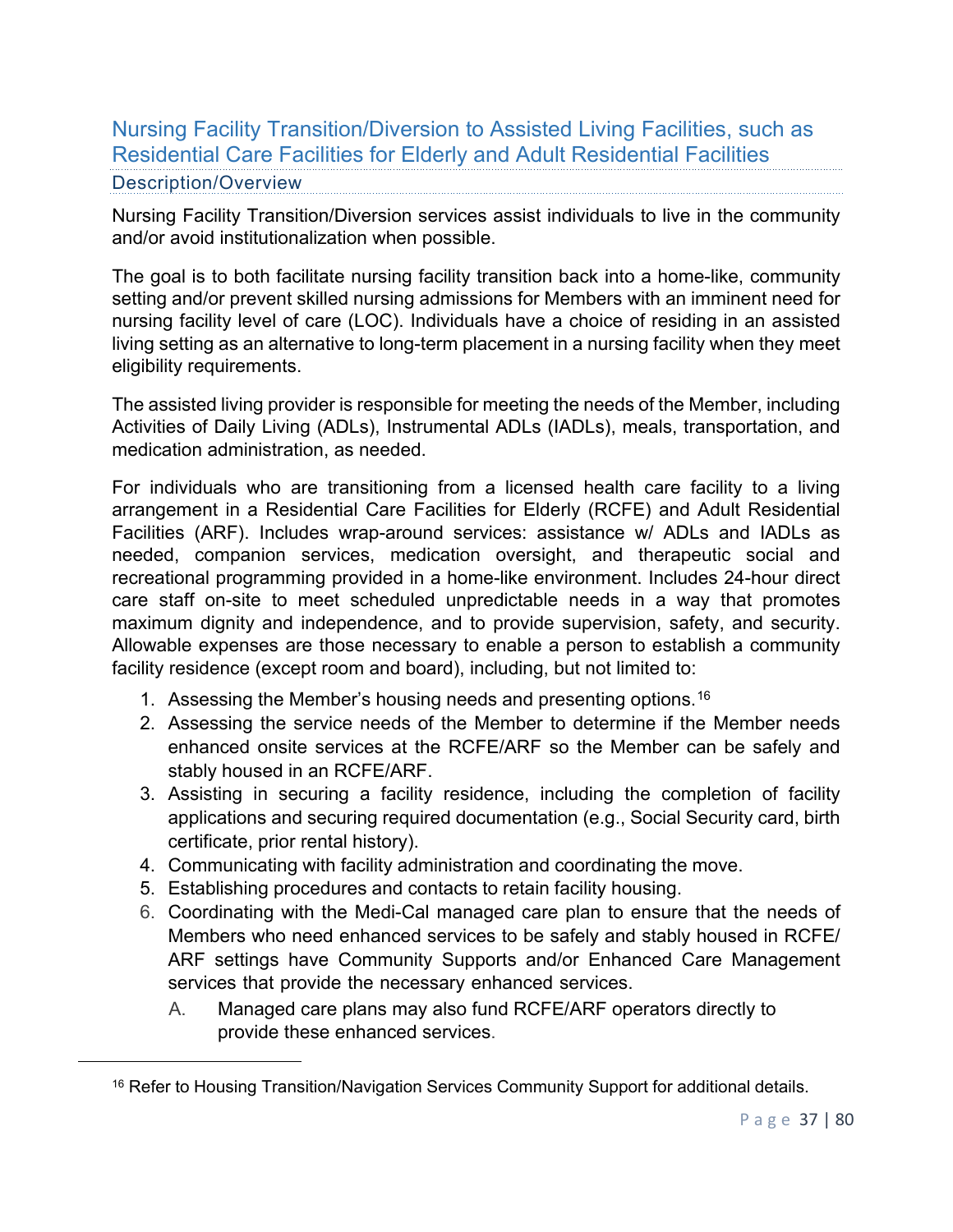## Nursing Facility Transition/Diversion to Assisted Living Facilities, such as Residential Care Facilities for Elderly and Adult Residential Facilities

### Description/Overview

Nursing Facility Transition/Diversion services assist individuals to live in the community and/or avoid institutionalization when possible.

The goal is to both facilitate nursing facility transition back into a home-like, community setting and/or prevent skilled nursing admissions for Members with an imminent need for nursing facility level of care (LOC). Individuals have a choice of residing in an assisted living setting as an alternative to long-term placement in a nursing facility when they meet eligibility requirements.

The assisted living provider is responsible for meeting the needs of the Member, including Activities of Daily Living (ADLs), Instrumental ADLs (IADLs), meals, transportation, and medication administration, as needed.

For individuals who are transitioning from a licensed health care facility to a living arrangement in a Residential Care Facilities for Elderly (RCFE) and Adult Residential Facilities (ARF). Includes wrap-around services: assistance w/ ADLs and IADLs as needed, companion services, medication oversight, and therapeutic social and recreational programming provided in a home-like environment. Includes 24-hour direct care staff on-site to meet scheduled unpredictable needs in a way that promotes maximum dignity and independence, and to provide supervision, safety, and security. Allowable expenses are those necessary to enable a person to establish a community facility residence (except room and board), including, but not limited to:

1. Assessing the Member's housing needs and presenting options.[16]
2. Assessing the service needs of the Member to determine if the Member needs enhanced onsite services at the RCFE/ARF so the Member can be safely and stably housed in an RCFE/ARF.
3. Assisting in securing a facility residence, including the completion of facility applications and securing required documentation (e.g., Social Security card, birth certificate, prior rental history).
4. Communicating with facility administration and coordinating the move.
5. Establishing procedures and contacts to retain facility housing.
6. Coordinating with the Medi-Cal managed care plan to ensure that the needs of Members who need enhanced services to be safely and stably housed in RCFE/ ARF settings have Community Supports and/or Enhanced Care Management services that provide the necessary enhanced services.
   - A. Managed care plans may also fund RCFE/ARF operators directly to provide these enhanced services.

[16] Refer to Housing Transition/Navigation Services Community Support for additional details.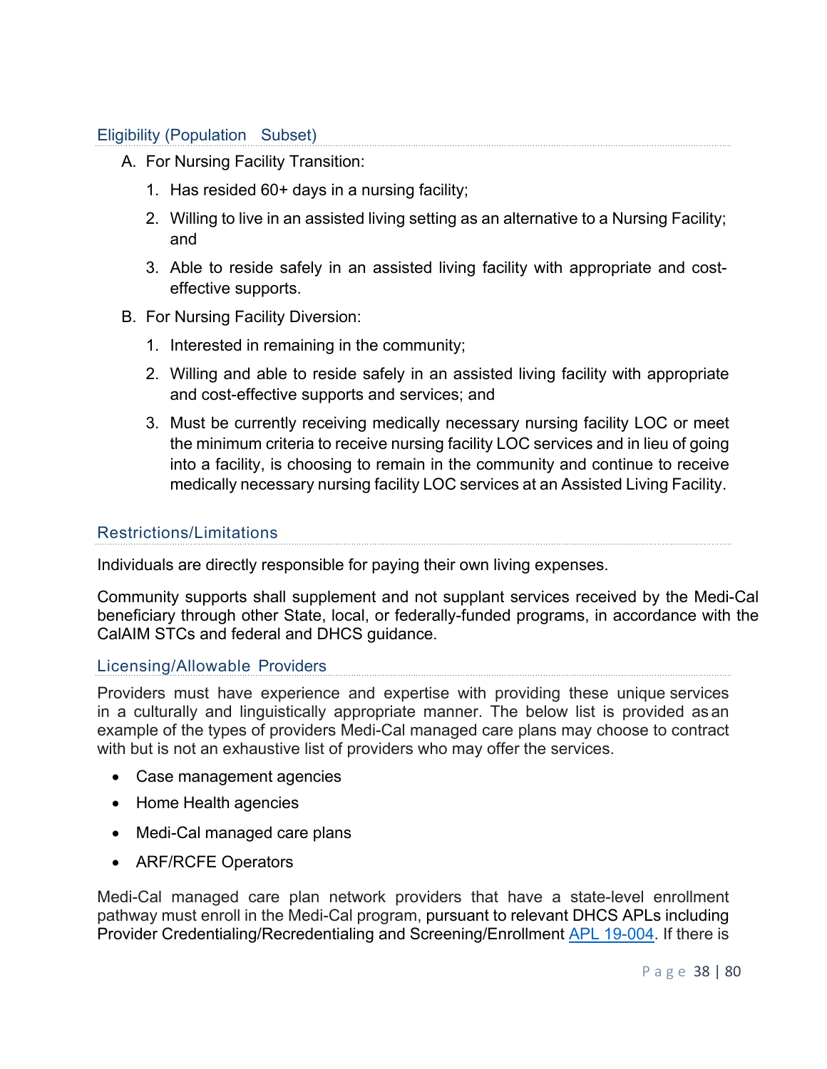### Eligibility (Population Subset)

A. For Nursing Facility Transition:

1. Has resided 60+ days in a nursing facility;
2. Willing to live in an assisted living setting as an alternative to a Nursing Facility; and
3. Able to reside safely in an assisted living facility with appropriate and cost-effective supports.

B. For Nursing Facility Diversion:

1. Interested in remaining in the community;
2. Willing and able to reside safely in an assisted living facility with appropriate and cost-effective supports and services; and
3. Must be currently receiving medically necessary nursing facility LOC or meet the minimum criteria to receive nursing facility LOC services and in lieu of going into a facility, is choosing to remain in the community and continue to receive medically necessary nursing facility LOC services at an Assisted Living Facility.

### Restrictions/Limitations

Individuals are directly responsible for paying their own living expenses.

Community supports shall supplement and not supplant services received by the Medi-Cal beneficiary through other State, local, or federally-funded programs, in accordance with the CalAIM STCs and federal and DHCS guidance.

### Licensing/Allowable Providers

Providers must have experience and expertise with providing these unique services in a culturally and linguistically appropriate manner. The below list is provided as an example of the types of providers Medi-Cal managed care plans may choose to contract with but is not an exhaustive list of providers who may offer the services.

- Case management agencies
- Home Health agencies
- Medi-Cal managed care plans
- ARF/RCFE Operators

Medi-Cal managed care plan network providers that have a state-level enrollment pathway must enroll in the Medi-Cal program, pursuant to relevant DHCS APLs including Provider Credentialing/Recredentialing and Screening/Enrollment [APL 19-004](). If there is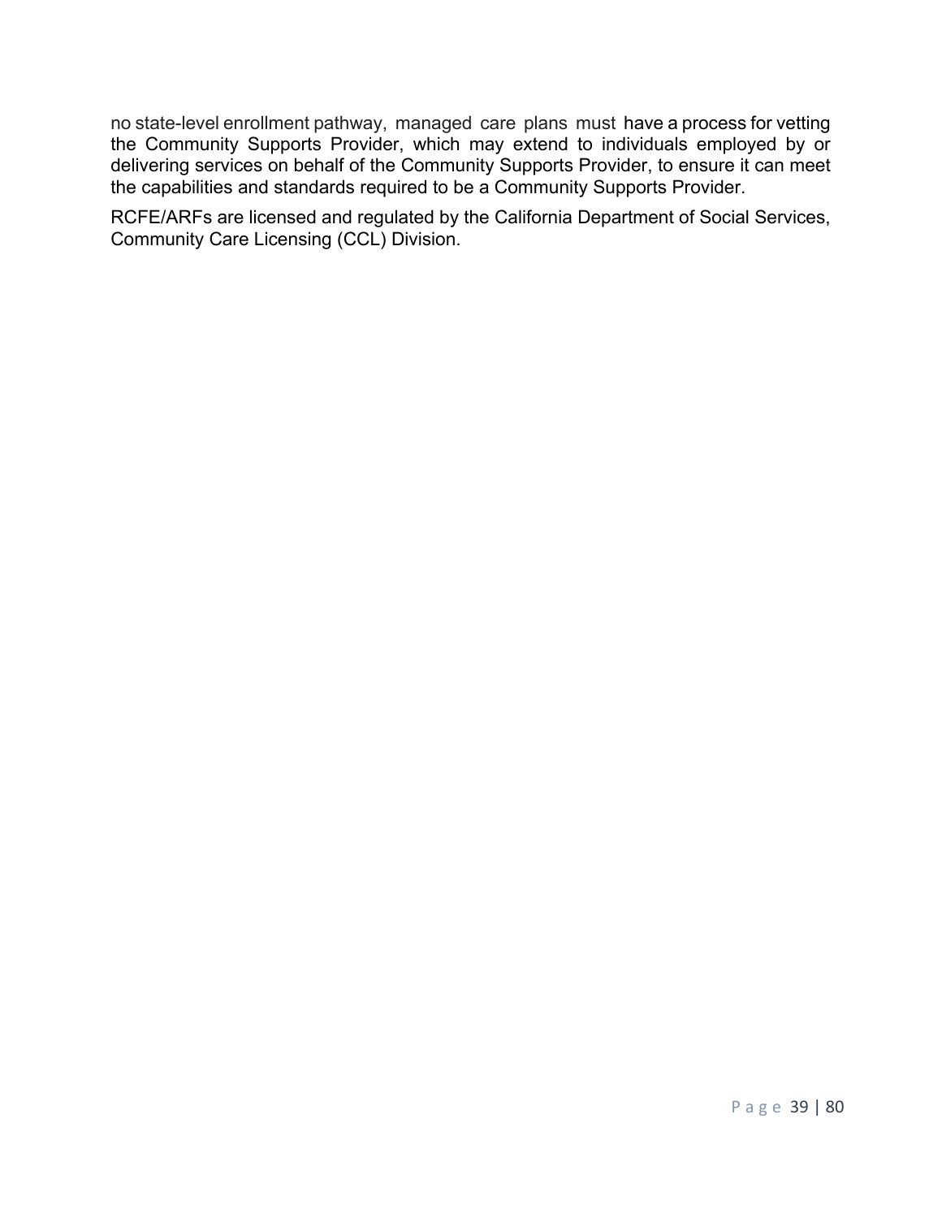no state-level enrollment pathway, managed care plans must have a process for vetting the Community Supports Provider, which may extend to individuals employed by or delivering services on behalf of the Community Supports Provider, to ensure it can meet the capabilities and standards required to be a Community Supports Provider.

RCFE/ARFs are licensed and regulated by the California Department of Social Services, Community Care Licensing (CCL) Division.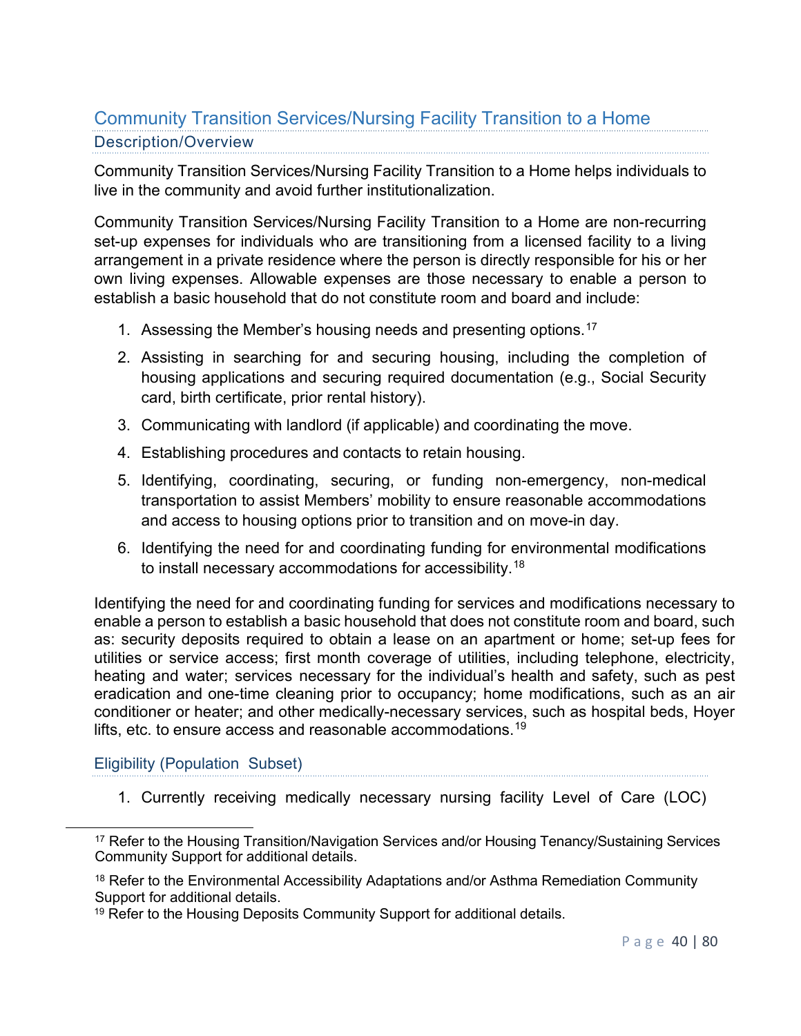## Community Transition Services/Nursing Facility Transition to a Home

### Description/Overview

Community Transition Services/Nursing Facility Transition to a Home helps individuals to live in the community and avoid further institutionalization.

Community Transition Services/Nursing Facility Transition to a Home are non-recurring set-up expenses for individuals who are transitioning from a licensed facility to a living arrangement in a private residence where the person is directly responsible for his or her own living expenses. Allowable expenses are those necessary to enable a person to establish a basic household that do not constitute room and board and include:

1. Assessing the Member's housing needs and presenting options.[17]
2. Assisting in searching for and securing housing, including the completion of housing applications and securing required documentation (e.g., Social Security card, birth certificate, prior rental history).
3. Communicating with landlord (if applicable) and coordinating the move.
4. Establishing procedures and contacts to retain housing.
5. Identifying, coordinating, securing, or funding non-emergency, non-medical transportation to assist Members' mobility to ensure reasonable accommodations and access to housing options prior to transition and on move-in day.
6. Identifying the need for and coordinating funding for environmental modifications to install necessary accommodations for accessibility.[18]

Identifying the need for and coordinating funding for services and modifications necessary to enable a person to establish a basic household that does not constitute room and board, such as: security deposits required to obtain a lease on an apartment or home; set-up fees for utilities or service access; first month coverage of utilities, including telephone, electricity, heating and water; services necessary for the individual's health and safety, such as pest eradication and one-time cleaning prior to occupancy; home modifications, such as an air conditioner or heater; and other medically-necessary services, such as hospital beds, Hoyer lifts, etc. to ensure access and reasonable accommodations.[19]

### Eligibility (Population Subset)

1. Currently receiving medically necessary nursing facility Level of Care (LOC)

---

[17] Refer to the Housing Transition/Navigation Services and/or Housing Tenancy/Sustaining Services Community Support for additional details.

[18] Refer to the Environmental Accessibility Adaptations and/or Asthma Remediation Community Support for additional details.

[19] Refer to the Housing Deposits Community Support for additional details.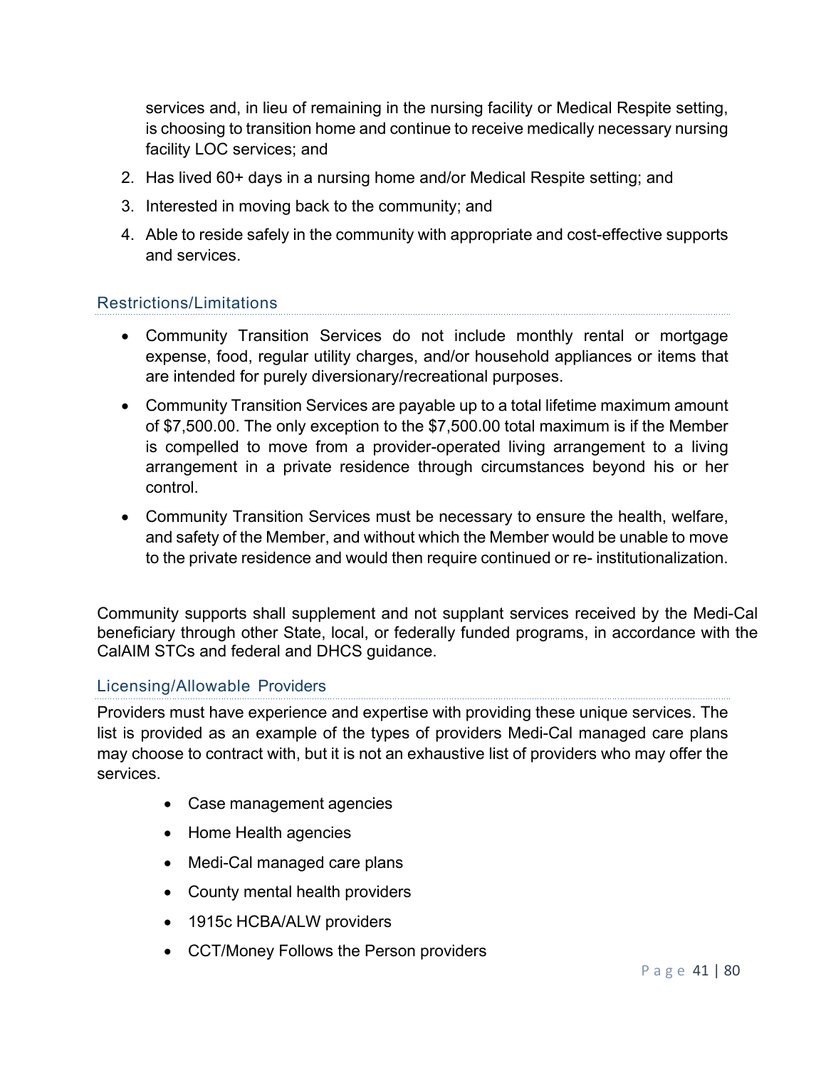services and, in lieu of remaining in the nursing facility or Medical Respite setting, is choosing to transition home and continue to receive medically necessary nursing facility LOC services; and

2. Has lived 60+ days in a nursing home and/or Medical Respite setting; and
3. Interested in moving back to the community; and
4. Able to reside safely in the community with appropriate and cost-effective supports and services.

### Restrictions/Limitations

- Community Transition Services do not include monthly rental or mortgage expense, food, regular utility charges, and/or household appliances or items that are intended for purely diversionary/recreational purposes.
- Community Transition Services are payable up to a total lifetime maximum amount of $7,500.00. The only exception to the $7,500.00 total maximum is if the Member is compelled to move from a provider-operated living arrangement to a living arrangement in a private residence through circumstances beyond his or her control.
- Community Transition Services must be necessary to ensure the health, welfare, and safety of the Member, and without which the Member would be unable to move to the private residence and would then require continued or re- institutionalization.

Community supports shall supplement and not supplant services received by the Medi-Cal beneficiary through other State, local, or federally funded programs, in accordance with the CalAIM STCs and federal and DHCS guidance.

### Licensing/Allowable Providers

Providers must have experience and expertise with providing these unique services. The list is provided as an example of the types of providers Medi-Cal managed care plans may choose to contract with, but it is not an exhaustive list of providers who may offer the services.

- Case management agencies
- Home Health agencies
- Medi-Cal managed care plans
- County mental health providers
- 1915c HCBA/ALW providers
- CCT/Money Follows the Person providers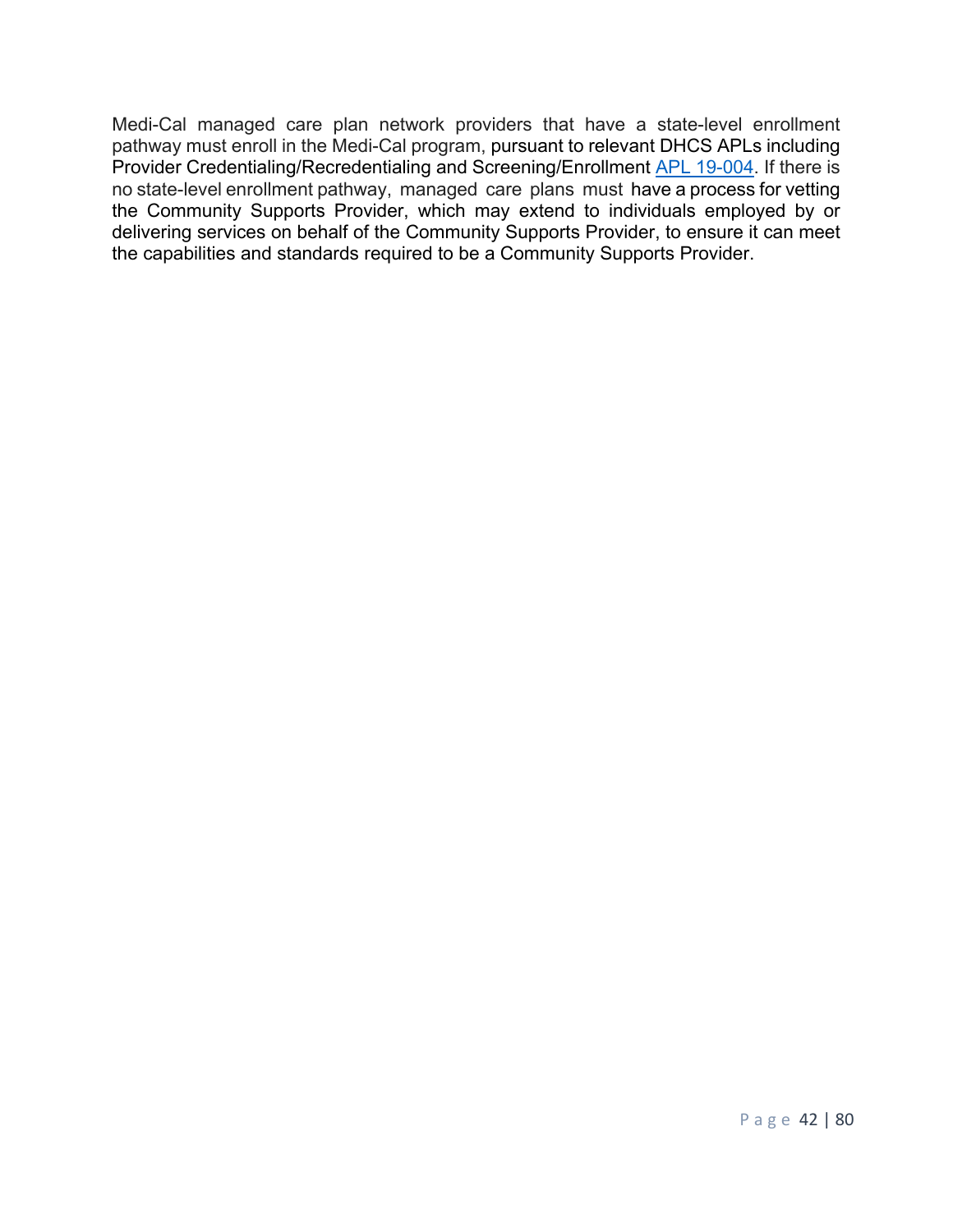Medi-Cal managed care plan network providers that have a state-level enrollment pathway must enroll in the Medi-Cal program, pursuant to relevant DHCS APLs including Provider Credentialing/Recredentialing and Screening/Enrollment [APL 19-004](APL 19-004). If there is no state-level enrollment pathway, managed care plans must have a process for vetting the Community Supports Provider, which may extend to individuals employed by or delivering services on behalf of the Community Supports Provider, to ensure it can meet the capabilities and standards required to be a Community Supports Provider.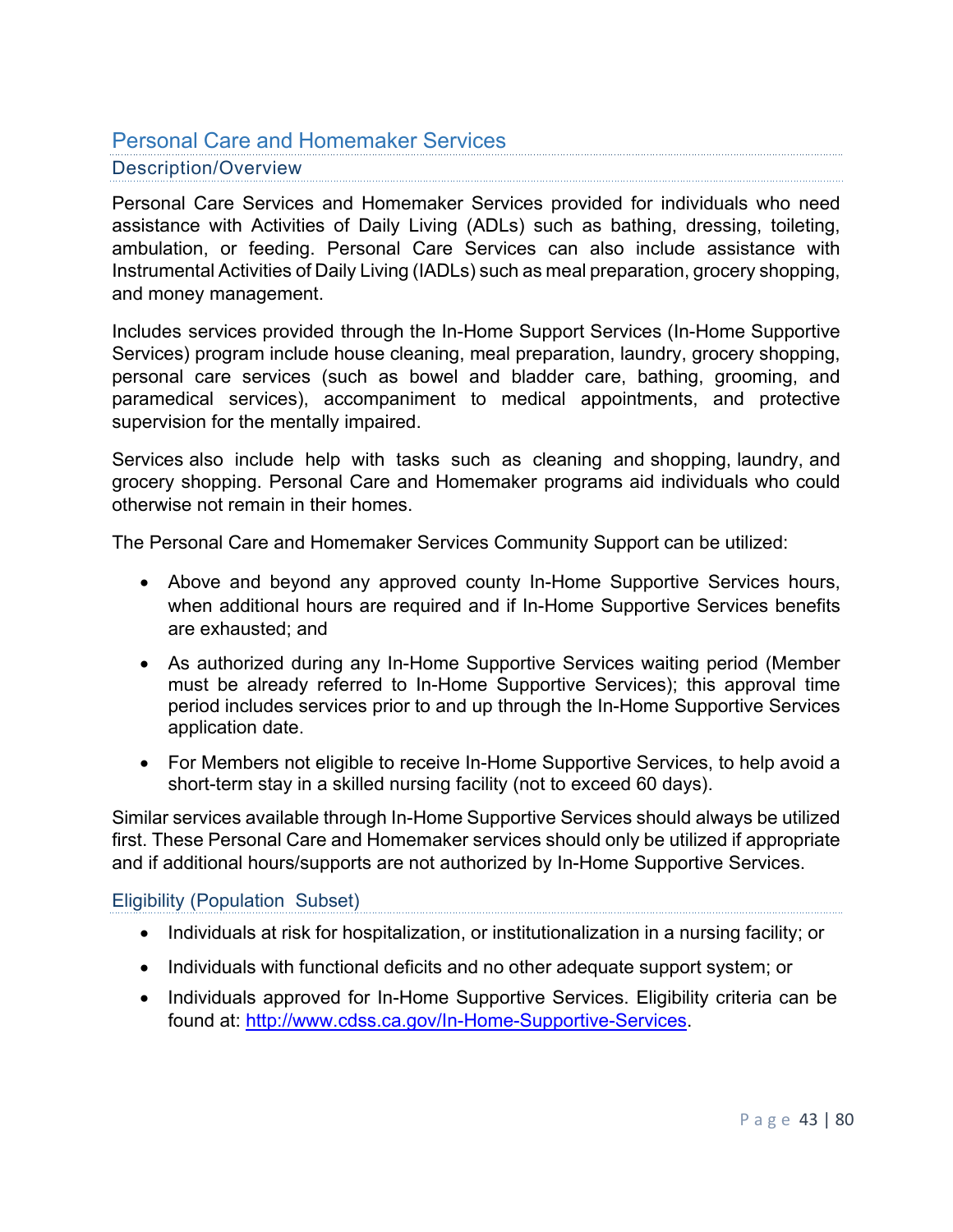## Personal Care and Homemaker Services

### Description/Overview

Personal Care Services and Homemaker Services provided for individuals who need assistance with Activities of Daily Living (ADLs) such as bathing, dressing, toileting, ambulation, or feeding. Personal Care Services can also include assistance with Instrumental Activities of Daily Living (IADLs) such as meal preparation, grocery shopping, and money management.

Includes services provided through the In-Home Support Services (In-Home Supportive Services) program include house cleaning, meal preparation, laundry, grocery shopping, personal care services (such as bowel and bladder care, bathing, grooming, and paramedical services), accompaniment to medical appointments, and protective supervision for the mentally impaired.

Services also include help with tasks such as cleaning and shopping, laundry, and grocery shopping. Personal Care and Homemaker programs aid individuals who could otherwise not remain in their homes.

The Personal Care and Homemaker Services Community Support can be utilized:

- Above and beyond any approved county In-Home Supportive Services hours, when additional hours are required and if In-Home Supportive Services benefits are exhausted; and
- As authorized during any In-Home Supportive Services waiting period (Member must be already referred to In-Home Supportive Services); this approval time period includes services prior to and up through the In-Home Supportive Services application date.
- For Members not eligible to receive In-Home Supportive Services, to help avoid a short-term stay in a skilled nursing facility (not to exceed 60 days).

Similar services available through In-Home Supportive Services should always be utilized first. These Personal Care and Homemaker services should only be utilized if appropriate and if additional hours/supports are not authorized by In-Home Supportive Services.

### Eligibility (Population Subset)

- Individuals at risk for hospitalization, or institutionalization in a nursing facility; or
- Individuals with functional deficits and no other adequate support system; or
- Individuals approved for In-Home Supportive Services. Eligibility criteria can be found at: http://www.cdss.ca.gov/In-Home-Supportive-Services.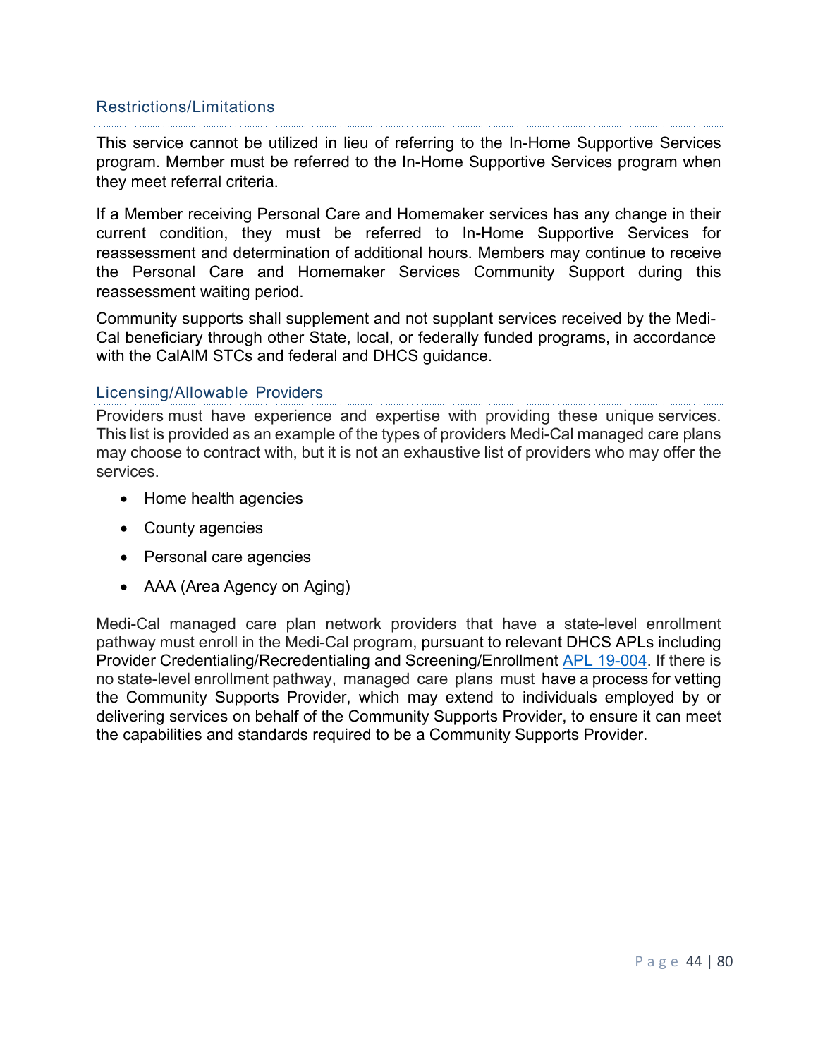### Restrictions/Limitations

This service cannot be utilized in lieu of referring to the In-Home Supportive Services program. Member must be referred to the In-Home Supportive Services program when they meet referral criteria.

If a Member receiving Personal Care and Homemaker services has any change in their current condition, they must be referred to In-Home Supportive Services for reassessment and determination of additional hours. Members may continue to receive the Personal Care and Homemaker Services Community Support during this reassessment waiting period.

Community supports shall supplement and not supplant services received by the Medi-Cal beneficiary through other State, local, or federally funded programs, in accordance with the CalAIM STCs and federal and DHCS guidance.

### Licensing/Allowable Providers

Providers must have experience and expertise with providing these unique services. This list is provided as an example of the types of providers Medi-Cal managed care plans may choose to contract with, but it is not an exhaustive list of providers who may offer the services.

- Home health agencies
- County agencies
- Personal care agencies
- AAA (Area Agency on Aging)

Medi-Cal managed care plan network providers that have a state-level enrollment pathway must enroll in the Medi-Cal program, pursuant to relevant DHCS APLs including Provider Credentialing/Recredentialing and Screening/Enrollment [APL 19-004](APL 19-004). If there is no state-level enrollment pathway, managed care plans must have a process for vetting the Community Supports Provider, which may extend to individuals employed by or delivering services on behalf of the Community Supports Provider, to ensure it can meet the capabilities and standards required to be a Community Supports Provider.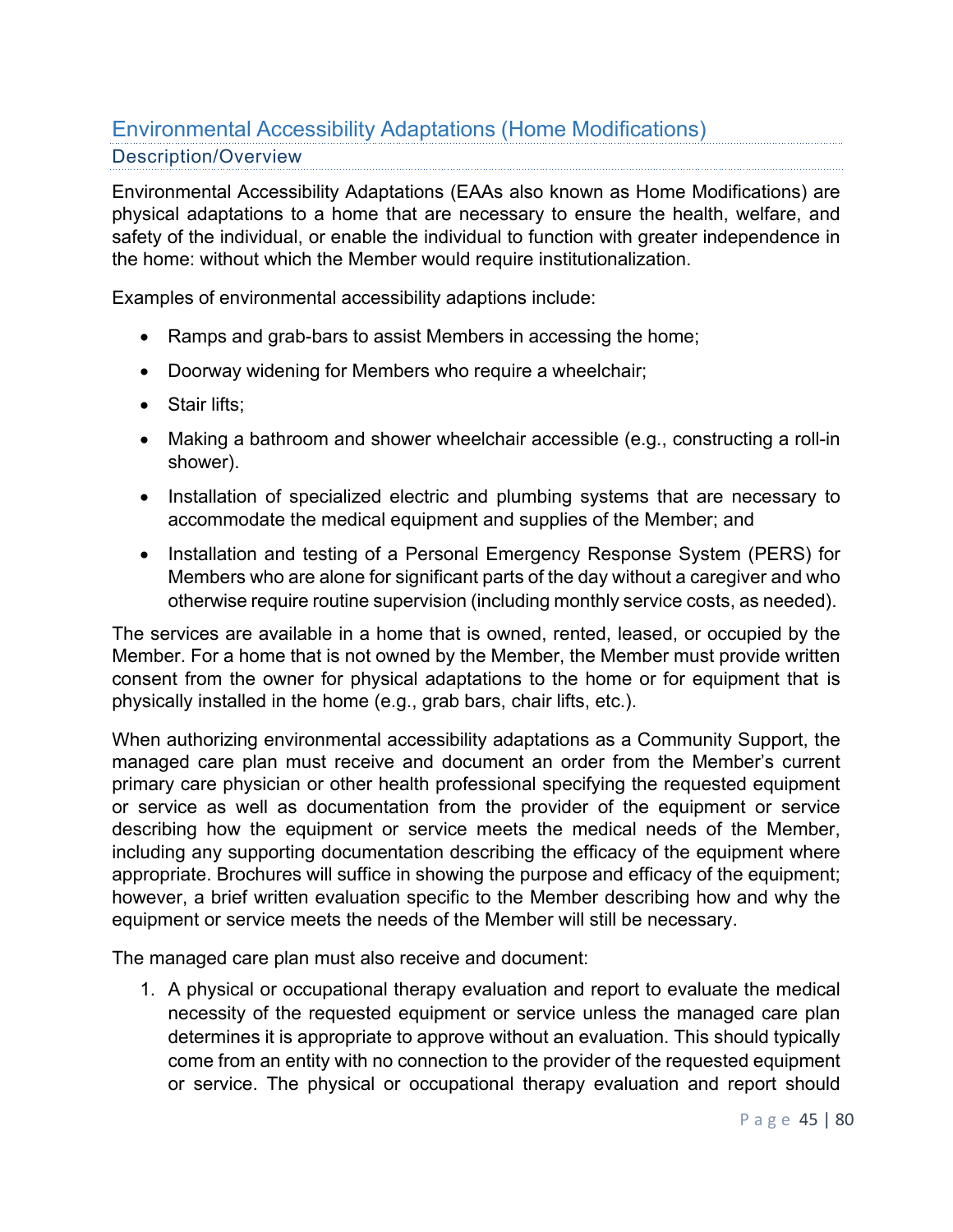## Environmental Accessibility Adaptations (Home Modifications)

### Description/Overview

Environmental Accessibility Adaptations (EAAs also known as Home Modifications) are physical adaptations to a home that are necessary to ensure the health, welfare, and safety of the individual, or enable the individual to function with greater independence in the home: without which the Member would require institutionalization.

Examples of environmental accessibility adaptions include:

- Ramps and grab-bars to assist Members in accessing the home;
- Doorway widening for Members who require a wheelchair;
- Stair lifts;
- Making a bathroom and shower wheelchair accessible (e.g., constructing a roll-in shower).
- Installation of specialized electric and plumbing systems that are necessary to accommodate the medical equipment and supplies of the Member; and
- Installation and testing of a Personal Emergency Response System (PERS) for Members who are alone for significant parts of the day without a caregiver and who otherwise require routine supervision (including monthly service costs, as needed).

The services are available in a home that is owned, rented, leased, or occupied by the Member. For a home that is not owned by the Member, the Member must provide written consent from the owner for physical adaptations to the home or for equipment that is physically installed in the home (e.g., grab bars, chair lifts, etc.).

When authorizing environmental accessibility adaptations as a Community Support, the managed care plan must receive and document an order from the Member's current primary care physician or other health professional specifying the requested equipment or service as well as documentation from the provider of the equipment or service describing how the equipment or service meets the medical needs of the Member, including any supporting documentation describing the efficacy of the equipment where appropriate. Brochures will suffice in showing the purpose and efficacy of the equipment; however, a brief written evaluation specific to the Member describing how and why the equipment or service meets the needs of the Member will still be necessary.

The managed care plan must also receive and document:

1. A physical or occupational therapy evaluation and report to evaluate the medical necessity of the requested equipment or service unless the managed care plan determines it is appropriate to approve without an evaluation. This should typically come from an entity with no connection to the provider of the requested equipment or service. The physical or occupational therapy evaluation and report should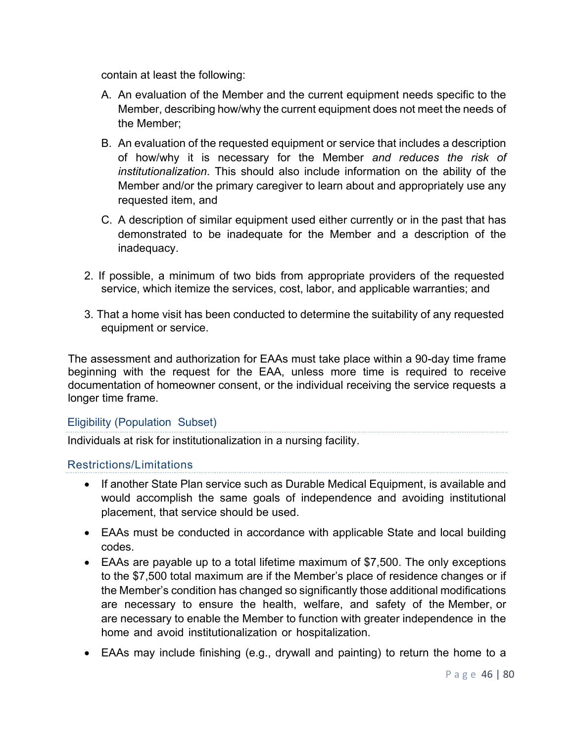contain at least the following:

   A. An evaluation of the Member and the current equipment needs specific to the Member, describing how/why the current equipment does not meet the needs of the Member;

   B. An evaluation of the requested equipment or service that includes a description of how/why it is necessary for the Member *and reduces the risk of institutionalization*. This should also include information on the ability of the Member and/or the primary caregiver to learn about and appropriately use any requested item, and

   C. A description of similar equipment used either currently or in the past that has demonstrated to be inadequate for the Member and a description of the inadequacy.

2. If possible, a minimum of two bids from appropriate providers of the requested service, which itemize the services, cost, labor, and applicable warranties; and

3. That a home visit has been conducted to determine the suitability of any requested equipment or service.

The assessment and authorization for EAAs must take place within a 90-day time frame beginning with the request for the EAA, unless more time is required to receive documentation of homeowner consent, or the individual receiving the service requests a longer time frame.

### Eligibility (Population Subset)

Individuals at risk for institutionalization in a nursing facility.

### Restrictions/Limitations

- If another State Plan service such as Durable Medical Equipment, is available and would accomplish the same goals of independence and avoiding institutional placement, that service should be used.
- EAAs must be conducted in accordance with applicable State and local building codes.
- EAAs are payable up to a total lifetime maximum of $7,500. The only exceptions to the $7,500 total maximum are if the Member's place of residence changes or if the Member's condition has changed so significantly those additional modifications are necessary to ensure the health, welfare, and safety of the Member, or are necessary to enable the Member to function with greater independence in the home and avoid institutionalization or hospitalization.
- EAAs may include finishing (e.g., drywall and painting) to return the home to a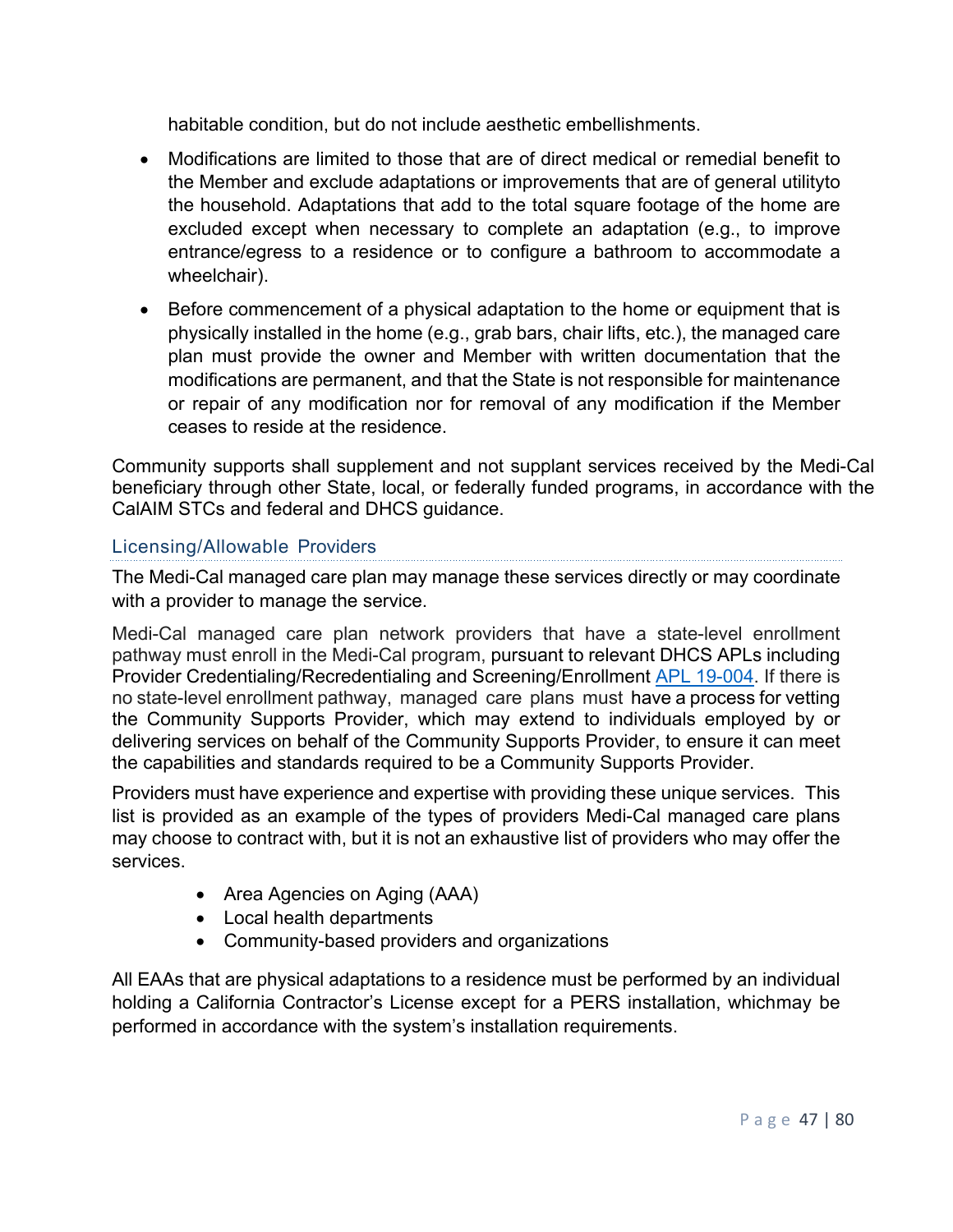habitable condition, but do not include aesthetic embellishments.

- Modifications are limited to those that are of direct medical or remedial benefit to the Member and exclude adaptations or improvements that are of general utilityto the household. Adaptations that add to the total square footage of the home are excluded except when necessary to complete an adaptation (e.g., to improve entrance/egress to a residence or to configure a bathroom to accommodate a wheelchair).
- Before commencement of a physical adaptation to the home or equipment that is physically installed in the home (e.g., grab bars, chair lifts, etc.), the managed care plan must provide the owner and Member with written documentation that the modifications are permanent, and that the State is not responsible for maintenance or repair of any modification nor for removal of any modification if the Member ceases to reside at the residence.

Community supports shall supplement and not supplant services received by the Medi-Cal beneficiary through other State, local, or federally funded programs, in accordance with the CalAIM STCs and federal and DHCS guidance.

### Licensing/Allowable Providers

The Medi-Cal managed care plan may manage these services directly or may coordinate with a provider to manage the service.

Medi-Cal managed care plan network providers that have a state-level enrollment pathway must enroll in the Medi-Cal program, pursuant to relevant DHCS APLs including Provider Credentialing/Recredentialing and Screening/Enrollment APL 19-004. If there is no state-level enrollment pathway, managed care plans must have a process for vetting the Community Supports Provider, which may extend to individuals employed by or delivering services on behalf of the Community Supports Provider, to ensure it can meet the capabilities and standards required to be a Community Supports Provider.

Providers must have experience and expertise with providing these unique services. This list is provided as an example of the types of providers Medi-Cal managed care plans may choose to contract with, but it is not an exhaustive list of providers who may offer the services.

- Area Agencies on Aging (AAA)
- Local health departments
- Community-based providers and organizations

All EAAs that are physical adaptations to a residence must be performed by an individual holding a California Contractor's License except for a PERS installation, whichmay be performed in accordance with the system's installation requirements.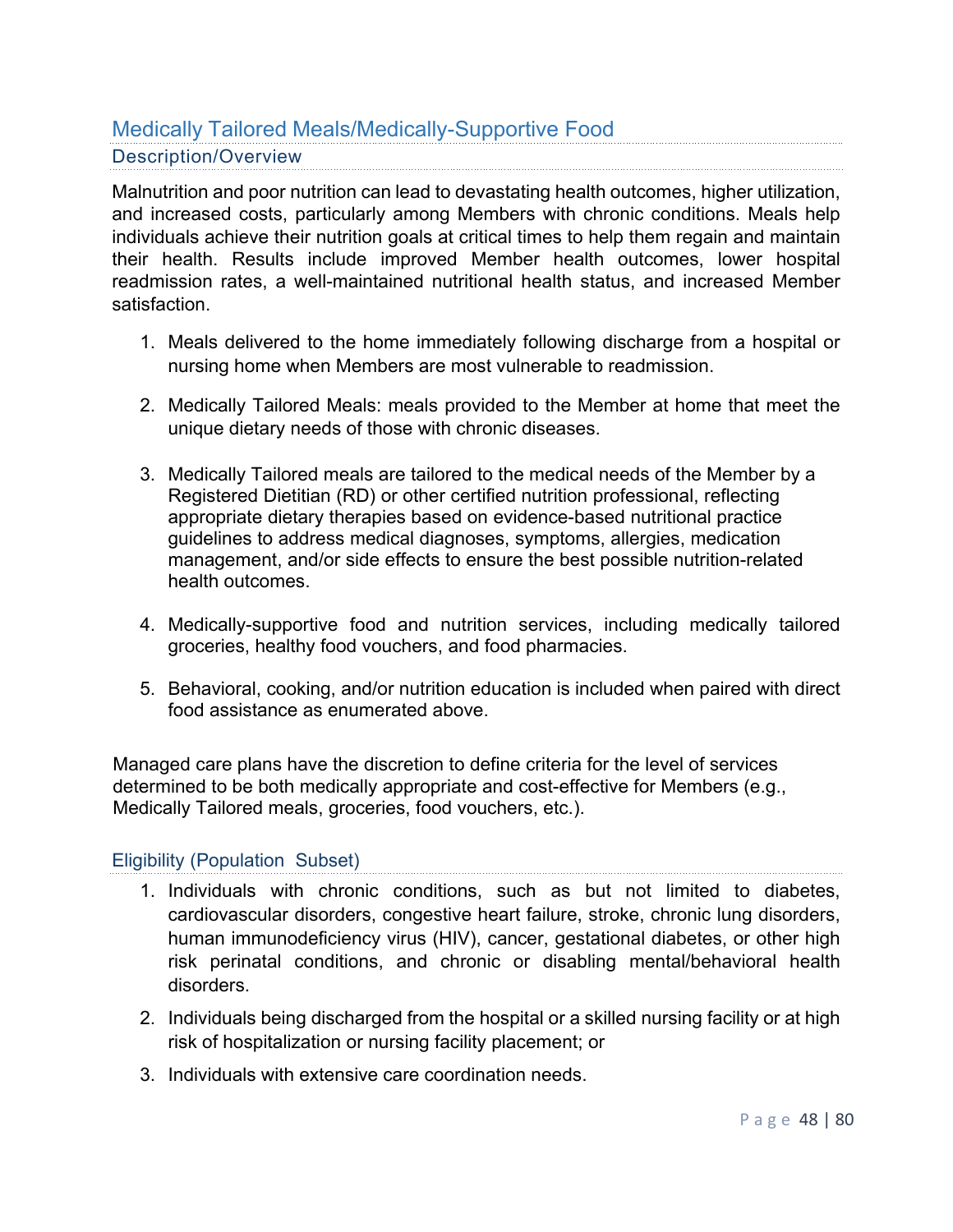## Medically Tailored Meals/Medically-Supportive Food

### Description/Overview

Malnutrition and poor nutrition can lead to devastating health outcomes, higher utilization, and increased costs, particularly among Members with chronic conditions. Meals help individuals achieve their nutrition goals at critical times to help them regain and maintain their health. Results include improved Member health outcomes, lower hospital readmission rates, a well-maintained nutritional health status, and increased Member satisfaction.

1. Meals delivered to the home immediately following discharge from a hospital or nursing home when Members are most vulnerable to readmission.

2. Medically Tailored Meals: meals provided to the Member at home that meet the unique dietary needs of those with chronic diseases.

3. Medically Tailored meals are tailored to the medical needs of the Member by a Registered Dietitian (RD) or other certified nutrition professional, reflecting appropriate dietary therapies based on evidence-based nutritional practice guidelines to address medical diagnoses, symptoms, allergies, medication management, and/or side effects to ensure the best possible nutrition-related health outcomes.

4. Medically-supportive food and nutrition services, including medically tailored groceries, healthy food vouchers, and food pharmacies.

5. Behavioral, cooking, and/or nutrition education is included when paired with direct food assistance as enumerated above.

Managed care plans have the discretion to define criteria for the level of services determined to be both medically appropriate and cost-effective for Members (e.g., Medically Tailored meals, groceries, food vouchers, etc.).

### Eligibility (Population Subset)

1. Individuals with chronic conditions, such as but not limited to diabetes, cardiovascular disorders, congestive heart failure, stroke, chronic lung disorders, human immunodeficiency virus (HIV), cancer, gestational diabetes, or other high risk perinatal conditions, and chronic or disabling mental/behavioral health disorders.
2. Individuals being discharged from the hospital or a skilled nursing facility or at high risk of hospitalization or nursing facility placement; or
3. Individuals with extensive care coordination needs.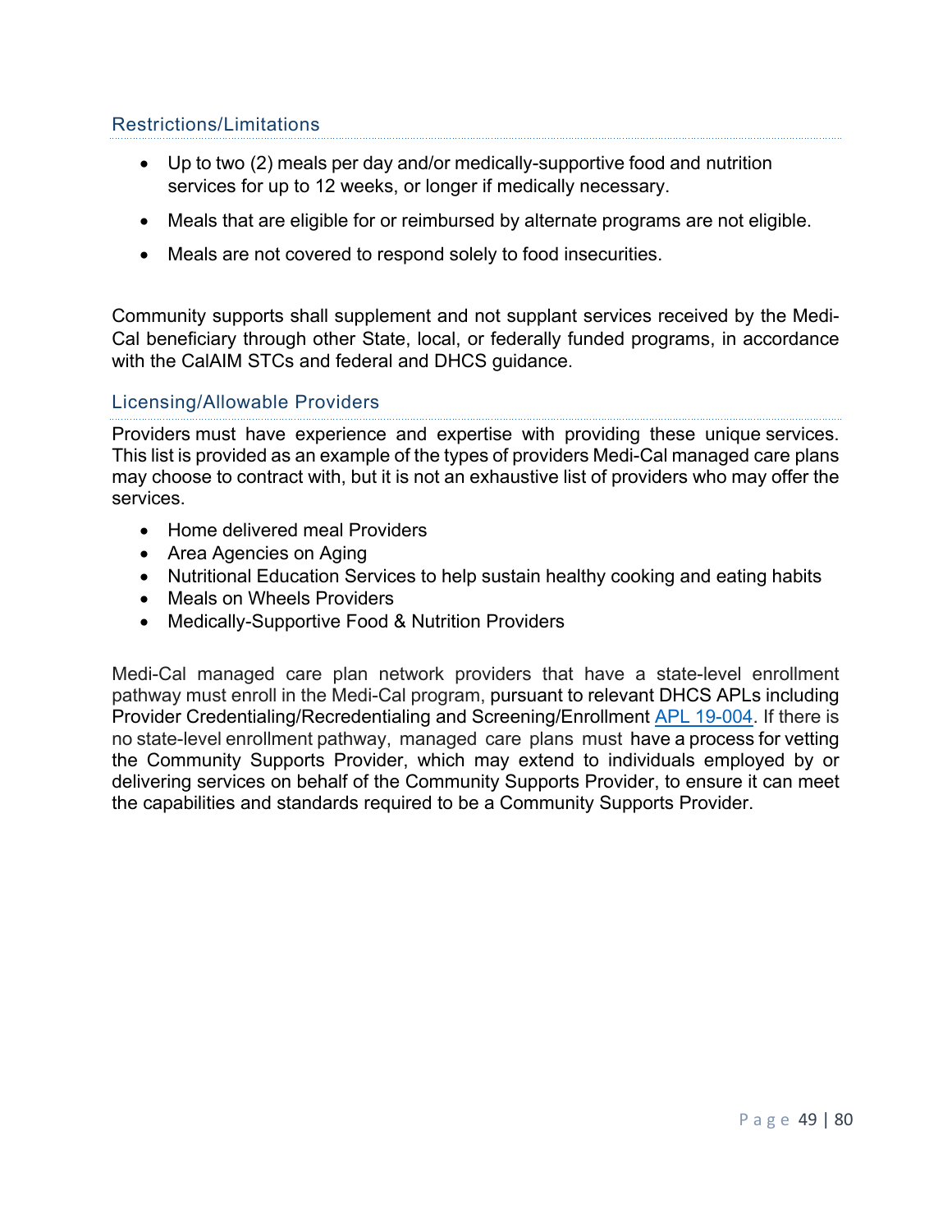### Restrictions/Limitations

- Up to two (2) meals per day and/or medically-supportive food and nutrition services for up to 12 weeks, or longer if medically necessary.
- Meals that are eligible for or reimbursed by alternate programs are not eligible.
- Meals are not covered to respond solely to food insecurities.

Community supports shall supplement and not supplant services received by the Medi-Cal beneficiary through other State, local, or federally funded programs, in accordance with the CalAIM STCs and federal and DHCS guidance.

### Licensing/Allowable Providers

Providers must have experience and expertise with providing these unique services. This list is provided as an example of the types of providers Medi-Cal managed care plans may choose to contract with, but it is not an exhaustive list of providers who may offer the services.

- Home delivered meal Providers
- Area Agencies on Aging
- Nutritional Education Services to help sustain healthy cooking and eating habits
- Meals on Wheels Providers
- Medically-Supportive Food & Nutrition Providers

Medi-Cal managed care plan network providers that have a state-level enrollment pathway must enroll in the Medi-Cal program, pursuant to relevant DHCS APLs including Provider Credentialing/Recredentialing and Screening/Enrollment APL 19-004. If there is no state-level enrollment pathway, managed care plans must have a process for vetting the Community Supports Provider, which may extend to individuals employed by or delivering services on behalf of the Community Supports Provider, to ensure it can meet the capabilities and standards required to be a Community Supports Provider.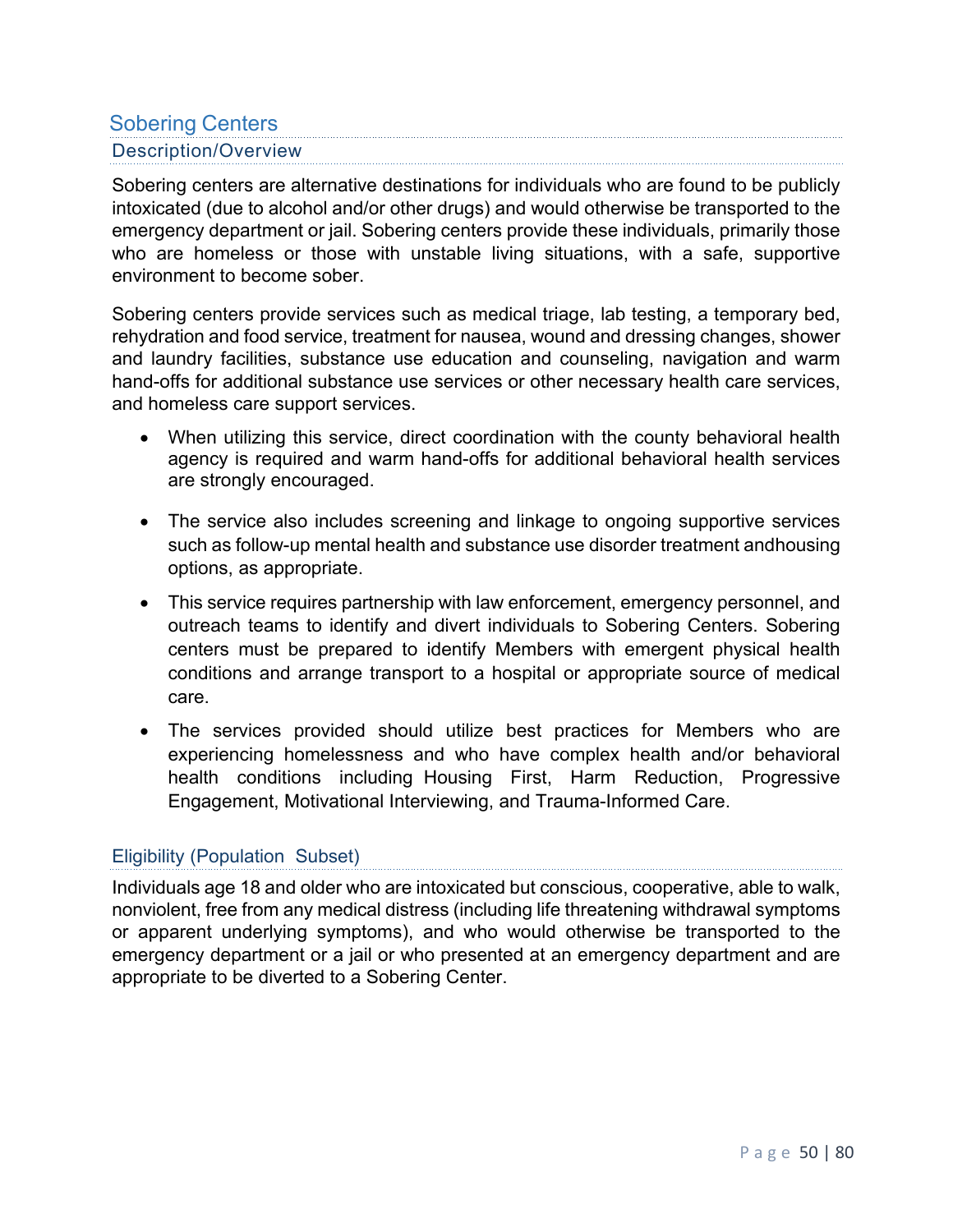## Sobering Centers

### Description/Overview

Sobering centers are alternative destinations for individuals who are found to be publicly intoxicated (due to alcohol and/or other drugs) and would otherwise be transported to the emergency department or jail. Sobering centers provide these individuals, primarily those who are homeless or those with unstable living situations, with a safe, supportive environment to become sober.

Sobering centers provide services such as medical triage, lab testing, a temporary bed, rehydration and food service, treatment for nausea, wound and dressing changes, shower and laundry facilities, substance use education and counseling, navigation and warm hand-offs for additional substance use services or other necessary health care services, and homeless care support services.

- When utilizing this service, direct coordination with the county behavioral health agency is required and warm hand-offs for additional behavioral health services are strongly encouraged.
- The service also includes screening and linkage to ongoing supportive services such as follow-up mental health and substance use disorder treatment andhousing options, as appropriate.
- This service requires partnership with law enforcement, emergency personnel, and outreach teams to identify and divert individuals to Sobering Centers. Sobering centers must be prepared to identify Members with emergent physical health conditions and arrange transport to a hospital or appropriate source of medical care.
- The services provided should utilize best practices for Members who are experiencing homelessness and who have complex health and/or behavioral health conditions including Housing First, Harm Reduction, Progressive Engagement, Motivational Interviewing, and Trauma-Informed Care.

### Eligibility (Population Subset)

Individuals age 18 and older who are intoxicated but conscious, cooperative, able to walk, nonviolent, free from any medical distress (including life threatening withdrawal symptoms or apparent underlying symptoms), and who would otherwise be transported to the emergency department or a jail or who presented at an emergency department and are appropriate to be diverted to a Sobering Center.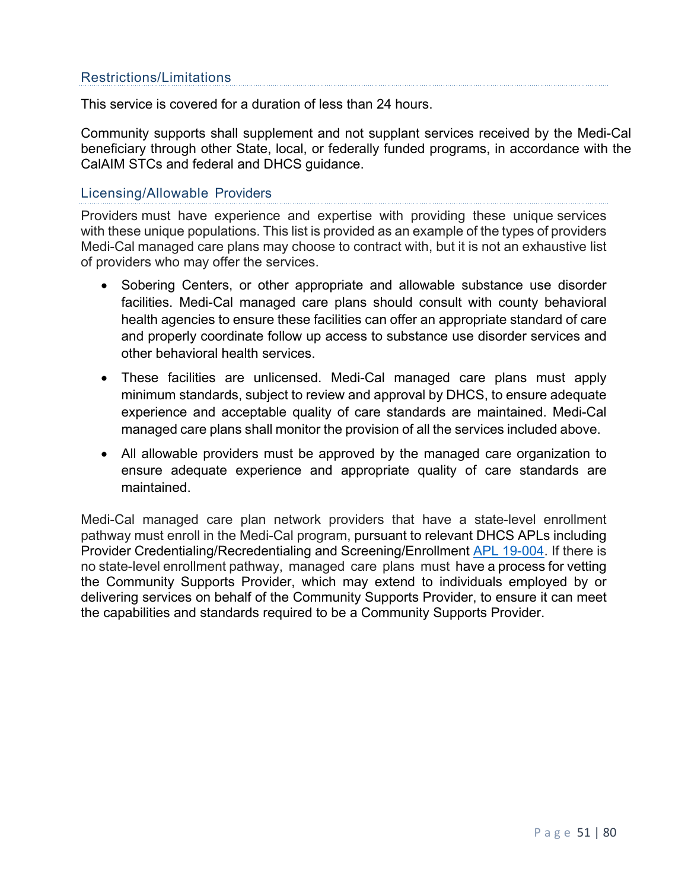### Restrictions/Limitations

This service is covered for a duration of less than 24 hours.

Community supports shall supplement and not supplant services received by the Medi-Cal beneficiary through other State, local, or federally funded programs, in accordance with the CalAIM STCs and federal and DHCS guidance.

### Licensing/Allowable Providers

Providers must have experience and expertise with providing these unique services with these unique populations. This list is provided as an example of the types of providers Medi-Cal managed care plans may choose to contract with, but it is not an exhaustive list of providers who may offer the services.

- Sobering Centers, or other appropriate and allowable substance use disorder facilities. Medi-Cal managed care plans should consult with county behavioral health agencies to ensure these facilities can offer an appropriate standard of care and properly coordinate follow up access to substance use disorder services and other behavioral health services.
- These facilities are unlicensed. Medi-Cal managed care plans must apply minimum standards, subject to review and approval by DHCS, to ensure adequate experience and acceptable quality of care standards are maintained. Medi-Cal managed care plans shall monitor the provision of all the services included above.
- All allowable providers must be approved by the managed care organization to ensure adequate experience and appropriate quality of care standards are maintained.

Medi-Cal managed care plan network providers that have a state-level enrollment pathway must enroll in the Medi-Cal program, pursuant to relevant DHCS APLs including Provider Credentialing/Recredentialing and Screening/Enrollment APL 19-004. If there is no state-level enrollment pathway, managed care plans must have a process for vetting the Community Supports Provider, which may extend to individuals employed by or delivering services on behalf of the Community Supports Provider, to ensure it can meet the capabilities and standards required to be a Community Supports Provider.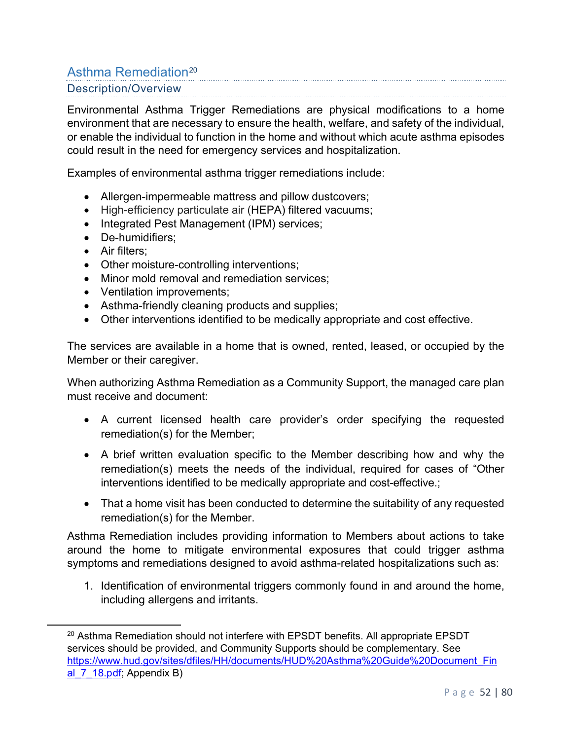## Asthma Remediation[20]

### Description/Overview

Environmental Asthma Trigger Remediations are physical modifications to a home environment that are necessary to ensure the health, welfare, and safety of the individual, or enable the individual to function in the home and without which acute asthma episodes could result in the need for emergency services and hospitalization.

Examples of environmental asthma trigger remediations include:

- Allergen-impermeable mattress and pillow dustcovers;
- High-efficiency particulate air (HEPA) filtered vacuums;
- Integrated Pest Management (IPM) services;
- De-humidifiers;
- Air filters;
- Other moisture-controlling interventions;
- Minor mold removal and remediation services;
- Ventilation improvements;
- Asthma-friendly cleaning products and supplies;
- Other interventions identified to be medically appropriate and cost effective.

The services are available in a home that is owned, rented, leased, or occupied by the Member or their caregiver.

When authorizing Asthma Remediation as a Community Support, the managed care plan must receive and document:

- A current licensed health care provider's order specifying the requested remediation(s) for the Member;
- A brief written evaluation specific to the Member describing how and why the remediation(s) meets the needs of the individual, required for cases of "Other interventions identified to be medically appropriate and cost-effective.;
- That a home visit has been conducted to determine the suitability of any requested remediation(s) for the Member.

Asthma Remediation includes providing information to Members about actions to take around the home to mitigate environmental exposures that could trigger asthma symptoms and remediations designed to avoid asthma-related hospitalizations such as:

1. Identification of environmental triggers commonly found in and around the home, including allergens and irritants.

---

[20] Asthma Remediation should not interfere with EPSDT benefits. All appropriate EPSDT services should be provided, and Community Supports should be complementary. See https://www.hud.gov/sites/dfiles/HH/documents/HUD%20Asthma%20Guide%20Document_Final_7_18.pdf; Appendix B)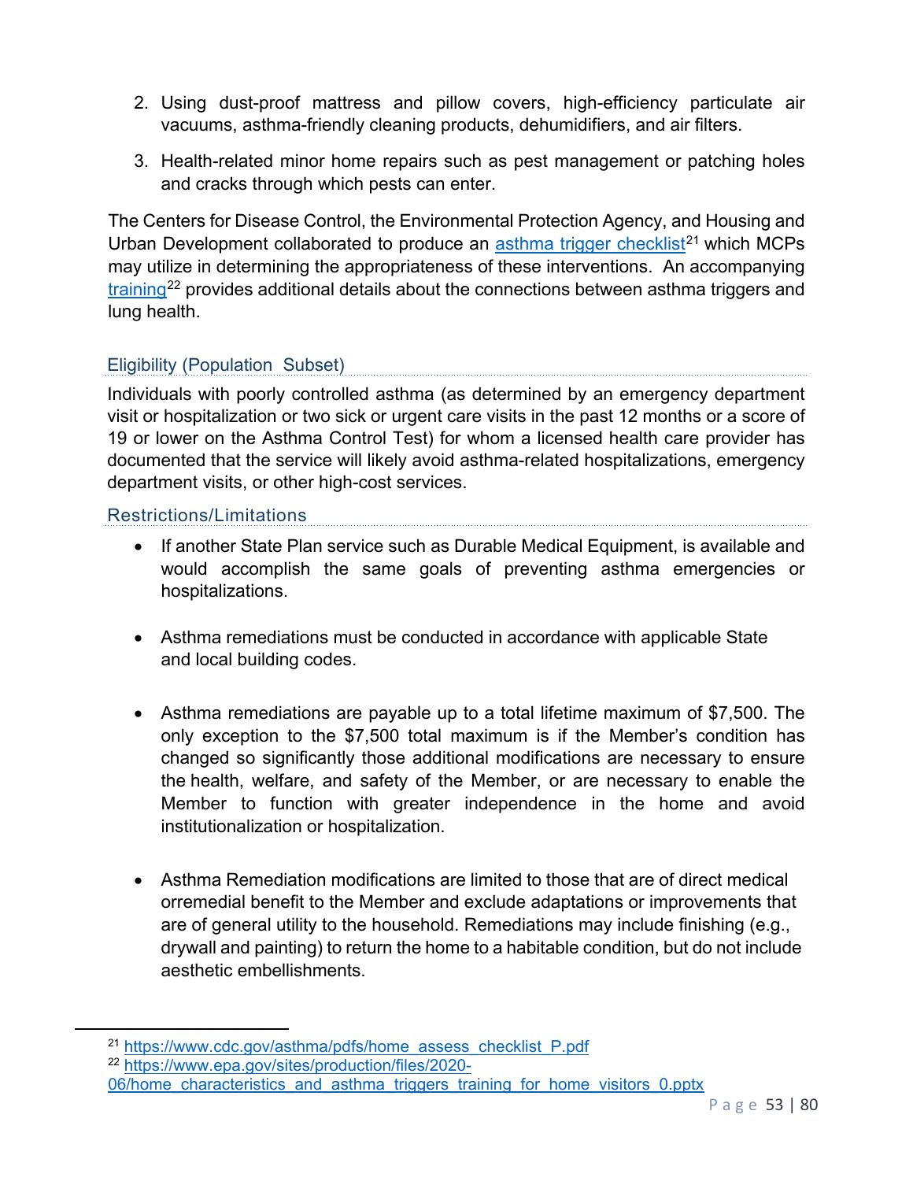2. Using dust-proof mattress and pillow covers, high-efficiency particulate air vacuums, asthma-friendly cleaning products, dehumidifiers, and air filters.
3. Health-related minor home repairs such as pest management or patching holes and cracks through which pests can enter.

The Centers for Disease Control, the Environmental Protection Agency, and Housing and Urban Development collaborated to produce an [asthma trigger checklist](https://www.cdc.gov/asthma/pdfs/home_assess_checklist_P.pdf)[21] which MCPs may utilize in determining the appropriateness of these interventions. An accompanying [training](https://www.epa.gov/sites/production/files/2020-06/home_characteristics_and_asthma_triggers_training_for_home_visitors_0.pptx)[22] provides additional details about the connections between asthma triggers and lung health.

### Eligibility (Population Subset)

Individuals with poorly controlled asthma (as determined by an emergency department visit or hospitalization or two sick or urgent care visits in the past 12 months or a score of 19 or lower on the Asthma Control Test) for whom a licensed health care provider has documented that the service will likely avoid asthma-related hospitalizations, emergency department visits, or other high-cost services.

### Restrictions/Limitations

- If another State Plan service such as Durable Medical Equipment, is available and would accomplish the same goals of preventing asthma emergencies or hospitalizations.
- Asthma remediations must be conducted in accordance with applicable State and local building codes.
- Asthma remediations are payable up to a total lifetime maximum of $7,500. The only exception to the $7,500 total maximum is if the Member's condition has changed so significantly those additional modifications are necessary to ensure the health, welfare, and safety of the Member, or are necessary to enable the Member to function with greater independence in the home and avoid institutionalization or hospitalization.
- Asthma Remediation modifications are limited to those that are of direct medical orremedial benefit to the Member and exclude adaptations or improvements that are of general utility to the household. Remediations may include finishing (e.g., drywall and painting) to return the home to a habitable condition, but do not include aesthetic embellishments.

---

[21] https://www.cdc.gov/asthma/pdfs/home_assess_checklist_P.pdf

[22] https://www.epa.gov/sites/production/files/2020-06/home_characteristics_and_asthma_triggers_training_for_home_visitors_0.pptx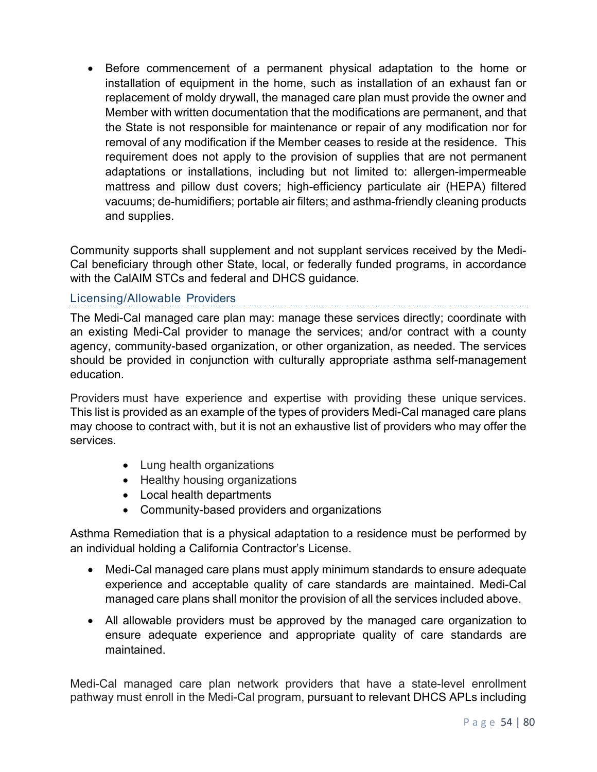- Before commencement of a permanent physical adaptation to the home or installation of equipment in the home, such as installation of an exhaust fan or replacement of moldy drywall, the managed care plan must provide the owner and Member with written documentation that the modifications are permanent, and that the State is not responsible for maintenance or repair of any modification nor for removal of any modification if the Member ceases to reside at the residence. This requirement does not apply to the provision of supplies that are not permanent adaptations or installations, including but not limited to: allergen-impermeable mattress and pillow dust covers; high-efficiency particulate air (HEPA) filtered vacuums; de-humidifiers; portable air filters; and asthma-friendly cleaning products and supplies.

Community supports shall supplement and not supplant services received by the Medi-Cal beneficiary through other State, local, or federally funded programs, in accordance with the CalAIM STCs and federal and DHCS guidance.

### Licensing/Allowable Providers

The Medi-Cal managed care plan may: manage these services directly; coordinate with an existing Medi-Cal provider to manage the services; and/or contract with a county agency, community-based organization, or other organization, as needed. The services should be provided in conjunction with culturally appropriate asthma self-management education.

Providers must have experience and expertise with providing these unique services. This list is provided as an example of the types of providers Medi-Cal managed care plans may choose to contract with, but it is not an exhaustive list of providers who may offer the services.

- Lung health organizations
- Healthy housing organizations
- Local health departments
- Community-based providers and organizations

Asthma Remediation that is a physical adaptation to a residence must be performed by an individual holding a California Contractor's License.

- Medi-Cal managed care plans must apply minimum standards to ensure adequate experience and acceptable quality of care standards are maintained. Medi-Cal managed care plans shall monitor the provision of all the services included above.
- All allowable providers must be approved by the managed care organization to ensure adequate experience and appropriate quality of care standards are maintained.

Medi-Cal managed care plan network providers that have a state-level enrollment pathway must enroll in the Medi-Cal program, pursuant to relevant DHCS APLs including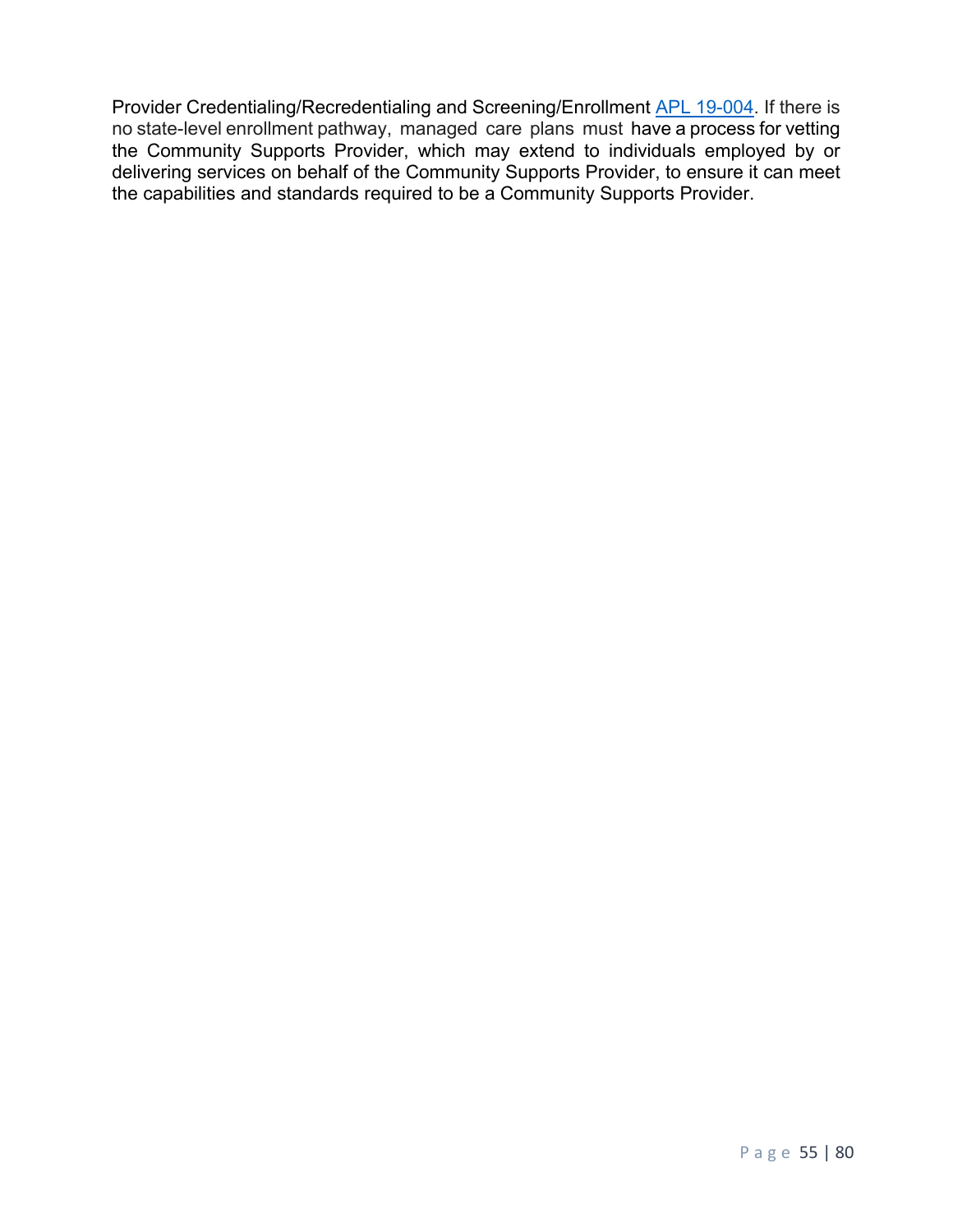Provider Credentialing/Recredentialing and Screening/Enrollment APL 19-004. If there is no state-level enrollment pathway, managed care plans must have a process for vetting the Community Supports Provider, which may extend to individuals employed by or delivering services on behalf of the Community Supports Provider, to ensure it can meet the capabilities and standards required to be a Community Supports Provider.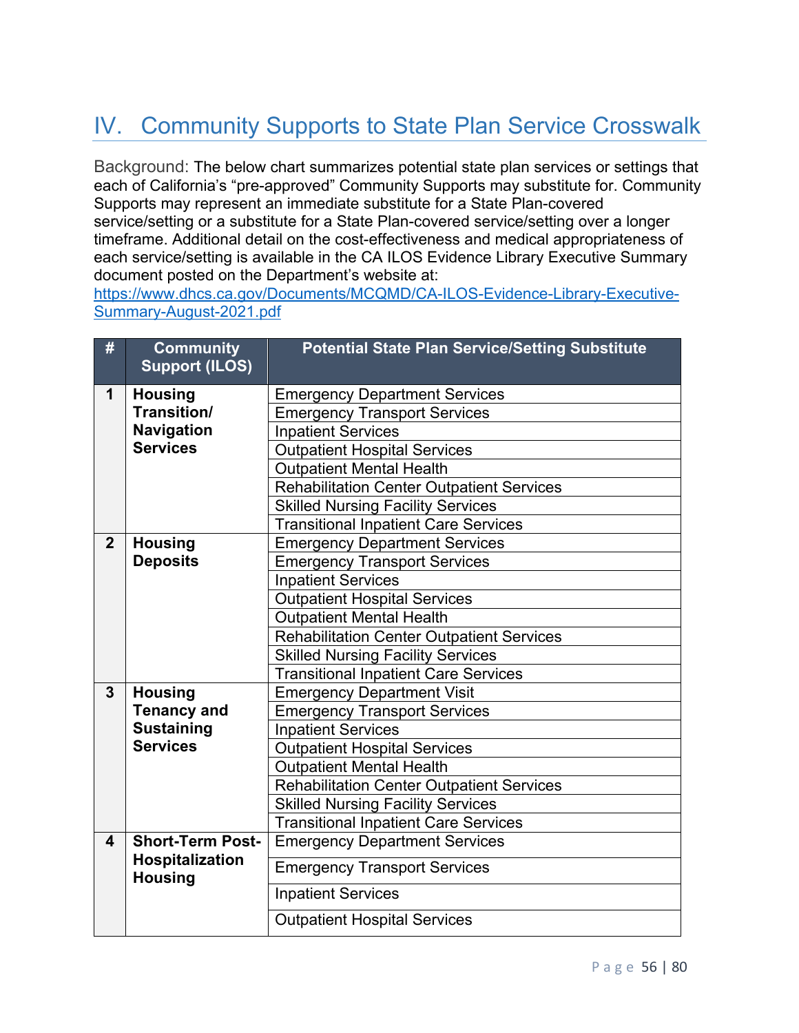## IV. Community Supports to State Plan Service Crosswalk

Background: The below chart summarizes potential state plan services or settings that each of California's "pre-approved" Community Supports may substitute for. Community Supports may represent an immediate substitute for a State Plan-covered service/setting or a substitute for a State Plan-covered service/setting over a longer timeframe. Additional detail on the cost-effectiveness and medical appropriateness of each service/setting is available in the CA ILOS Evidence Library Executive Summary document posted on the Department's website at: https://www.dhcs.ca.gov/Documents/MCQMD/CA-ILOS-Evidence-Library-Executive-Summary-August-2021.pdf

| # | Community Support (ILOS) | Potential State Plan Service/Setting Substitute |
|---|---|---|
| 1 | **Housing Transition/ Navigation Services** | Emergency Department Services |
| | | Emergency Transport Services |
| | | Inpatient Services |
| | | Outpatient Hospital Services |
| | | Outpatient Mental Health |
| | | Rehabilitation Center Outpatient Services |
| | | Skilled Nursing Facility Services |
| | | Transitional Inpatient Care Services |
| 2 | **Housing Deposits** | Emergency Department Services |
| | | Emergency Transport Services |
| | | Inpatient Services |
| | | Outpatient Hospital Services |
| | | Outpatient Mental Health |
| | | Rehabilitation Center Outpatient Services |
| | | Skilled Nursing Facility Services |
| | | Transitional Inpatient Care Services |
| 3 | **Housing Tenancy and Sustaining Services** | Emergency Department Visit |
| | | Emergency Transport Services |
| | | Inpatient Services |
| | | Outpatient Hospital Services |
| | | Outpatient Mental Health |
| | | Rehabilitation Center Outpatient Services |
| | | Skilled Nursing Facility Services |
| | | Transitional Inpatient Care Services |
| 4 | **Short-Term Post-Hospitalization Housing** | Emergency Department Services |
| | | Emergency Transport Services |
| | | Inpatient Services |
| | | Outpatient Hospital Services |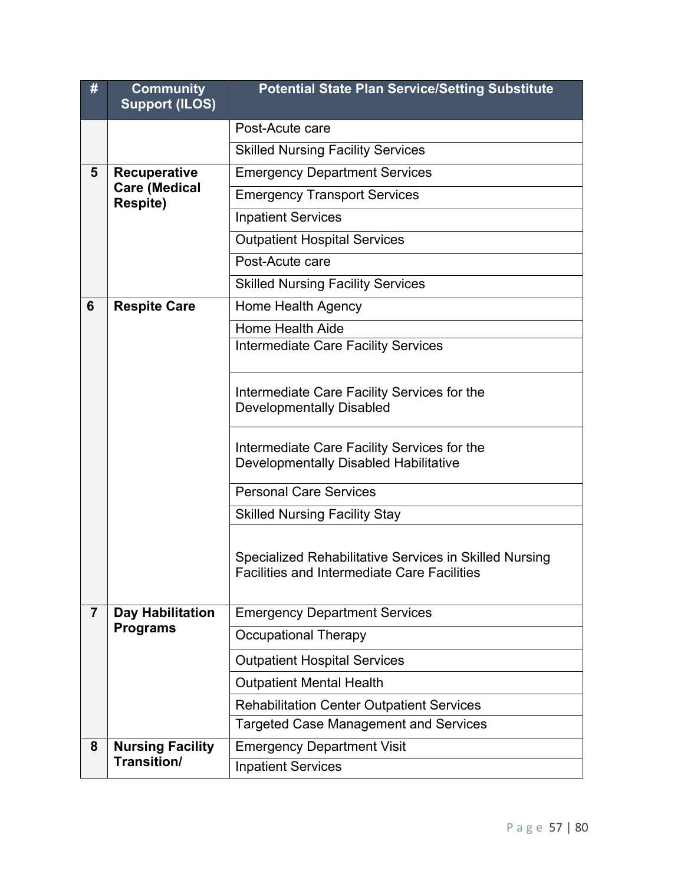| # | Community Support (ILOS) | Potential State Plan Service/Setting Substitute |
|---|---|---|
| | | Post-Acute care |
| | | Skilled Nursing Facility Services |
| 5 | **Recuperative Care (Medical Respite)** | Emergency Department Services |
| | | Emergency Transport Services |
| | | Inpatient Services |
| | | Outpatient Hospital Services |
| | | Post-Acute care |
| | | Skilled Nursing Facility Services |
| 6 | **Respite Care** | Home Health Agency |
| | | Home Health Aide |
| | | Intermediate Care Facility Services |
| | | Intermediate Care Facility Services for the Developmentally Disabled |
| | | Intermediate Care Facility Services for the Developmentally Disabled Habilitative |
| | | Personal Care Services |
| | | Skilled Nursing Facility Stay |
| | | Specialized Rehabilitative Services in Skilled Nursing Facilities and Intermediate Care Facilities |
| 7 | **Day Habilitation Programs** | Emergency Department Services |
| | | Occupational Therapy |
| | | Outpatient Hospital Services |
| | | Outpatient Mental Health |
| | | Rehabilitation Center Outpatient Services |
| | | Targeted Case Management and Services |
| 8 | **Nursing Facility Transition/** | Emergency Department Visit |
| | | Inpatient Services |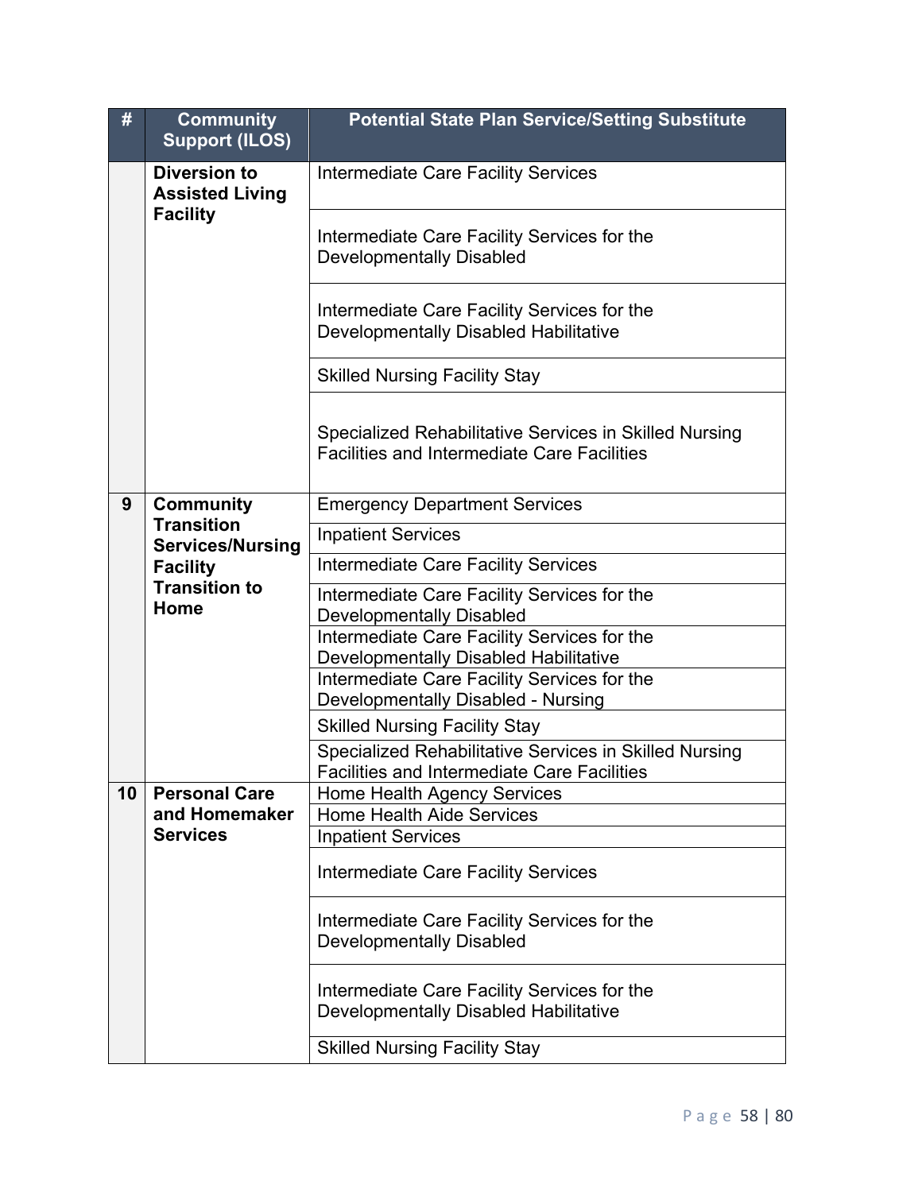| # | Community Support (ILOS) | Potential State Plan Service/Setting Substitute |
|---|---|---|
| | **Diversion to Assisted Living Facility** | Intermediate Care Facility Services |
| | | Intermediate Care Facility Services for the Developmentally Disabled |
| | | Intermediate Care Facility Services for the Developmentally Disabled Habilitative |
| | | Skilled Nursing Facility Stay |
| | | Specialized Rehabilitative Services in Skilled Nursing Facilities and Intermediate Care Facilities |
| 9 | **Community Transition Services/Nursing Facility Transition to Home** | Emergency Department Services |
| | | Inpatient Services |
| | | Intermediate Care Facility Services |
| | | Intermediate Care Facility Services for the Developmentally Disabled |
| | | Intermediate Care Facility Services for the Developmentally Disabled Habilitative |
| | | Intermediate Care Facility Services for the Developmentally Disabled - Nursing |
| | | Skilled Nursing Facility Stay |
| | | Specialized Rehabilitative Services in Skilled Nursing Facilities and Intermediate Care Facilities |
| 10 | **Personal Care and Homemaker Services** | Home Health Agency Services |
| | | Home Health Aide Services |
| | | Inpatient Services |
| | | Intermediate Care Facility Services |
| | | Intermediate Care Facility Services for the Developmentally Disabled |
| | | Intermediate Care Facility Services for the Developmentally Disabled Habilitative |
| | | Skilled Nursing Facility Stay |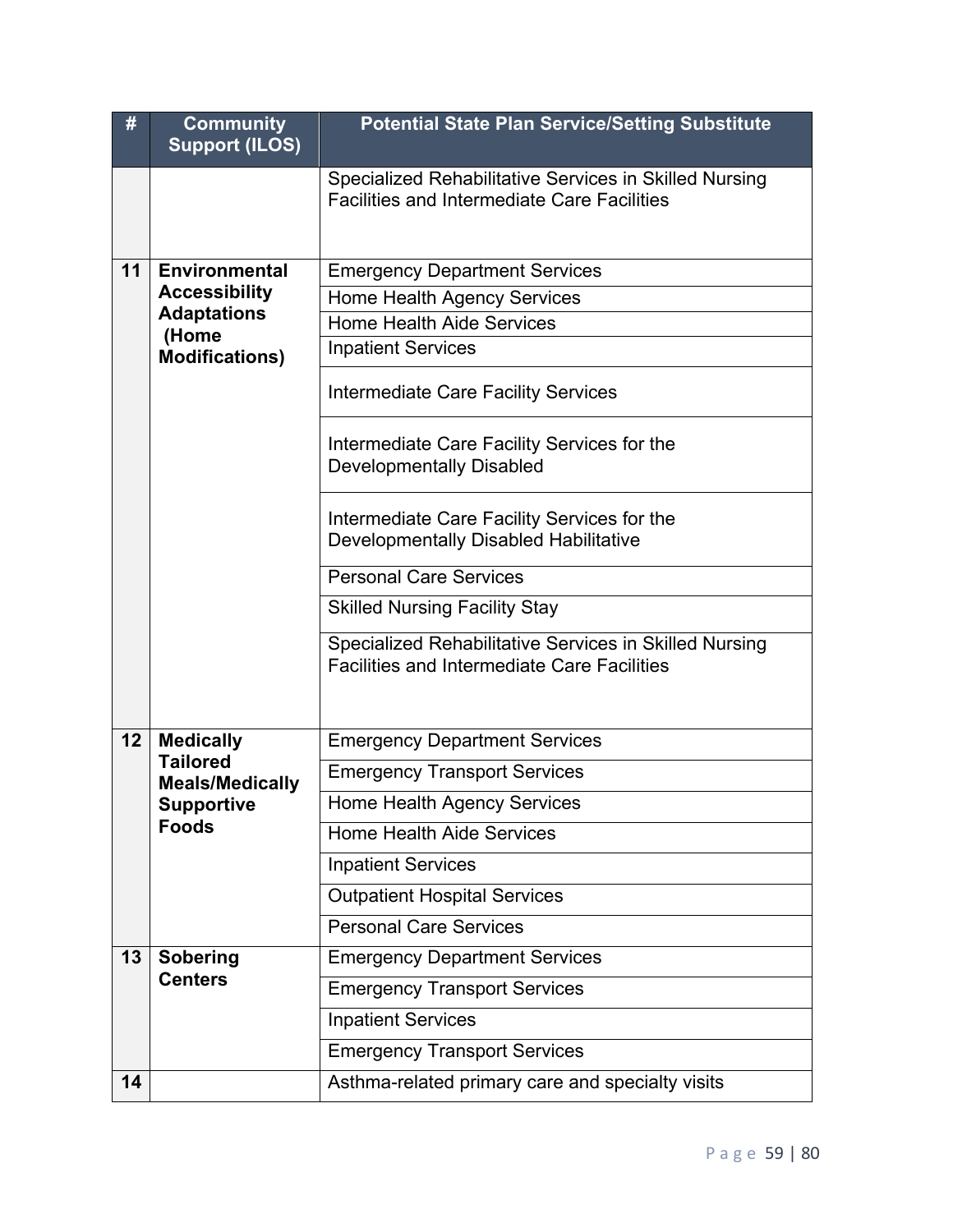| # | Community Support (ILOS) | Potential State Plan Service/Setting Substitute |
|---|---|---|
| | | Specialized Rehabilitative Services in Skilled Nursing Facilities and Intermediate Care Facilities |
| 11 | **Environmental Accessibility Adaptations (Home Modifications)** | Emergency Department Services |
| | | Home Health Agency Services |
| | | Home Health Aide Services |
| | | Inpatient Services |
| | | Intermediate Care Facility Services |
| | | Intermediate Care Facility Services for the Developmentally Disabled |
| | | Intermediate Care Facility Services for the Developmentally Disabled Habilitative |
| | | Personal Care Services |
| | | Skilled Nursing Facility Stay |
| | | Specialized Rehabilitative Services in Skilled Nursing Facilities and Intermediate Care Facilities |
| 12 | **Medically Tailored Meals/Medically Supportive Foods** | Emergency Department Services |
| | | Emergency Transport Services |
| | | Home Health Agency Services |
| | | Home Health Aide Services |
| | | Inpatient Services |
| | | Outpatient Hospital Services |
| | | Personal Care Services |
| 13 | **Sobering Centers** | Emergency Department Services |
| | | Emergency Transport Services |
| | | Inpatient Services |
| | | Emergency Transport Services |
| 14 | | Asthma-related primary care and specialty visits |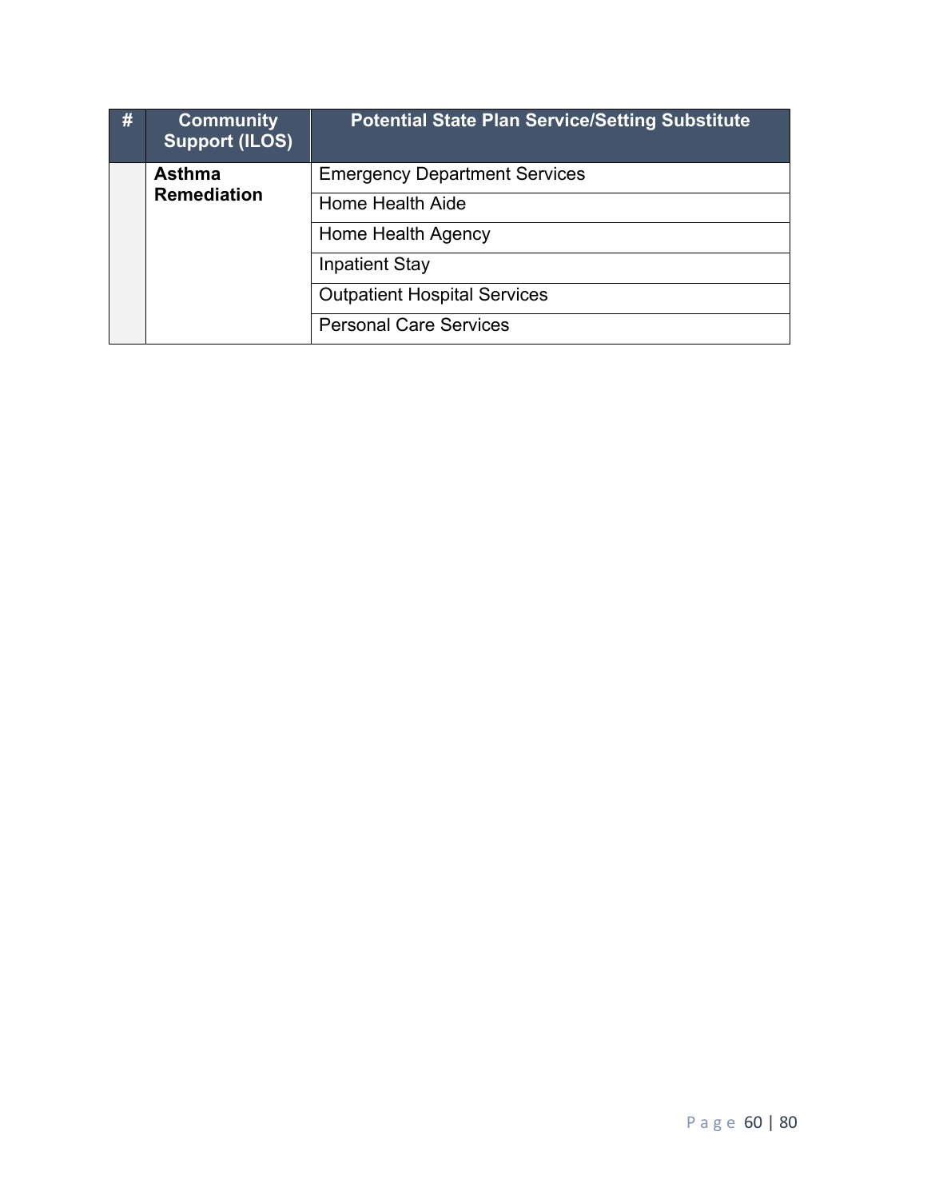| # | Community Support (ILOS) | Potential State Plan Service/Setting Substitute |
|---|---|---|
| | **Asthma Remediation** | Emergency Department Services |
| | | Home Health Aide |
| | | Home Health Agency |
| | | Inpatient Stay |
| | | Outpatient Hospital Services |
| | | Personal Care Services |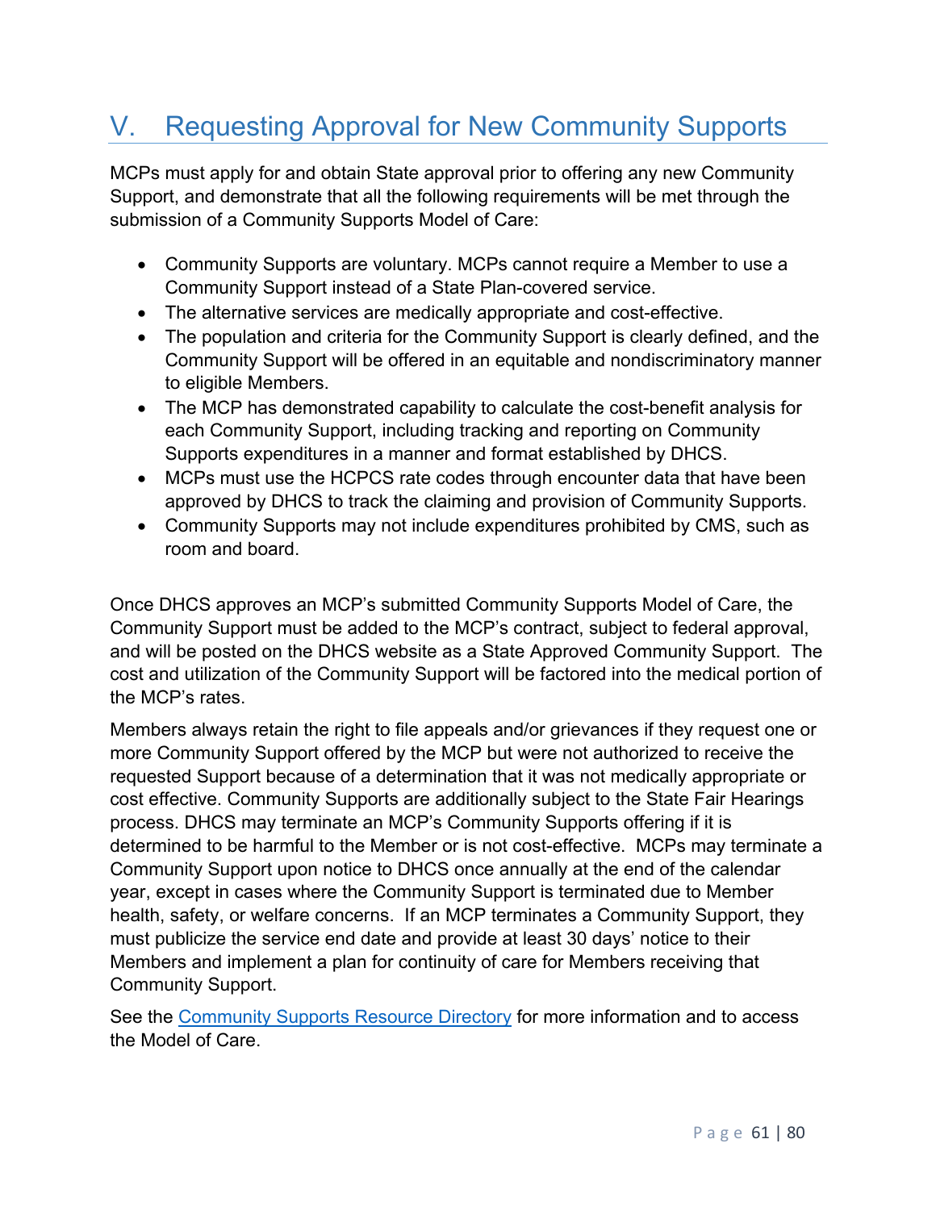# V. Requesting Approval for New Community Supports

MCPs must apply for and obtain State approval prior to offering any new Community Support, and demonstrate that all the following requirements will be met through the submission of a Community Supports Model of Care:

- Community Supports are voluntary. MCPs cannot require a Member to use a Community Support instead of a State Plan-covered service.
- The alternative services are medically appropriate and cost-effective.
- The population and criteria for the Community Support is clearly defined, and the Community Support will be offered in an equitable and nondiscriminatory manner to eligible Members.
- The MCP has demonstrated capability to calculate the cost-benefit analysis for each Community Support, including tracking and reporting on Community Supports expenditures in a manner and format established by DHCS.
- MCPs must use the HCPCS rate codes through encounter data that have been approved by DHCS to track the claiming and provision of Community Supports.
- Community Supports may not include expenditures prohibited by CMS, such as room and board.

Once DHCS approves an MCP's submitted Community Supports Model of Care, the Community Support must be added to the MCP's contract, subject to federal approval, and will be posted on the DHCS website as a State Approved Community Support. The cost and utilization of the Community Support will be factored into the medical portion of the MCP's rates.

Members always retain the right to file appeals and/or grievances if they request one or more Community Support offered by the MCP but were not authorized to receive the requested Support because of a determination that it was not medically appropriate or cost effective. Community Supports are additionally subject to the State Fair Hearings process. DHCS may terminate an MCP's Community Supports offering if it is determined to be harmful to the Member or is not cost-effective. MCPs may terminate a Community Support upon notice to DHCS once annually at the end of the calendar year, except in cases where the Community Support is terminated due to Member health, safety, or welfare concerns. If an MCP terminates a Community Support, they must publicize the service end date and provide at least 30 days' notice to their Members and implement a plan for continuity of care for Members receiving that Community Support.

See the [Community Supports Resource Directory] for more information and to access the Model of Care.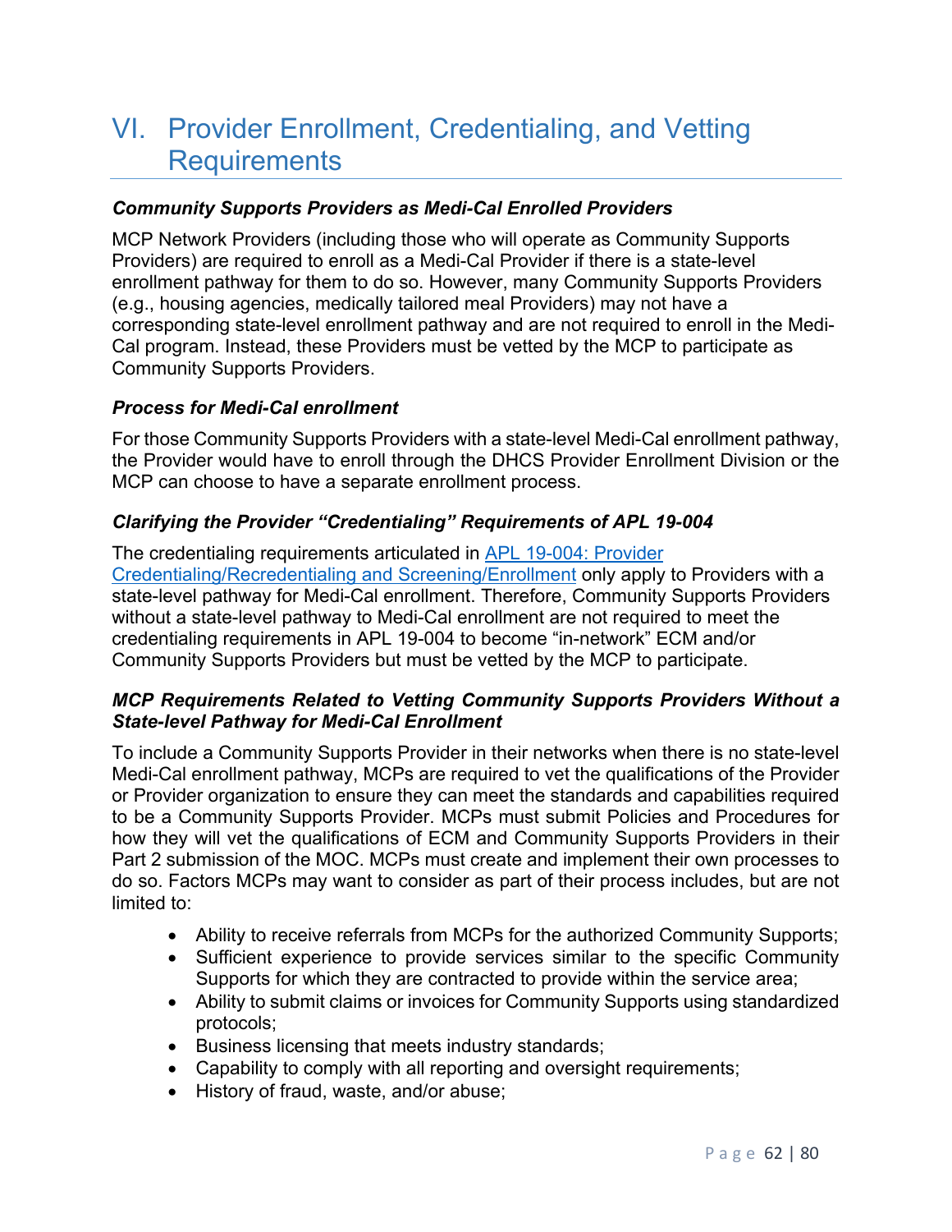# VI. Provider Enrollment, Credentialing, and Vetting Requirements

***Community Supports Providers as Medi-Cal Enrolled Providers***

MCP Network Providers (including those who will operate as Community Supports Providers) are required to enroll as a Medi-Cal Provider if there is a state-level enrollment pathway for them to do so. However, many Community Supports Providers (e.g., housing agencies, medically tailored meal Providers) may not have a corresponding state-level enrollment pathway and are not required to enroll in the Medi-Cal program. Instead, these Providers must be vetted by the MCP to participate as Community Supports Providers.

***Process for Medi-Cal enrollment***

For those Community Supports Providers with a state-level Medi-Cal enrollment pathway, the Provider would have to enroll through the DHCS Provider Enrollment Division or the MCP can choose to have a separate enrollment process.

***Clarifying the Provider "Credentialing" Requirements of APL 19-004***

The credentialing requirements articulated in [APL 19-004: Provider Credentialing/Recredentialing and Screening/Enrollment] only apply to Providers with a state-level pathway for Medi-Cal enrollment. Therefore, Community Supports Providers without a state-level pathway to Medi-Cal enrollment are not required to meet the credentialing requirements in APL 19-004 to become "in-network" ECM and/or Community Supports Providers but must be vetted by the MCP to participate.

***MCP Requirements Related to Vetting Community Supports Providers Without a State-level Pathway for Medi-Cal Enrollment***

To include a Community Supports Provider in their networks when there is no state-level Medi-Cal enrollment pathway, MCPs are required to vet the qualifications of the Provider or Provider organization to ensure they can meet the standards and capabilities required to be a Community Supports Provider. MCPs must submit Policies and Procedures for how they will vet the qualifications of ECM and Community Supports Providers in their Part 2 submission of the MOC. MCPs must create and implement their own processes to do so. Factors MCPs may want to consider as part of their process includes, but are not limited to:

- Ability to receive referrals from MCPs for the authorized Community Supports;
- Sufficient experience to provide services similar to the specific Community Supports for which they are contracted to provide within the service area;
- Ability to submit claims or invoices for Community Supports using standardized protocols;
- Business licensing that meets industry standards;
- Capability to comply with all reporting and oversight requirements;
- History of fraud, waste, and/or abuse;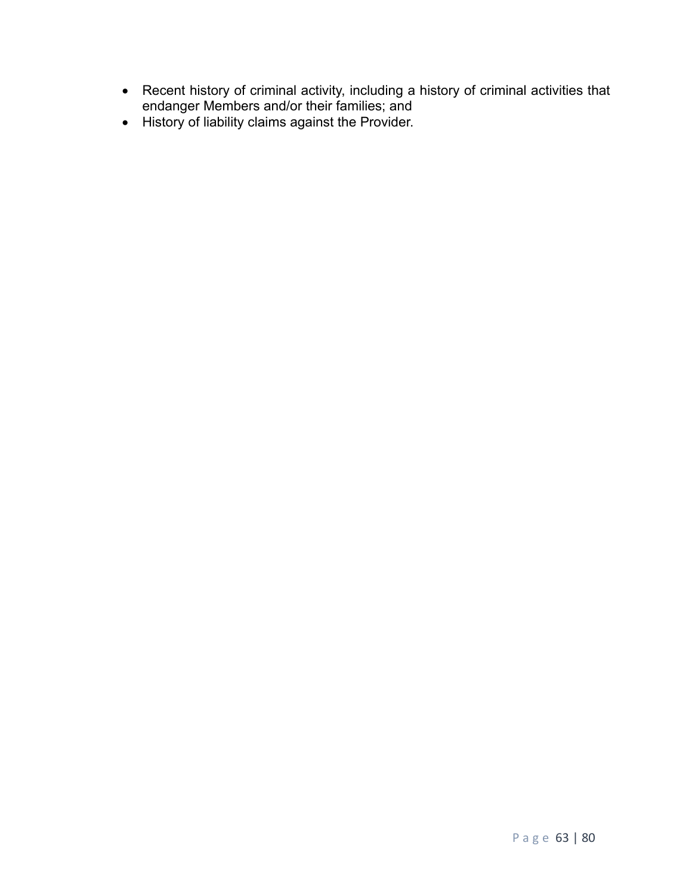- Recent history of criminal activity, including a history of criminal activities that endanger Members and/or their families; and
- History of liability claims against the Provider.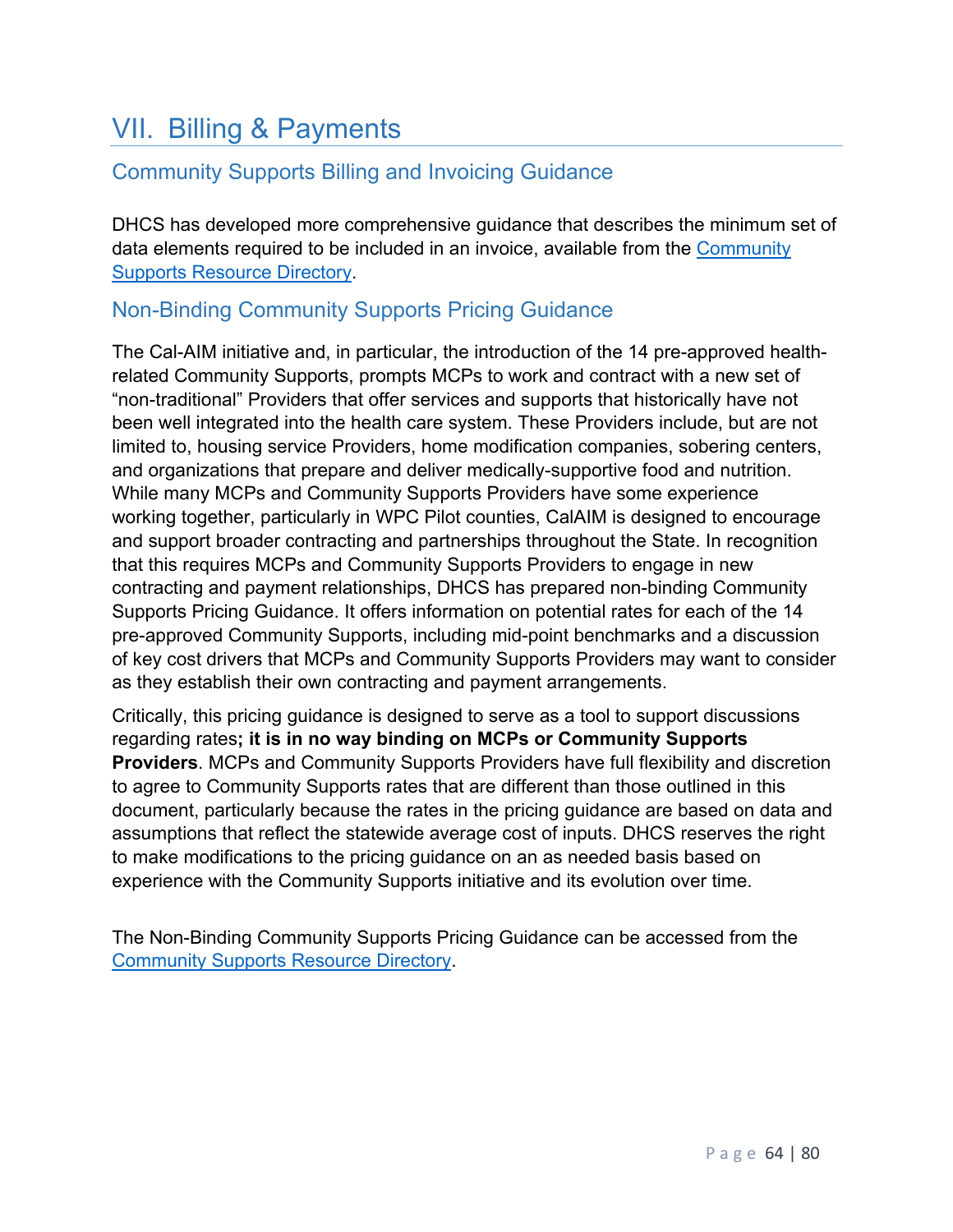# VII. Billing & Payments

## Community Supports Billing and Invoicing Guidance

DHCS has developed more comprehensive guidance that describes the minimum set of data elements required to be included in an invoice, available from the Community Supports Resource Directory.

## Non-Binding Community Supports Pricing Guidance

The Cal-AIM initiative and, in particular, the introduction of the 14 pre-approved health-related Community Supports, prompts MCPs to work and contract with a new set of "non-traditional" Providers that offer services and supports that historically have not been well integrated into the health care system. These Providers include, but are not limited to, housing service Providers, home modification companies, sobering centers, and organizations that prepare and deliver medically-supportive food and nutrition. While many MCPs and Community Supports Providers have some experience working together, particularly in WPC Pilot counties, CalAIM is designed to encourage and support broader contracting and partnerships throughout the State. In recognition that this requires MCPs and Community Supports Providers to engage in new contracting and payment relationships, DHCS has prepared non-binding Community Supports Pricing Guidance. It offers information on potential rates for each of the 14 pre-approved Community Supports, including mid-point benchmarks and a discussion of key cost drivers that MCPs and Community Supports Providers may want to consider as they establish their own contracting and payment arrangements.

Critically, this pricing guidance is designed to serve as a tool to support discussions regarding rates**; it is in no way binding on MCPs or Community Supports Providers**. MCPs and Community Supports Providers have full flexibility and discretion to agree to Community Supports rates that are different than those outlined in this document, particularly because the rates in the pricing guidance are based on data and assumptions that reflect the statewide average cost of inputs. DHCS reserves the right to make modifications to the pricing guidance on an as needed basis based on experience with the Community Supports initiative and its evolution over time.

The Non-Binding Community Supports Pricing Guidance can be accessed from the Community Supports Resource Directory.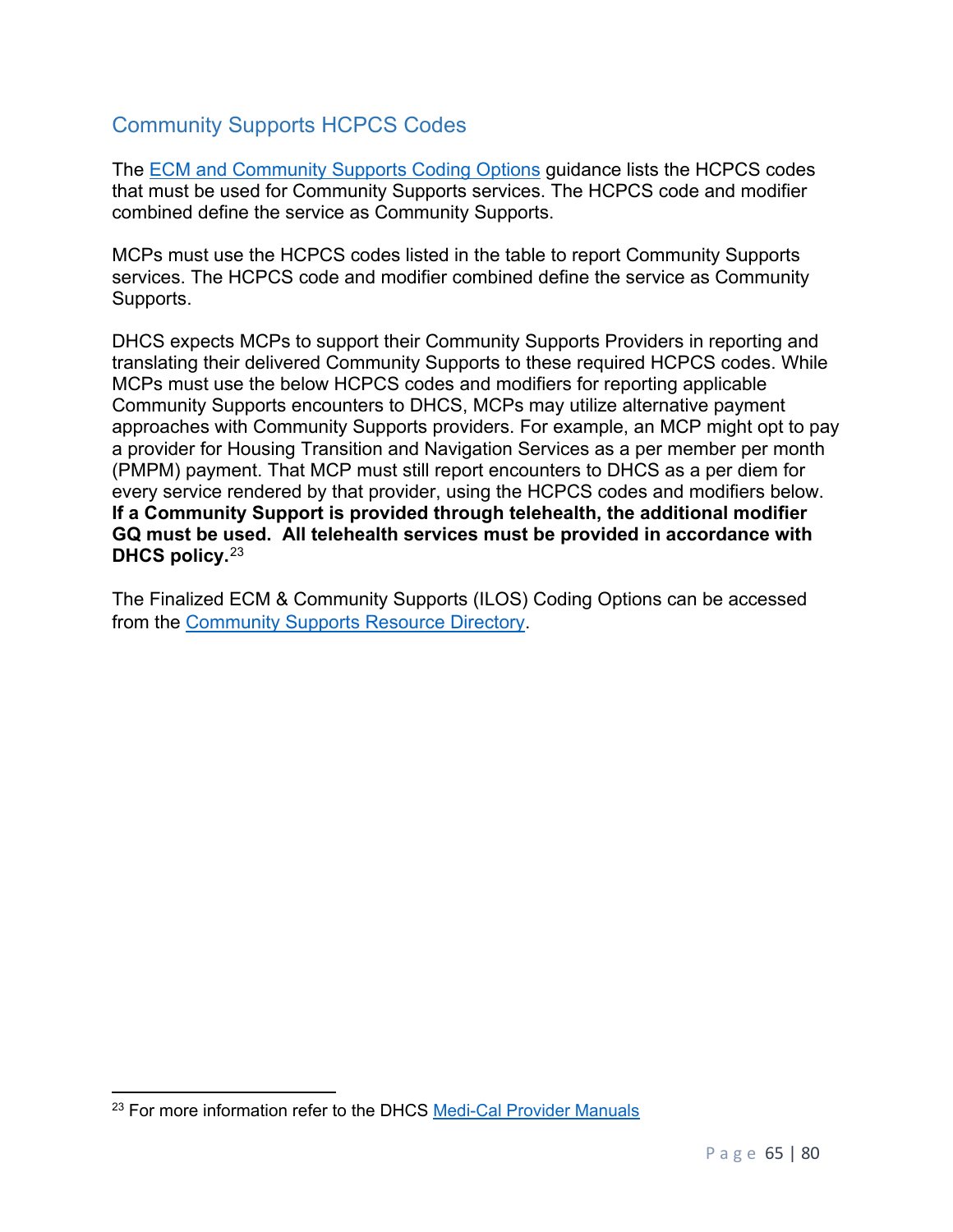## Community Supports HCPCS Codes

The ECM and Community Supports Coding Options guidance lists the HCPCS codes that must be used for Community Supports services. The HCPCS code and modifier combined define the service as Community Supports.

MCPs must use the HCPCS codes listed in the table to report Community Supports services. The HCPCS code and modifier combined define the service as Community Supports.

DHCS expects MCPs to support their Community Supports Providers in reporting and translating their delivered Community Supports to these required HCPCS codes. While MCPs must use the below HCPCS codes and modifiers for reporting applicable Community Supports encounters to DHCS, MCPs may utilize alternative payment approaches with Community Supports providers. For example, an MCP might opt to pay a provider for Housing Transition and Navigation Services as a per member per month (PMPM) payment. That MCP must still report encounters to DHCS as a per diem for every service rendered by that provider, using the HCPCS codes and modifiers below. **If a Community Support is provided through telehealth, the additional modifier GQ must be used. All telehealth services must be provided in accordance with DHCS policy.**[23]

The Finalized ECM & Community Supports (ILOS) Coding Options can be accessed from the Community Supports Resource Directory.

[23] For more information refer to the DHCS Medi-Cal Provider Manuals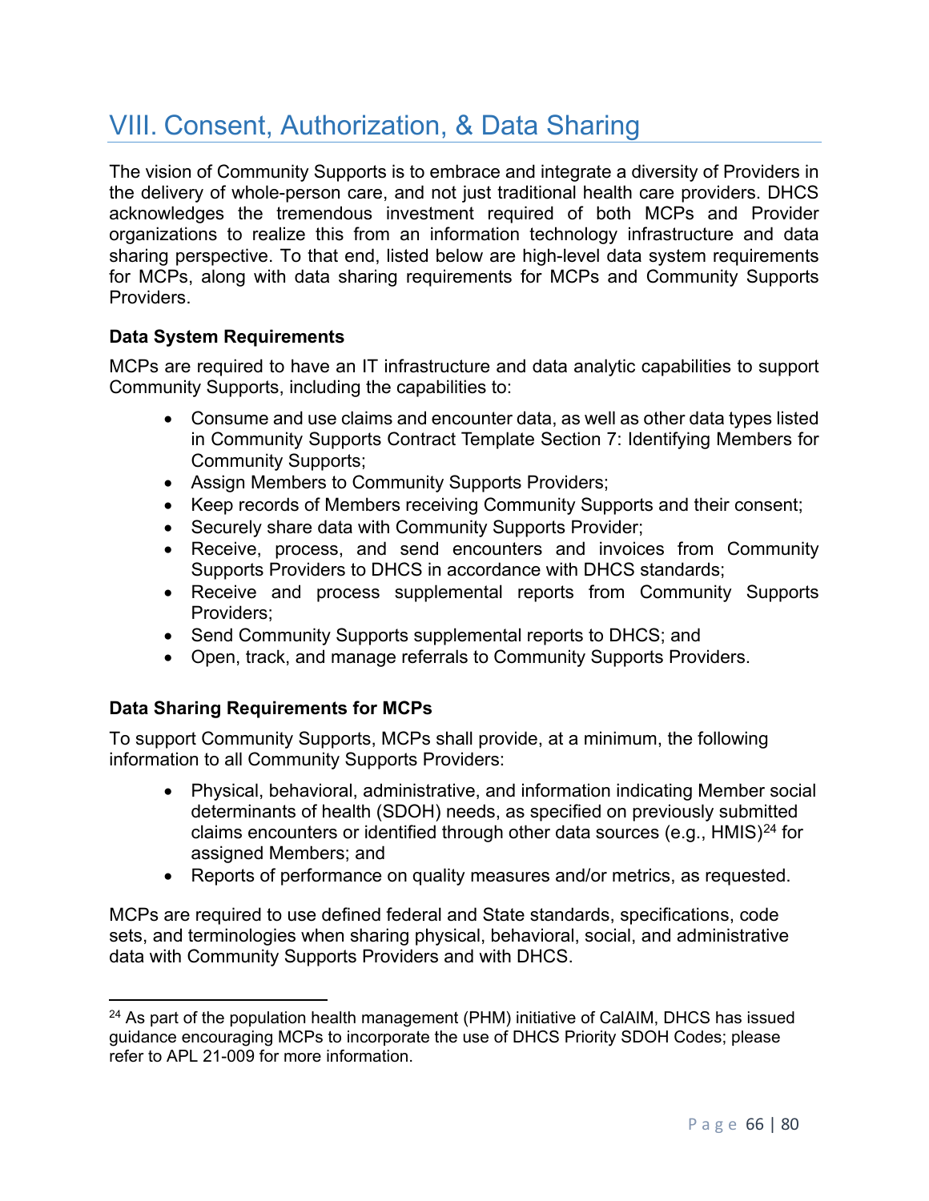# VIII. Consent, Authorization, & Data Sharing

The vision of Community Supports is to embrace and integrate a diversity of Providers in the delivery of whole-person care, and not just traditional health care providers. DHCS acknowledges the tremendous investment required of both MCPs and Provider organizations to realize this from an information technology infrastructure and data sharing perspective. To that end, listed below are high-level data system requirements for MCPs, along with data sharing requirements for MCPs and Community Supports Providers.

**Data System Requirements**

MCPs are required to have an IT infrastructure and data analytic capabilities to support Community Supports, including the capabilities to:

- Consume and use claims and encounter data, as well as other data types listed in Community Supports Contract Template Section 7: Identifying Members for Community Supports;
- Assign Members to Community Supports Providers;
- Keep records of Members receiving Community Supports and their consent;
- Securely share data with Community Supports Provider;
- Receive, process, and send encounters and invoices from Community Supports Providers to DHCS in accordance with DHCS standards;
- Receive and process supplemental reports from Community Supports Providers;
- Send Community Supports supplemental reports to DHCS; and
- Open, track, and manage referrals to Community Supports Providers.

**Data Sharing Requirements for MCPs**

To support Community Supports, MCPs shall provide, at a minimum, the following information to all Community Supports Providers:

- Physical, behavioral, administrative, and information indicating Member social determinants of health (SDOH) needs, as specified on previously submitted claims encounters or identified through other data sources (e.g., HMIS)[24] for assigned Members; and
- Reports of performance on quality measures and/or metrics, as requested.

MCPs are required to use defined federal and State standards, specifications, code sets, and terminologies when sharing physical, behavioral, social, and administrative data with Community Supports Providers and with DHCS.

[24] As part of the population health management (PHM) initiative of CalAIM, DHCS has issued guidance encouraging MCPs to incorporate the use of DHCS Priority SDOH Codes; please refer to APL 21-009 for more information.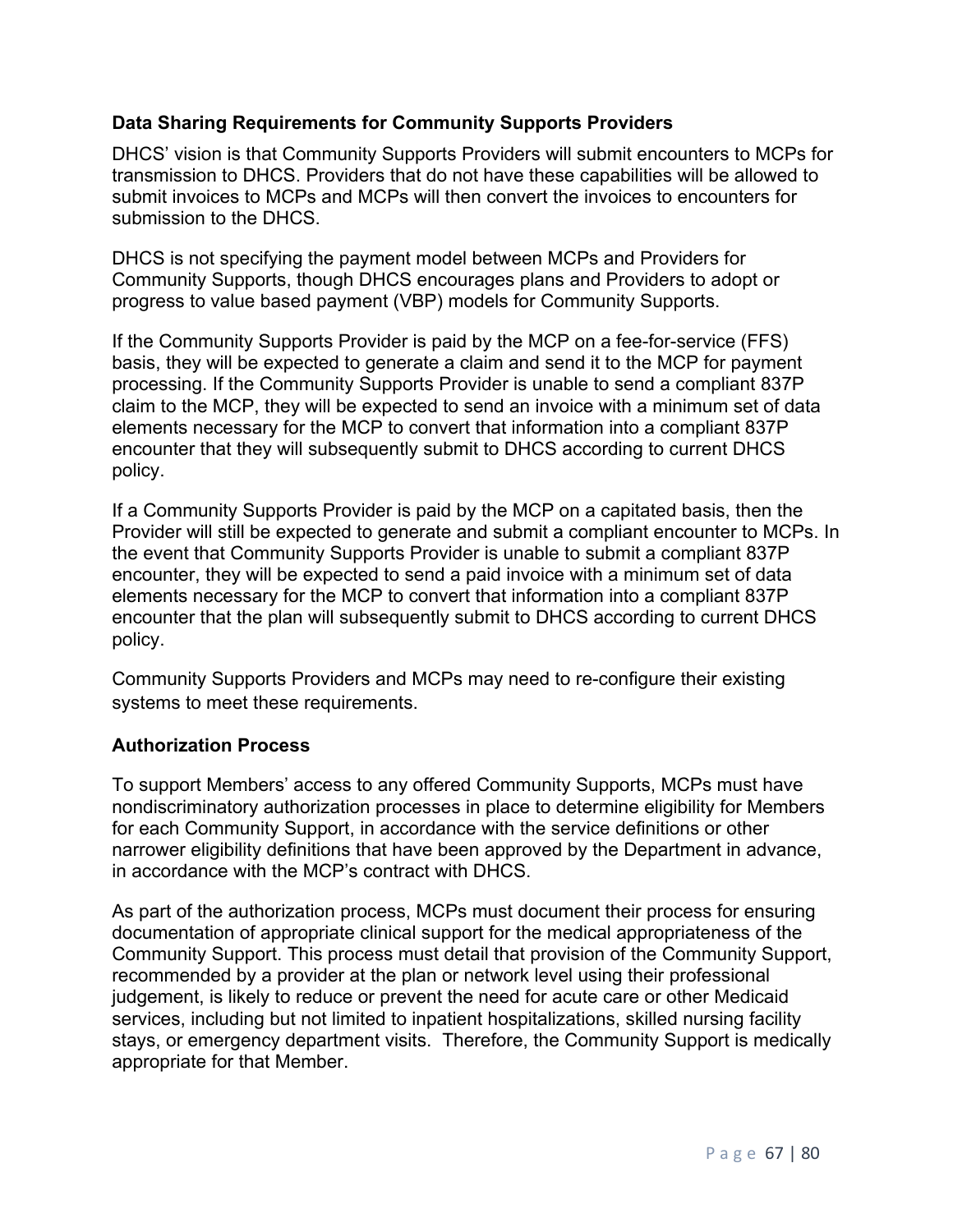### Data Sharing Requirements for Community Supports Providers

DHCS' vision is that Community Supports Providers will submit encounters to MCPs for transmission to DHCS. Providers that do not have these capabilities will be allowed to submit invoices to MCPs and MCPs will then convert the invoices to encounters for submission to the DHCS.

DHCS is not specifying the payment model between MCPs and Providers for Community Supports, though DHCS encourages plans and Providers to adopt or progress to value based payment (VBP) models for Community Supports.

If the Community Supports Provider is paid by the MCP on a fee-for-service (FFS) basis, they will be expected to generate a claim and send it to the MCP for payment processing. If the Community Supports Provider is unable to send a compliant 837P claim to the MCP, they will be expected to send an invoice with a minimum set of data elements necessary for the MCP to convert that information into a compliant 837P encounter that they will subsequently submit to DHCS according to current DHCS policy.

If a Community Supports Provider is paid by the MCP on a capitated basis, then the Provider will still be expected to generate and submit a compliant encounter to MCPs. In the event that Community Supports Provider is unable to submit a compliant 837P encounter, they will be expected to send a paid invoice with a minimum set of data elements necessary for the MCP to convert that information into a compliant 837P encounter that the plan will subsequently submit to DHCS according to current DHCS policy.

Community Supports Providers and MCPs may need to re-configure their existing systems to meet these requirements.

### Authorization Process

To support Members' access to any offered Community Supports, MCPs must have nondiscriminatory authorization processes in place to determine eligibility for Members for each Community Support, in accordance with the service definitions or other narrower eligibility definitions that have been approved by the Department in advance, in accordance with the MCP's contract with DHCS.

As part of the authorization process, MCPs must document their process for ensuring documentation of appropriate clinical support for the medical appropriateness of the Community Support. This process must detail that provision of the Community Support, recommended by a provider at the plan or network level using their professional judgement, is likely to reduce or prevent the need for acute care or other Medicaid services, including but not limited to inpatient hospitalizations, skilled nursing facility stays, or emergency department visits. Therefore, the Community Support is medically appropriate for that Member.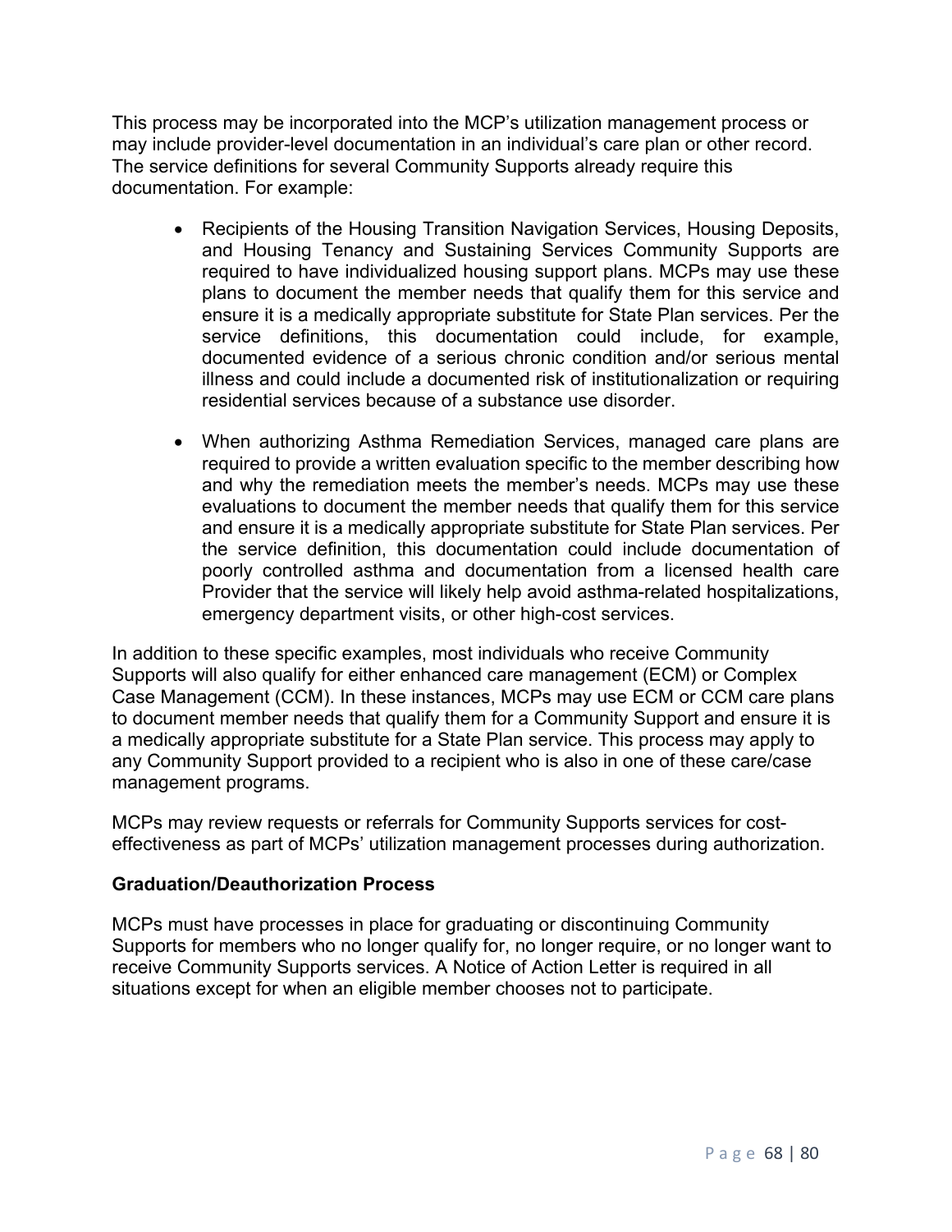This process may be incorporated into the MCP's utilization management process or may include provider-level documentation in an individual's care plan or other record. The service definitions for several Community Supports already require this documentation. For example:

- Recipients of the Housing Transition Navigation Services, Housing Deposits, and Housing Tenancy and Sustaining Services Community Supports are required to have individualized housing support plans. MCPs may use these plans to document the member needs that qualify them for this service and ensure it is a medically appropriate substitute for State Plan services. Per the service definitions, this documentation could include, for example, documented evidence of a serious chronic condition and/or serious mental illness and could include a documented risk of institutionalization or requiring residential services because of a substance use disorder.

- When authorizing Asthma Remediation Services, managed care plans are required to provide a written evaluation specific to the member describing how and why the remediation meets the member's needs. MCPs may use these evaluations to document the member needs that qualify them for this service and ensure it is a medically appropriate substitute for State Plan services. Per the service definition, this documentation could include documentation of poorly controlled asthma and documentation from a licensed health care Provider that the service will likely help avoid asthma-related hospitalizations, emergency department visits, or other high-cost services.

In addition to these specific examples, most individuals who receive Community Supports will also qualify for either enhanced care management (ECM) or Complex Case Management (CCM). In these instances, MCPs may use ECM or CCM care plans to document member needs that qualify them for a Community Support and ensure it is a medically appropriate substitute for a State Plan service. This process may apply to any Community Support provided to a recipient who is also in one of these care/case management programs.

MCPs may review requests or referrals for Community Supports services for cost-effectiveness as part of MCPs' utilization management processes during authorization.

**Graduation/Deauthorization Process**

MCPs must have processes in place for graduating or discontinuing Community Supports for members who no longer qualify for, no longer require, or no longer want to receive Community Supports services. A Notice of Action Letter is required in all situations except for when an eligible member chooses not to participate.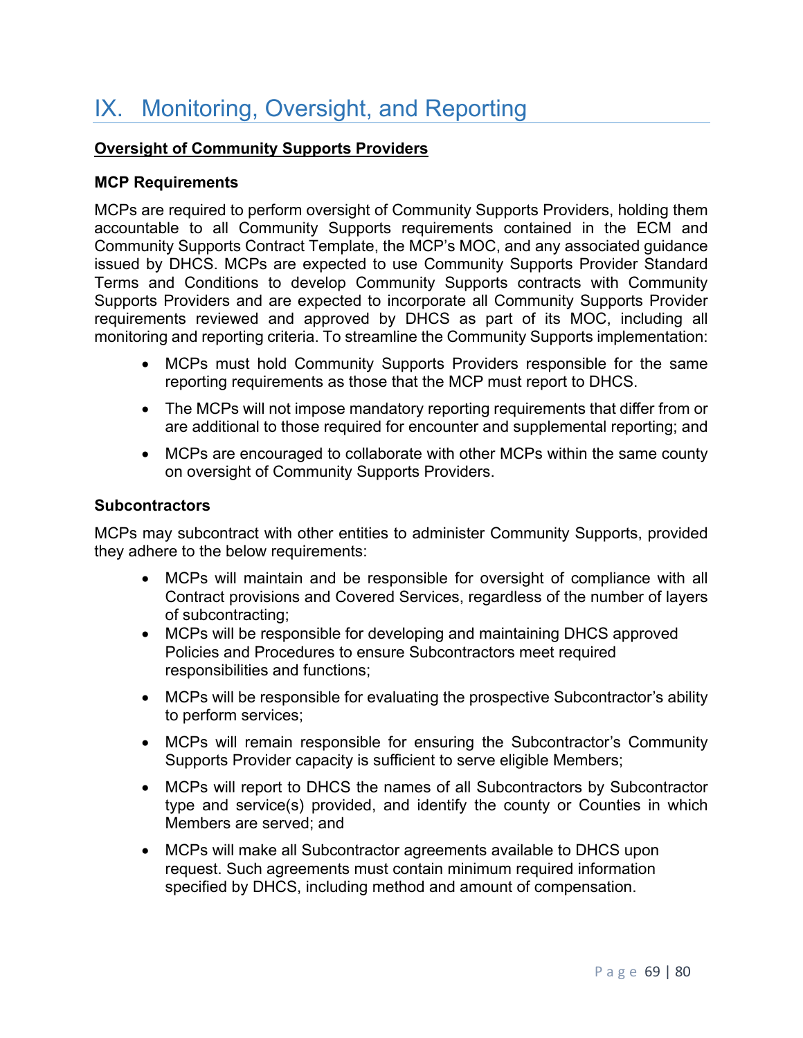# IX. Monitoring, Oversight, and Reporting

**<u>Oversight of Community Supports Providers</u>**

### MCP Requirements

MCPs are required to perform oversight of Community Supports Providers, holding them accountable to all Community Supports requirements contained in the ECM and Community Supports Contract Template, the MCP's MOC, and any associated guidance issued by DHCS. MCPs are expected to use Community Supports Provider Standard Terms and Conditions to develop Community Supports contracts with Community Supports Providers and are expected to incorporate all Community Supports Provider requirements reviewed and approved by DHCS as part of its MOC, including all monitoring and reporting criteria. To streamline the Community Supports implementation:

- MCPs must hold Community Supports Providers responsible for the same reporting requirements as those that the MCP must report to DHCS.
- The MCPs will not impose mandatory reporting requirements that differ from or are additional to those required for encounter and supplemental reporting; and
- MCPs are encouraged to collaborate with other MCPs within the same county on oversight of Community Supports Providers.

### Subcontractors

MCPs may subcontract with other entities to administer Community Supports, provided they adhere to the below requirements:

- MCPs will maintain and be responsible for oversight of compliance with all Contract provisions and Covered Services, regardless of the number of layers of subcontracting;
- MCPs will be responsible for developing and maintaining DHCS approved Policies and Procedures to ensure Subcontractors meet required responsibilities and functions;
- MCPs will be responsible for evaluating the prospective Subcontractor's ability to perform services;
- MCPs will remain responsible for ensuring the Subcontractor's Community Supports Provider capacity is sufficient to serve eligible Members;
- MCPs will report to DHCS the names of all Subcontractors by Subcontractor type and service(s) provided, and identify the county or Counties in which Members are served; and
- MCPs will make all Subcontractor agreements available to DHCS upon request. Such agreements must contain minimum required information specified by DHCS, including method and amount of compensation.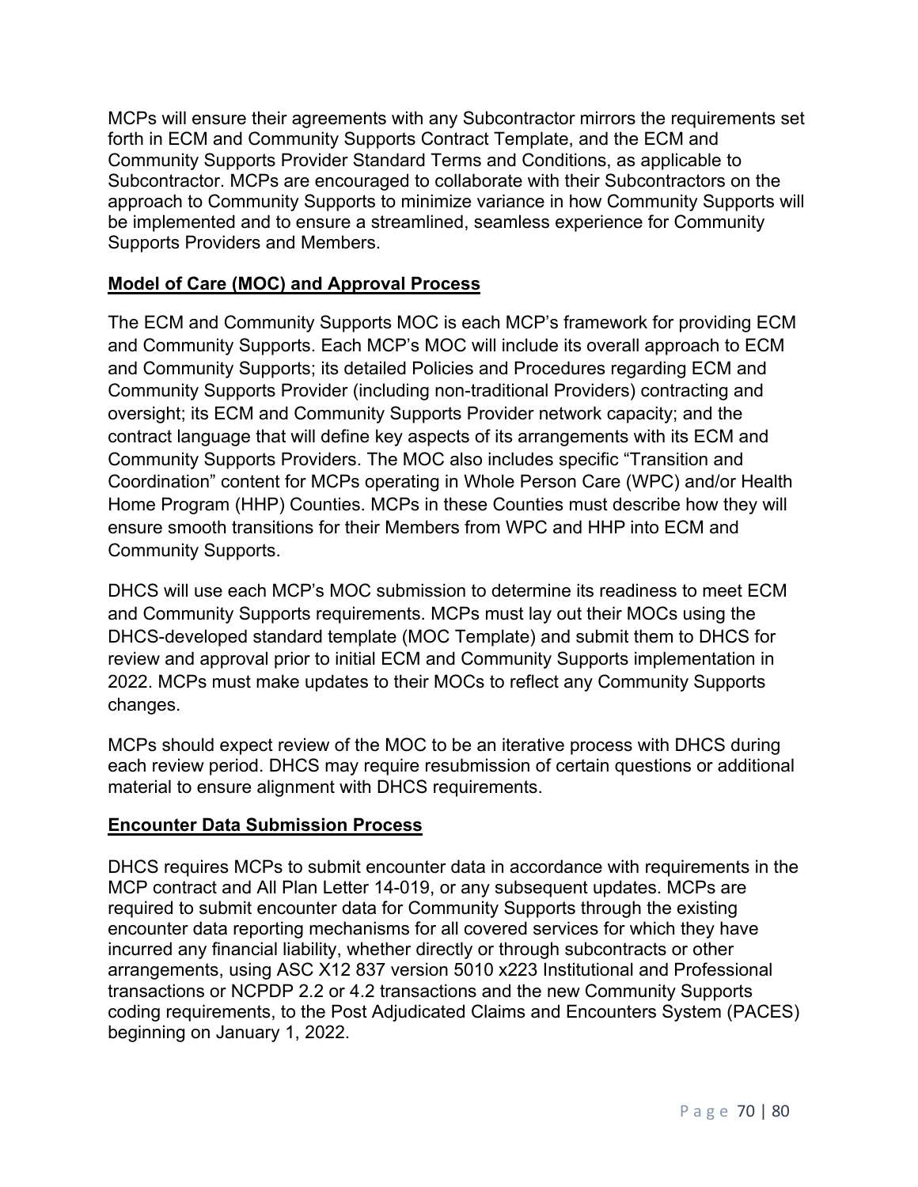MCPs will ensure their agreements with any Subcontractor mirrors the requirements set forth in ECM and Community Supports Contract Template, and the ECM and Community Supports Provider Standard Terms and Conditions, as applicable to Subcontractor. MCPs are encouraged to collaborate with their Subcontractors on the approach to Community Supports to minimize variance in how Community Supports will be implemented and to ensure a streamlined, seamless experience for Community Supports Providers and Members.

**Model of Care (MOC) and Approval Process**

The ECM and Community Supports MOC is each MCP's framework for providing ECM and Community Supports. Each MCP's MOC will include its overall approach to ECM and Community Supports; its detailed Policies and Procedures regarding ECM and Community Supports Provider (including non-traditional Providers) contracting and oversight; its ECM and Community Supports Provider network capacity; and the contract language that will define key aspects of its arrangements with its ECM and Community Supports Providers. The MOC also includes specific "Transition and Coordination" content for MCPs operating in Whole Person Care (WPC) and/or Health Home Program (HHP) Counties. MCPs in these Counties must describe how they will ensure smooth transitions for their Members from WPC and HHP into ECM and Community Supports.

DHCS will use each MCP's MOC submission to determine its readiness to meet ECM and Community Supports requirements. MCPs must lay out their MOCs using the DHCS-developed standard template (MOC Template) and submit them to DHCS for review and approval prior to initial ECM and Community Supports implementation in 2022. MCPs must make updates to their MOCs to reflect any Community Supports changes.

MCPs should expect review of the MOC to be an iterative process with DHCS during each review period. DHCS may require resubmission of certain questions or additional material to ensure alignment with DHCS requirements.

**Encounter Data Submission Process**

DHCS requires MCPs to submit encounter data in accordance with requirements in the MCP contract and All Plan Letter 14-019, or any subsequent updates. MCPs are required to submit encounter data for Community Supports through the existing encounter data reporting mechanisms for all covered services for which they have incurred any financial liability, whether directly or through subcontracts or other arrangements, using ASC X12 837 version 5010 x223 Institutional and Professional transactions or NCPDP 2.2 or 4.2 transactions and the new Community Supports coding requirements, to the Post Adjudicated Claims and Encounters System (PACES) beginning on January 1, 2022.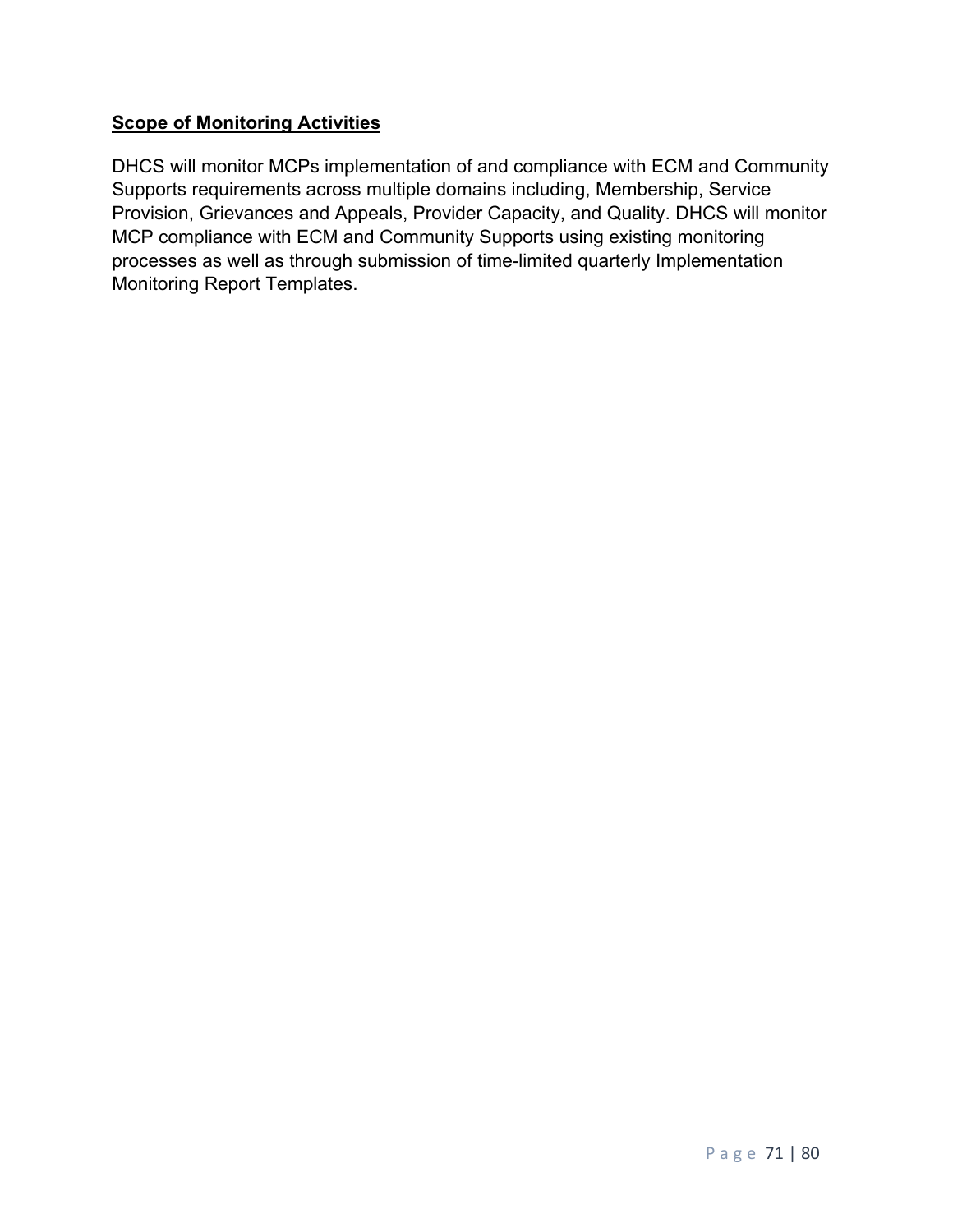**Scope of Monitoring Activities**

DHCS will monitor MCPs implementation of and compliance with ECM and Community Supports requirements across multiple domains including, Membership, Service Provision, Grievances and Appeals, Provider Capacity, and Quality. DHCS will monitor MCP compliance with ECM and Community Supports using existing monitoring processes as well as through submission of time-limited quarterly Implementation Monitoring Report Templates.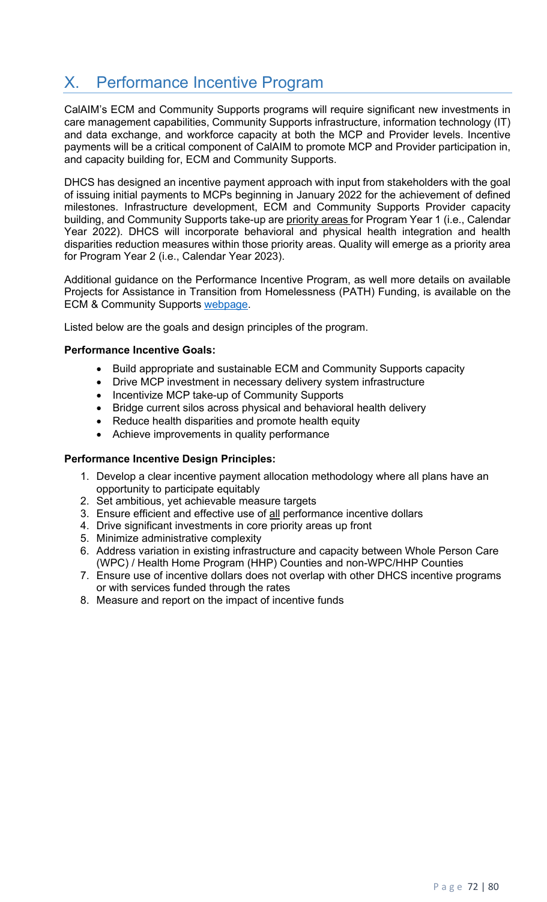# X. Performance Incentive Program

CalAIM's ECM and Community Supports programs will require significant new investments in care management capabilities, Community Supports infrastructure, information technology (IT) and data exchange, and workforce capacity at both the MCP and Provider levels. Incentive payments will be a critical component of CalAIM to promote MCP and Provider participation in, and capacity building for, ECM and Community Supports.

DHCS has designed an incentive payment approach with input from stakeholders with the goal of issuing initial payments to MCPs beginning in January 2022 for the achievement of defined milestones. Infrastructure development, ECM and Community Supports Provider capacity building, and Community Supports take-up are <u>priority areas</u> for Program Year 1 (i.e., Calendar Year 2022). DHCS will incorporate behavioral and physical health integration and health disparities reduction measures within those priority areas. Quality will emerge as a priority area for Program Year 2 (i.e., Calendar Year 2023).

Additional guidance on the Performance Incentive Program, as well more details on available Projects for Assistance in Transition from Homelessness (PATH) Funding, is available on the ECM & Community Supports webpage.

Listed below are the goals and design principles of the program.

**Performance Incentive Goals:**

- Build appropriate and sustainable ECM and Community Supports capacity
- Drive MCP investment in necessary delivery system infrastructure
- Incentivize MCP take-up of Community Supports
- Bridge current silos across physical and behavioral health delivery
- Reduce health disparities and promote health equity
- Achieve improvements in quality performance

**Performance Incentive Design Principles:**

1. Develop a clear incentive payment allocation methodology where all plans have an opportunity to participate equitably
2. Set ambitious, yet achievable measure targets
3. Ensure efficient and effective use of <u>all</u> performance incentive dollars
4. Drive significant investments in core priority areas up front
5. Minimize administrative complexity
6. Address variation in existing infrastructure and capacity between Whole Person Care (WPC) / Health Home Program (HHP) Counties and non-WPC/HHP Counties
7. Ensure use of incentive dollars does not overlap with other DHCS incentive programs or with services funded through the rates
8. Measure and report on the impact of incentive funds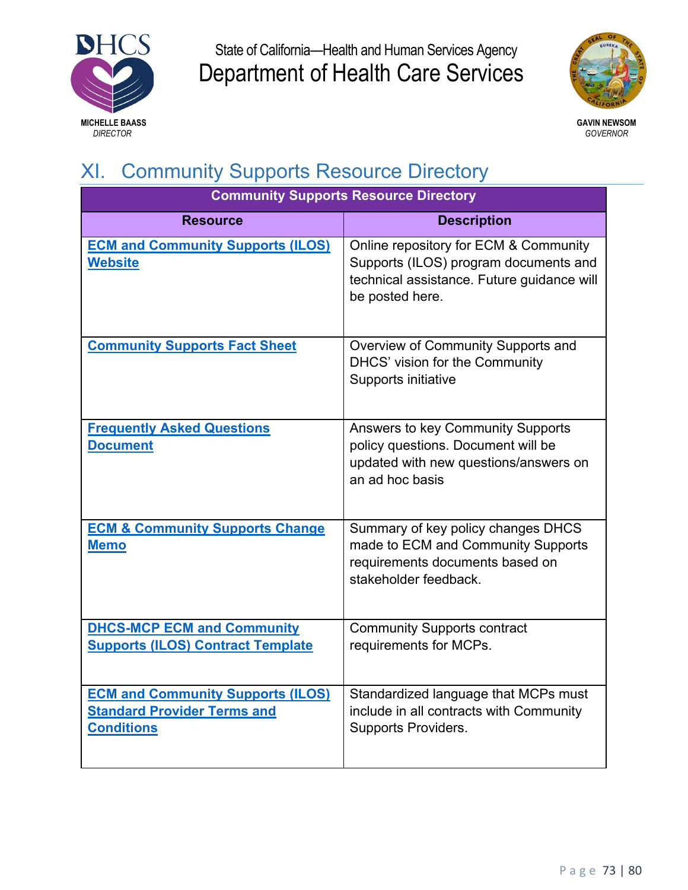State of California—Health and Human Services Agency
Department of Health Care Services

MICHELLE BAASS
*DIRECTOR*

GAVIN NEWSOM
*GOVERNOR*

# XI. Community Supports Resource Directory

| Community Supports Resource Directory | |
|---|---|
| **Resource** | **Description** |
| **ECM and Community Supports (ILOS) Website** | Online repository for ECM & Community Supports (ILOS) program documents and technical assistance. Future guidance will be posted here. |
| **Community Supports Fact Sheet** | Overview of Community Supports and DHCS' vision for the Community Supports initiative |
| **Frequently Asked Questions Document** | Answers to key Community Supports policy questions. Document will be updated with new questions/answers on an ad hoc basis |
| **ECM & Community Supports Change Memo** | Summary of key policy changes DHCS made to ECM and Community Supports requirements documents based on stakeholder feedback. |
| **DHCS-MCP ECM and Community Supports (ILOS) Contract Template** | Community Supports contract requirements for MCPs. |
| **ECM and Community Supports (ILOS) Standard Provider Terms and Conditions** | Standardized language that MCPs must include in all contracts with Community Supports Providers. |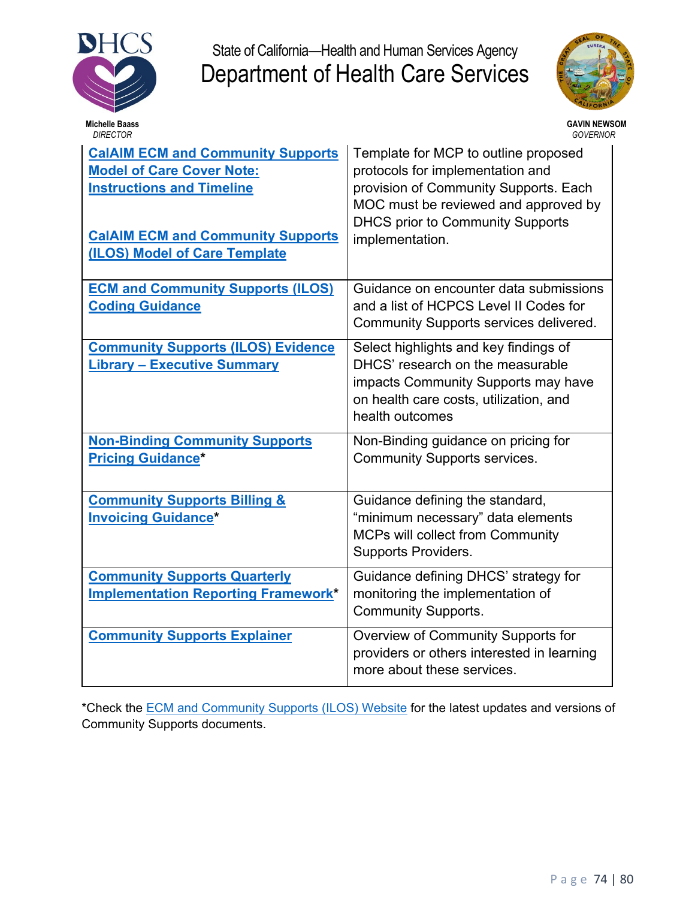| | |
|---|---|
| **CalAIM ECM and Community Supports Model of Care Cover Note: Instructions and Timeline**<br><br>**CalAIM ECM and Community Supports (ILOS) Model of Care Template** | Template for MCP to outline proposed protocols for implementation and provision of Community Supports. Each MOC must be reviewed and approved by DHCS prior to Community Supports implementation. |
| **ECM and Community Supports (ILOS) Coding Guidance** | Guidance on encounter data submissions and a list of HCPCS Level II Codes for Community Supports services delivered. |
| **Community Supports (ILOS) Evidence Library – Executive Summary** | Select highlights and key findings of DHCS' research on the measurable impacts Community Supports may have on health care costs, utilization, and health outcomes |
| **Non-Binding Community Supports Pricing Guidance*** | Non-Binding guidance on pricing for Community Supports services. |
| **Community Supports Billing & Invoicing Guidance*** | Guidance defining the standard, "minimum necessary" data elements MCPs will collect from Community Supports Providers. |
| **Community Supports Quarterly Implementation Reporting Framework*** | Guidance defining DHCS' strategy for monitoring the implementation of Community Supports. |
| **Community Supports Explainer** | Overview of Community Supports for providers or others interested in learning more about these services. |

*Check the ECM and Community Supports (ILOS) Website for the latest updates and versions of Community Supports documents.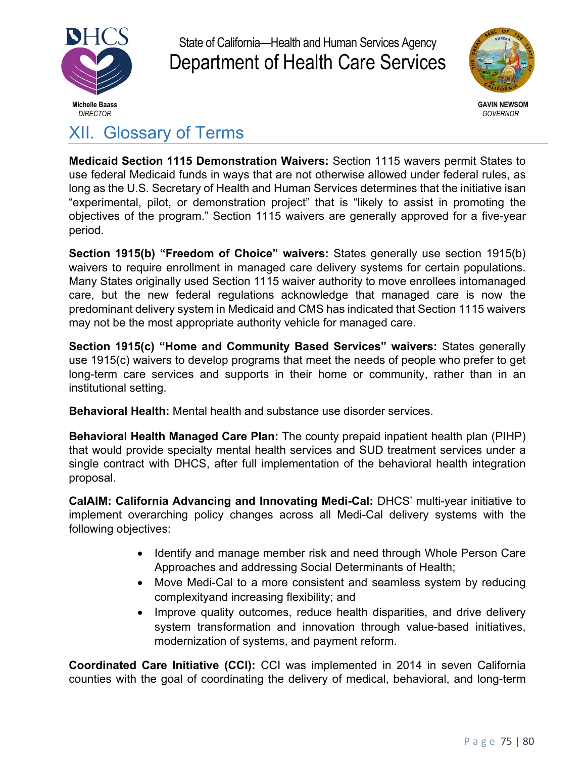## XII. Glossary of Terms

**Medicaid Section 1115 Demonstration Waivers:** Section 1115 wavers permit States to use federal Medicaid funds in ways that are not otherwise allowed under federal rules, as long as the U.S. Secretary of Health and Human Services determines that the initiative isan "experimental, pilot, or demonstration project" that is "likely to assist in promoting the objectives of the program." Section 1115 waivers are generally approved for a five-year period.

**Section 1915(b) "Freedom of Choice" waivers:** States generally use section 1915(b) waivers to require enrollment in managed care delivery systems for certain populations. Many States originally used Section 1115 waiver authority to move enrollees intomanaged care, but the new federal regulations acknowledge that managed care is now the predominant delivery system in Medicaid and CMS has indicated that Section 1115 waivers may not be the most appropriate authority vehicle for managed care.

**Section 1915(c) "Home and Community Based Services" waivers:** States generally use 1915(c) waivers to develop programs that meet the needs of people who prefer to get long-term care services and supports in their home or community, rather than in an institutional setting.

**Behavioral Health:** Mental health and substance use disorder services.

**Behavioral Health Managed Care Plan:** The county prepaid inpatient health plan (PIHP) that would provide specialty mental health services and SUD treatment services under a single contract with DHCS, after full implementation of the behavioral health integration proposal.

**CalAIM: California Advancing and Innovating Medi-Cal:** DHCS' multi-year initiative to implement overarching policy changes across all Medi-Cal delivery systems with the following objectives:

- Identify and manage member risk and need through Whole Person Care Approaches and addressing Social Determinants of Health;
- Move Medi-Cal to a more consistent and seamless system by reducing complexityand increasing flexibility; and
- Improve quality outcomes, reduce health disparities, and drive delivery system transformation and innovation through value-based initiatives, modernization of systems, and payment reform.

**Coordinated Care Initiative (CCI):** CCI was implemented in 2014 in seven California counties with the goal of coordinating the delivery of medical, behavioral, and long-term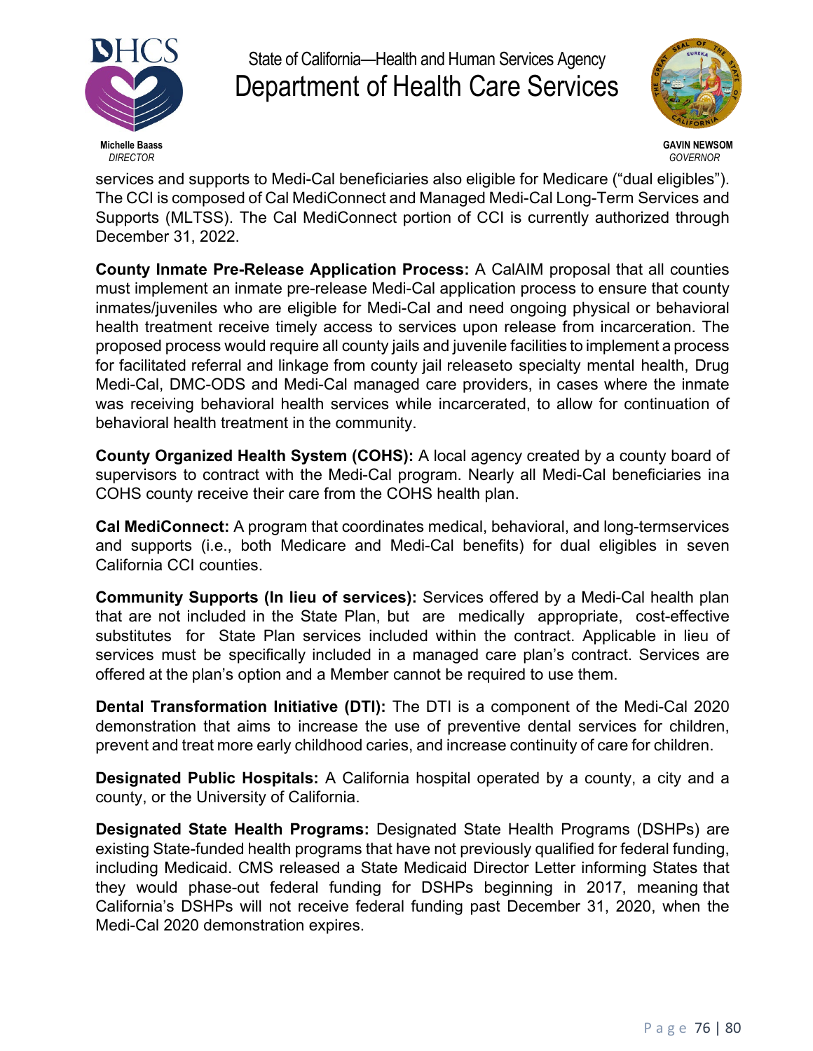services and supports to Medi-Cal beneficiaries also eligible for Medicare ("dual eligibles"). The CCI is composed of Cal MediConnect and Managed Medi-Cal Long-Term Services and Supports (MLTSS). The Cal MediConnect portion of CCI is currently authorized through December 31, 2022.

**County Inmate Pre-Release Application Process:** A CalAIM proposal that all counties must implement an inmate pre-release Medi-Cal application process to ensure that county inmates/juveniles who are eligible for Medi-Cal and need ongoing physical or behavioral health treatment receive timely access to services upon release from incarceration. The proposed process would require all county jails and juvenile facilities to implement a process for facilitated referral and linkage from county jail releaseto specialty mental health, Drug Medi-Cal, DMC-ODS and Medi-Cal managed care providers, in cases where the inmate was receiving behavioral health services while incarcerated, to allow for continuation of behavioral health treatment in the community.

**County Organized Health System (COHS):** A local agency created by a county board of supervisors to contract with the Medi-Cal program. Nearly all Medi-Cal beneficiaries ina COHS county receive their care from the COHS health plan.

**Cal MediConnect:** A program that coordinates medical, behavioral, and long-termservices and supports (i.e., both Medicare and Medi-Cal benefits) for dual eligibles in seven California CCI counties.

**Community Supports (In lieu of services):** Services offered by a Medi-Cal health plan that are not included in the State Plan, but are medically appropriate, cost-effective substitutes for State Plan services included within the contract. Applicable in lieu of services must be specifically included in a managed care plan's contract. Services are offered at the plan's option and a Member cannot be required to use them.

**Dental Transformation Initiative (DTI):** The DTI is a component of the Medi-Cal 2020 demonstration that aims to increase the use of preventive dental services for children, prevent and treat more early childhood caries, and increase continuity of care for children.

**Designated Public Hospitals:** A California hospital operated by a county, a city and a county, or the University of California.

**Designated State Health Programs:** Designated State Health Programs (DSHPs) are existing State-funded health programs that have not previously qualified for federal funding, including Medicaid. CMS released a State Medicaid Director Letter informing States that they would phase-out federal funding for DSHPs beginning in 2017, meaning that California's DSHPs will not receive federal funding past December 31, 2020, when the Medi-Cal 2020 demonstration expires.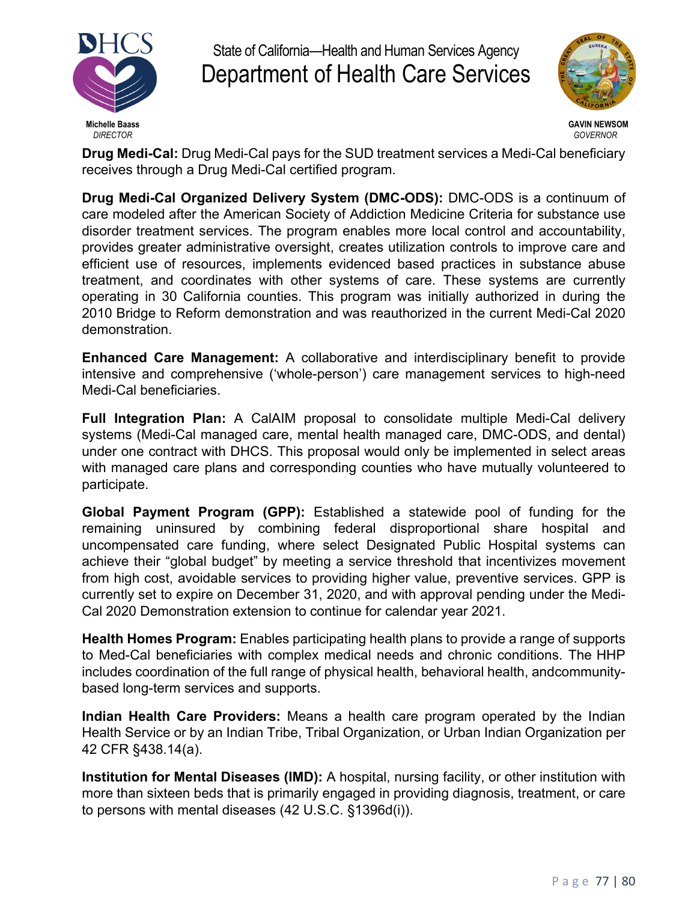**Drug Medi-Cal:** Drug Medi-Cal pays for the SUD treatment services a Medi-Cal beneficiary receives through a Drug Medi-Cal certified program.

**Drug Medi-Cal Organized Delivery System (DMC-ODS):** DMC-ODS is a continuum of care modeled after the American Society of Addiction Medicine Criteria for substance use disorder treatment services. The program enables more local control and accountability, provides greater administrative oversight, creates utilization controls to improve care and efficient use of resources, implements evidenced based practices in substance abuse treatment, and coordinates with other systems of care. These systems are currently operating in 30 California counties. This program was initially authorized in during the 2010 Bridge to Reform demonstration and was reauthorized in the current Medi-Cal 2020 demonstration.

**Enhanced Care Management:** A collaborative and interdisciplinary benefit to provide intensive and comprehensive ('whole-person') care management services to high-need Medi-Cal beneficiaries.

**Full Integration Plan:** A CalAIM proposal to consolidate multiple Medi-Cal delivery systems (Medi-Cal managed care, mental health managed care, DMC-ODS, and dental) under one contract with DHCS. This proposal would only be implemented in select areas with managed care plans and corresponding counties who have mutually volunteered to participate.

**Global Payment Program (GPP):** Established a statewide pool of funding for the remaining uninsured by combining federal disproportional share hospital and uncompensated care funding, where select Designated Public Hospital systems can achieve their "global budget" by meeting a service threshold that incentivizes movement from high cost, avoidable services to providing higher value, preventive services. GPP is currently set to expire on December 31, 2020, and with approval pending under the Medi-Cal 2020 Demonstration extension to continue for calendar year 2021.

**Health Homes Program:** Enables participating health plans to provide a range of supports to Med-Cal beneficiaries with complex medical needs and chronic conditions. The HHP includes coordination of the full range of physical health, behavioral health, andcommunity-based long-term services and supports.

**Indian Health Care Providers:** Means a health care program operated by the Indian Health Service or by an Indian Tribe, Tribal Organization, or Urban Indian Organization per 42 CFR §438.14(a).

**Institution for Mental Diseases (IMD):** A hospital, nursing facility, or other institution with more than sixteen beds that is primarily engaged in providing diagnosis, treatment, or care to persons with mental diseases (42 U.S.C. §1396d(i)).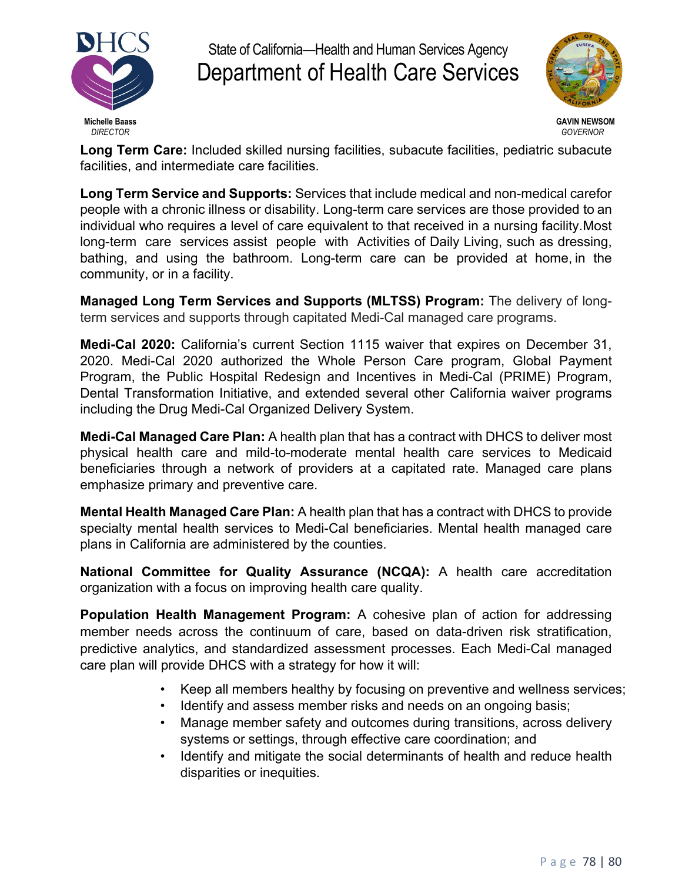**Long Term Care:** Included skilled nursing facilities, subacute facilities, pediatric subacute facilities, and intermediate care facilities.

**Long Term Service and Supports:** Services that include medical and non-medical carefor people with a chronic illness or disability. Long-term care services are those provided to an individual who requires a level of care equivalent to that received in a nursing facility.Most long-term care services assist people with Activities of Daily Living, such as dressing, bathing, and using the bathroom. Long-term care can be provided at home, in the community, or in a facility.

**Managed Long Term Services and Supports (MLTSS) Program:** The delivery of long-term services and supports through capitated Medi-Cal managed care programs.

**Medi-Cal 2020:** California's current Section 1115 waiver that expires on December 31, 2020. Medi-Cal 2020 authorized the Whole Person Care program, Global Payment Program, the Public Hospital Redesign and Incentives in Medi-Cal (PRIME) Program, Dental Transformation Initiative, and extended several other California waiver programs including the Drug Medi-Cal Organized Delivery System.

**Medi-Cal Managed Care Plan:** A health plan that has a contract with DHCS to deliver most physical health care and mild-to-moderate mental health care services to Medicaid beneficiaries through a network of providers at a capitated rate. Managed care plans emphasize primary and preventive care.

**Mental Health Managed Care Plan:** A health plan that has a contract with DHCS to provide specialty mental health services to Medi-Cal beneficiaries. Mental health managed care plans in California are administered by the counties.

**National Committee for Quality Assurance (NCQA):** A health care accreditation organization with a focus on improving health care quality.

**Population Health Management Program:** A cohesive plan of action for addressing member needs across the continuum of care, based on data-driven risk stratification, predictive analytics, and standardized assessment processes. Each Medi-Cal managed care plan will provide DHCS with a strategy for how it will:

- Keep all members healthy by focusing on preventive and wellness services;
- Identify and assess member risks and needs on an ongoing basis;
- Manage member safety and outcomes during transitions, across delivery systems or settings, through effective care coordination; and
- Identify and mitigate the social determinants of health and reduce health disparities or inequities.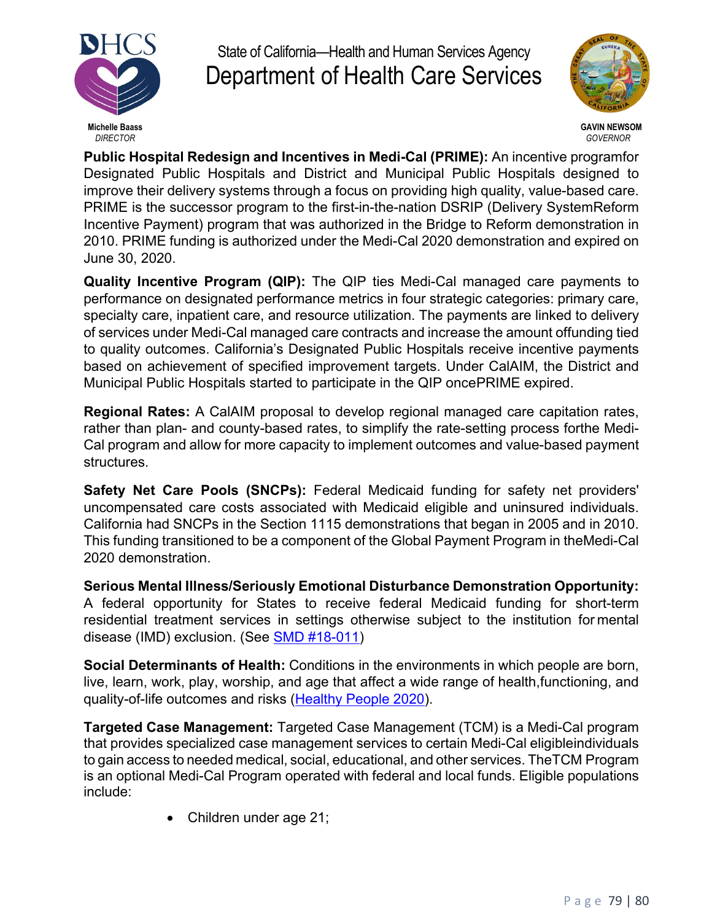**Public Hospital Redesign and Incentives in Medi-Cal (PRIME):** An incentive programfor Designated Public Hospitals and District and Municipal Public Hospitals designed to improve their delivery systems through a focus on providing high quality, value-based care. PRIME is the successor program to the first-in-the-nation DSRIP (Delivery SystemReform Incentive Payment) program that was authorized in the Bridge to Reform demonstration in 2010. PRIME funding is authorized under the Medi-Cal 2020 demonstration and expired on June 30, 2020.

**Quality Incentive Program (QIP):** The QIP ties Medi-Cal managed care payments to performance on designated performance metrics in four strategic categories: primary care, specialty care, inpatient care, and resource utilization. The payments are linked to delivery of services under Medi-Cal managed care contracts and increase the amount offunding tied to quality outcomes. California's Designated Public Hospitals receive incentive payments based on achievement of specified improvement targets. Under CalAIM, the District and Municipal Public Hospitals started to participate in the QIP oncePRIME expired.

**Regional Rates:** A CalAIM proposal to develop regional managed care capitation rates, rather than plan- and county-based rates, to simplify the rate-setting process forthe Medi-Cal program and allow for more capacity to implement outcomes and value-based payment structures.

**Safety Net Care Pools (SNCPs):** Federal Medicaid funding for safety net providers' uncompensated care costs associated with Medicaid eligible and uninsured individuals. California had SNCPs in the Section 1115 demonstrations that began in 2005 and in 2010. This funding transitioned to be a component of the Global Payment Program in theMedi-Cal 2020 demonstration.

**Serious Mental Illness/Seriously Emotional Disturbance Demonstration Opportunity:** A federal opportunity for States to receive federal Medicaid funding for short-term residential treatment services in settings otherwise subject to the institution for mental disease (IMD) exclusion. (See SMD #18-011)

**Social Determinants of Health:** Conditions in the environments in which people are born, live, learn, work, play, worship, and age that affect a wide range of health,functioning, and quality-of-life outcomes and risks (Healthy People 2020).

**Targeted Case Management:** Targeted Case Management (TCM) is a Medi-Cal program that provides specialized case management services to certain Medi-Cal eligibleindividuals to gain access to needed medical, social, educational, and other services. TheTCM Program is an optional Medi-Cal Program operated with federal and local funds. Eligible populations include:

- Children under age 21;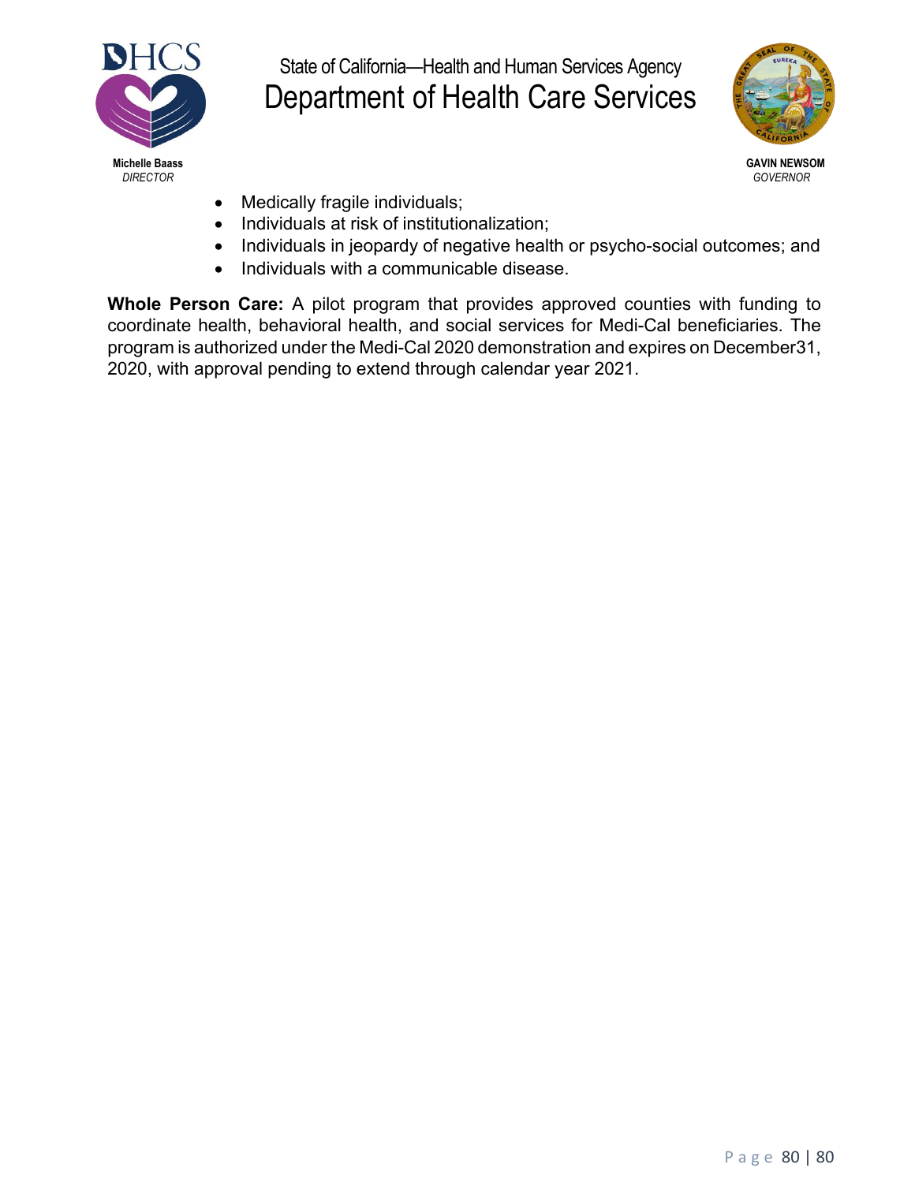- Medically fragile individuals;
- Individuals at risk of institutionalization;
- Individuals in jeopardy of negative health or psycho-social outcomes; and
- Individuals with a communicable disease.

**Whole Person Care:** A pilot program that provides approved counties with funding to coordinate health, behavioral health, and social services for Medi-Cal beneficiaries. The program is authorized under the Medi-Cal 2020 demonstration and expires on December31, 2020, with approval pending to extend through calendar year 2021.